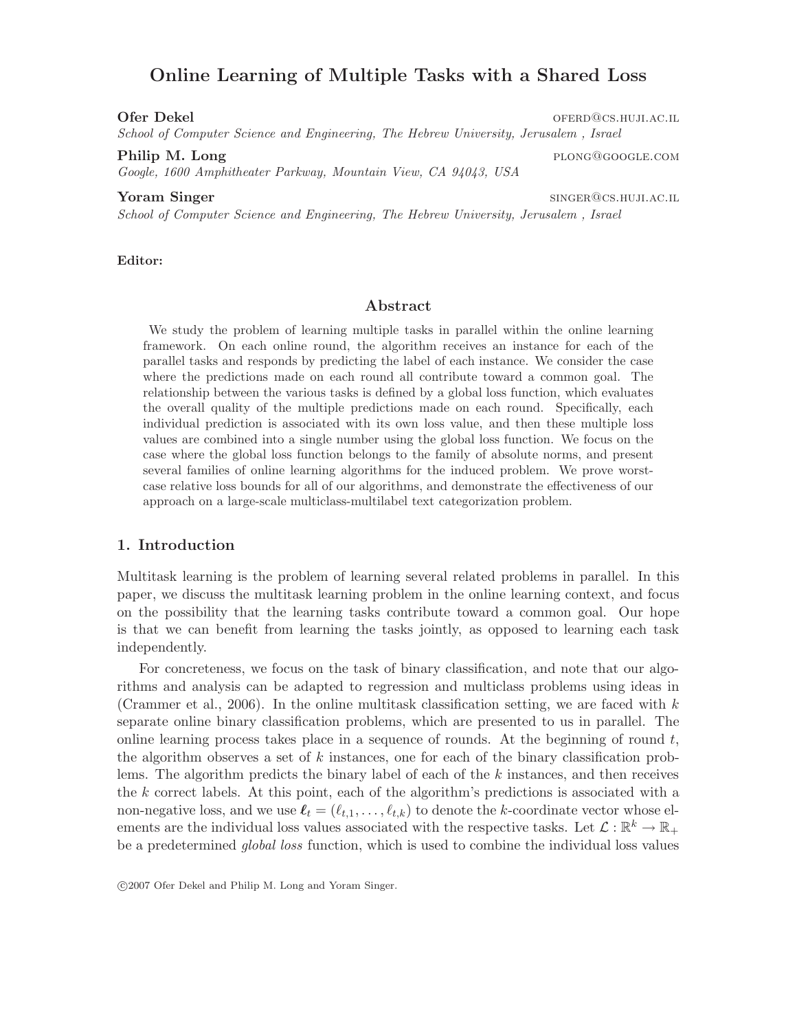# Online Learning of Multiple Tasks with a Shared Loss

**Ofer Dekel** oferd@cs.huji.ac.il
*School of Computer Science and Engineering, The Hebrew University, Jerusalem , Israel*

**Philip M. Long** plong@google.com
*Google, 1600 Amphitheater Parkway, Mountain View, CA 94043, USA*

**Yoram Singer** singer@cs.huji.ac.il
*School of Computer Science and Engineering, The Hebrew University, Jerusalem , Israel*

**Editor:**

## Abstract

We study the problem of learning multiple tasks in parallel within the online learning framework. On each online round, the algorithm receives an instance for each of the parallel tasks and responds by predicting the label of each instance. We consider the case where the predictions made on each round all contribute toward a common goal. The relationship between the various tasks is defined by a global loss function, which evaluates the overall quality of the multiple predictions made on each round. Specifically, each individual prediction is associated with its own loss value, and then these multiple loss values are combined into a single number using the global loss function. We focus on the case where the global loss function belongs to the family of absolute norms, and present several families of online learning algorithms for the induced problem. We prove worst-case relative loss bounds for all of our algorithms, and demonstrate the effectiveness of our approach on a large-scale multiclass-multilabel text categorization problem.

## 1. Introduction

Multitask learning is the problem of learning several related problems in parallel. In this paper, we discuss the multitask learning problem in the online learning context, and focus on the possibility that the learning tasks contribute toward a common goal. Our hope is that we can benefit from learning the tasks jointly, as opposed to learning each task independently.

For concreteness, we focus on the task of binary classification, and note that our algorithms and analysis can be adapted to regression and multiclass problems using ideas in (Crammer et al., 2006). In the online multitask classification setting, we are faced with $k$ separate online binary classification problems, which are presented to us in parallel. The online learning process takes place in a sequence of rounds. At the beginning of round $t$, the algorithm observes a set of $k$ instances, one for each of the binary classification problems. The algorithm predicts the binary label of each of the $k$ instances, and then receives the $k$ correct labels. At this point, each of the algorithm's predictions is associated with a non-negative loss, and we use $\boldsymbol{\ell}_t = (\ell_{t,1}, \ldots, \ell_{t,k})$ to denote the $k$-coordinate vector whose elements are the individual loss values associated with the respective tasks. Let $\mathcal{L} : \mathbb{R}^k \rightarrow \mathbb{R}_+$ be a predetermined *global loss* function, which is used to combine the individual loss values

©2007 Ofer Dekel and Philip M. Long and Yoram Singer.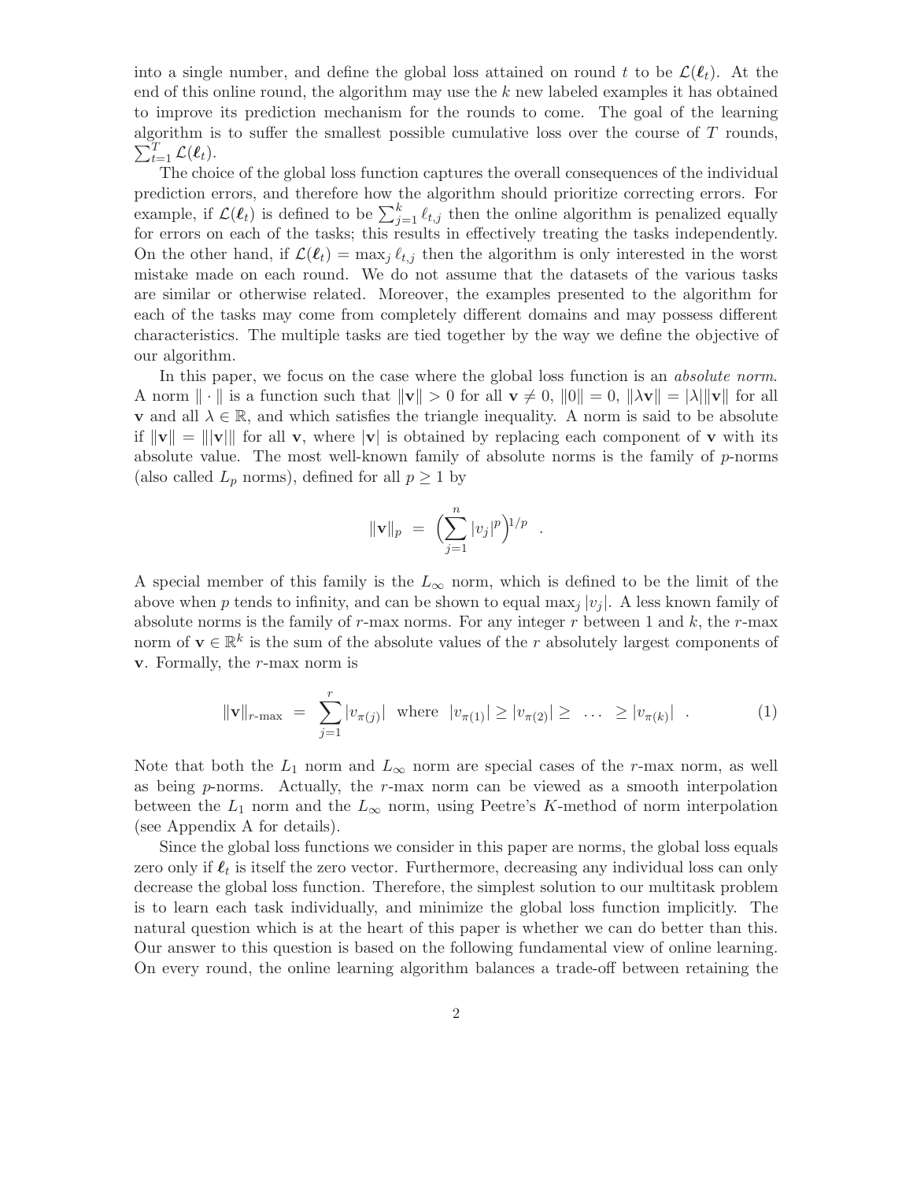into a single number, and define the global loss attained on round $t$ to be $\mathcal{L}(\boldsymbol{\ell}_t)$. At the end of this online round, the algorithm may use the $k$ new labeled examples it has obtained to improve its prediction mechanism for the rounds to come. The goal of the learning algorithm is to suffer the smallest possible cumulative loss over the course of $T$ rounds, $\sum_{t=1}^{T} \mathcal{L}(\boldsymbol{\ell}_t)$.

The choice of the global loss function captures the overall consequences of the individual prediction errors, and therefore how the algorithm should prioritize correcting errors. For example, if $\mathcal{L}(\boldsymbol{\ell}_t)$ is defined to be $\sum_{j=1}^{k} \ell_{t,j}$ then the online algorithm is penalized equally for errors on each of the tasks; this results in effectively treating the tasks independently. On the other hand, if $\mathcal{L}(\boldsymbol{\ell}_t) = \max_j \ell_{t,j}$ then the algorithm is only interested in the worst mistake made on each round. We do not assume that the datasets of the various tasks are similar or otherwise related. Moreover, the examples presented to the algorithm for each of the tasks may come from completely different domains and may possess different characteristics. The multiple tasks are tied together by the way we define the objective of our algorithm.

In this paper, we focus on the case where the global loss function is an *absolute norm*. A norm $\|\cdot\|$ is a function such that $\|\mathbf{v}\| > 0$ for all $\mathbf{v} \neq 0$, $\|0\| = 0$, $\|\lambda \mathbf{v}\| = |\lambda| \|\mathbf{v}\|$ for all $\mathbf{v}$ and all $\lambda \in \mathbb{R}$, and which satisfies the triangle inequality. A norm is said to be absolute if $\|\mathbf{v}\| = \||\mathbf{v}|\|$ for all $\mathbf{v}$, where $|\mathbf{v}|$ is obtained by replacing each component of $\mathbf{v}$ with its absolute value. The most well-known family of absolute norms is the family of $p$-norms (also called $L_p$ norms), defined for all $p \geq 1$ by

$$\|\mathbf{v}\|_p \ = \ \Big( \sum_{j=1}^{n} |v_j|^p \Big)^{1/p} \ \ .$$

A special member of this family is the $L_\infty$ norm, which is defined to be the limit of the above when $p$ tends to infinity, and can be shown to equal $\max_j |v_j|$. A less known family of absolute norms is the family of $r$-max norms. For any integer $r$ between 1 and $k$, the $r$-max norm of $\mathbf{v} \in \mathbb{R}^k$ is the sum of the absolute values of the $r$ absolutely largest components of $\mathbf{v}$. Formally, the $r$-max norm is

$$\|\mathbf{v}\|_{r\text{-max}} \ = \ \sum_{j=1}^{r} |v_{\pi(j)}| \ \text{ where } \ |v_{\pi(1)}| \geq |v_{\pi(2)}| \geq \ \ldots \ \geq |v_{\pi(k)}| \ \ . \tag{1}$$

Note that both the $L_1$ norm and $L_\infty$ norm are special cases of the $r$-max norm, as well as being $p$-norms. Actually, the $r$-max norm can be viewed as a smooth interpolation between the $L_1$ norm and the $L_\infty$ norm, using Peetre's $K$-method of norm interpolation (see Appendix A for details).

Since the global loss functions we consider in this paper are norms, the global loss equals zero only if $\boldsymbol{\ell}_t$ is itself the zero vector. Furthermore, decreasing any individual loss can only decrease the global loss function. Therefore, the simplest solution to our multitask problem is to learn each task individually, and minimize the global loss function implicitly. The natural question which is at the heart of this paper is whether we can do better than this. Our answer to this question is based on the following fundamental view of online learning. On every round, the online learning algorithm balances a trade-off between retaining the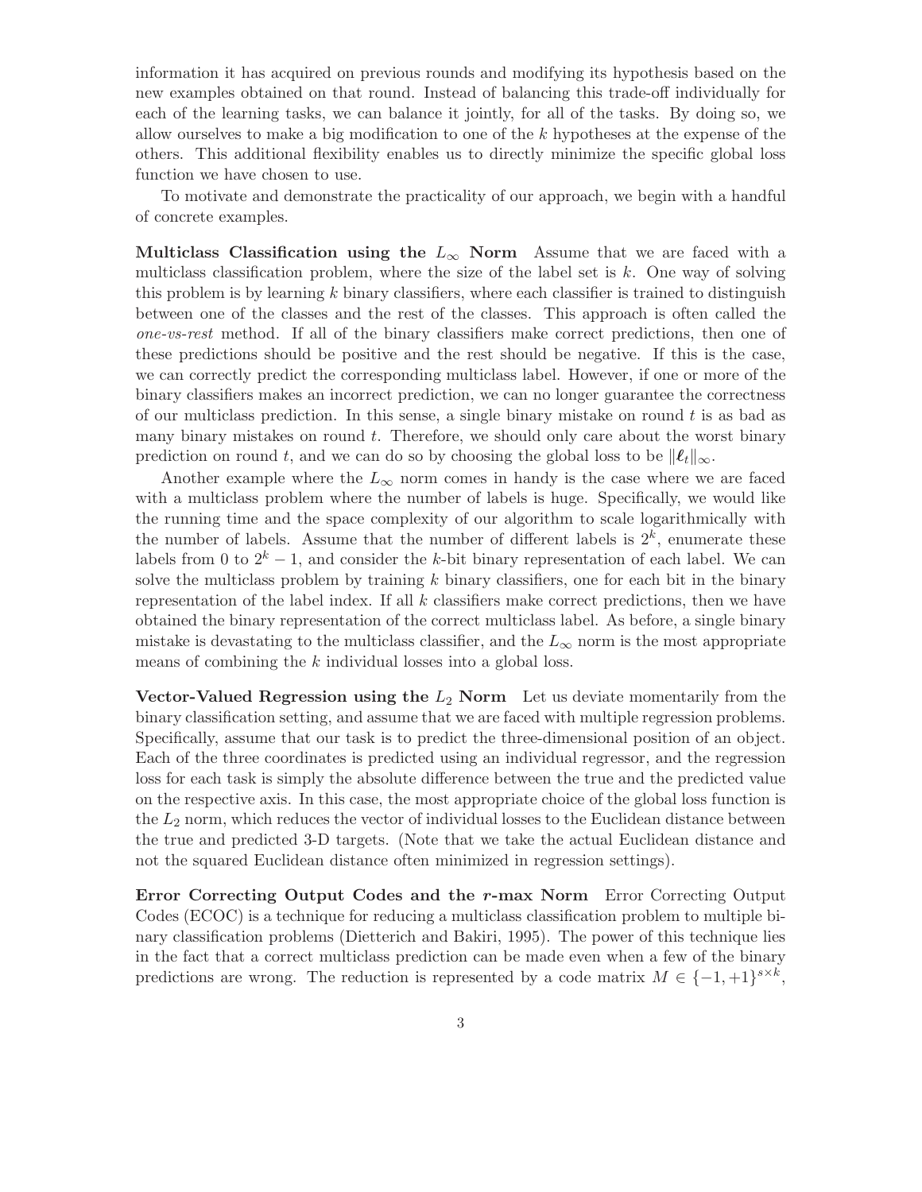information it has acquired on previous rounds and modifying its hypothesis based on the new examples obtained on that round. Instead of balancing this trade-off individually for each of the learning tasks, we can balance it jointly, for all of the tasks. By doing so, we allow ourselves to make a big modification to one of the $k$ hypotheses at the expense of the others. This additional flexibility enables us to directly minimize the specific global loss function we have chosen to use.

To motivate and demonstrate the practicality of our approach, we begin with a handful of concrete examples.

**Multiclass Classification using the $L_\infty$ Norm** Assume that we are faced with a multiclass classification problem, where the size of the label set is $k$. One way of solving this problem is by learning $k$ binary classifiers, where each classifier is trained to distinguish between one of the classes and the rest of the classes. This approach is often called the *one-vs-rest* method. If all of the binary classifiers make correct predictions, then one of these predictions should be positive and the rest should be negative. If this is the case, we can correctly predict the corresponding multiclass label. However, if one or more of the binary classifiers makes an incorrect prediction, we can no longer guarantee the correctness of our multiclass prediction. In this sense, a single binary mistake on round $t$ is as bad as many binary mistakes on round $t$. Therefore, we should only care about the worst binary prediction on round $t$, and we can do so by choosing the global loss to be $\|\boldsymbol{\ell}_t\|_\infty$.

Another example where the $L_\infty$ norm comes in handy is the case where we are faced with a multiclass problem where the number of labels is huge. Specifically, we would like the running time and the space complexity of our algorithm to scale logarithmically with the number of labels. Assume that the number of different labels is $2^k$, enumerate these labels from 0 to $2^k - 1$, and consider the $k$-bit binary representation of each label. We can solve the multiclass problem by training $k$ binary classifiers, one for each bit in the binary representation of the label index. If all $k$ classifiers make correct predictions, then we have obtained the binary representation of the correct multiclass label. As before, a single binary mistake is devastating to the multiclass classifier, and the $L_\infty$ norm is the most appropriate means of combining the $k$ individual losses into a global loss.

**Vector-Valued Regression using the $L_2$ Norm** Let us deviate momentarily from the binary classification setting, and assume that we are faced with multiple regression problems. Specifically, assume that our task is to predict the three-dimensional position of an object. Each of the three coordinates is predicted using an individual regressor, and the regression loss for each task is simply the absolute difference between the true and the predicted value on the respective axis. In this case, the most appropriate choice of the global loss function is the $L_2$ norm, which reduces the vector of individual losses to the Euclidean distance between the true and predicted 3-D targets. (Note that we take the actual Euclidean distance and not the squared Euclidean distance often minimized in regression settings).

**Error Correcting Output Codes and the $r$-max Norm** Error Correcting Output Codes (ECOC) is a technique for reducing a multiclass classification problem to multiple binary classification problems (Dietterich and Bakiri, 1995). The power of this technique lies in the fact that a correct multiclass prediction can be made even when a few of the binary predictions are wrong. The reduction is represented by a code matrix $M \in \{-1, +1\}^{s \times k}$,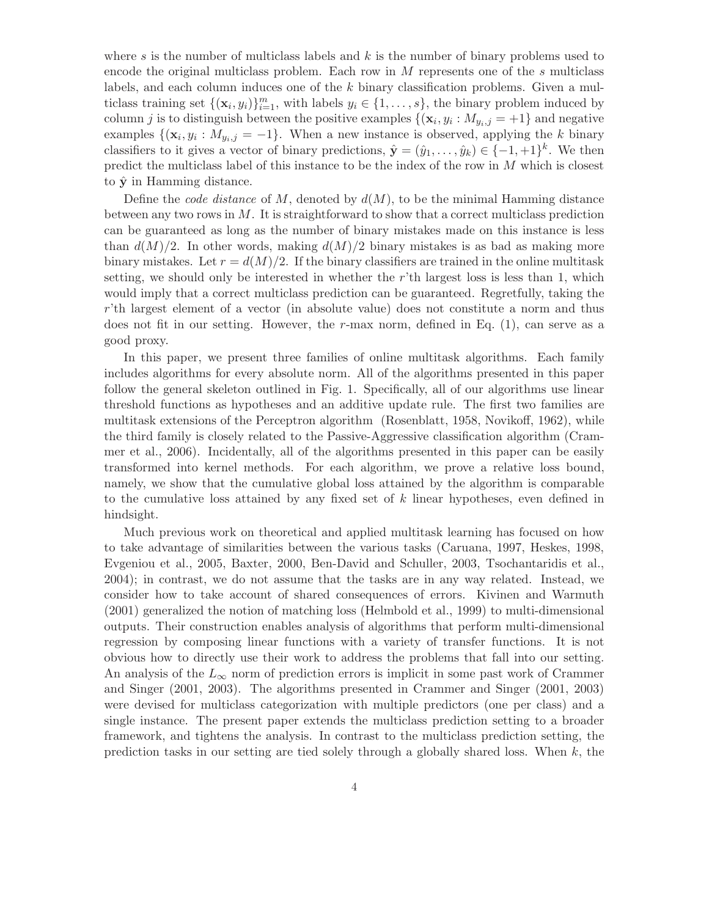where $s$ is the number of multiclass labels and $k$ is the number of binary problems used to encode the original multiclass problem. Each row in $M$ represents one of the $s$ multiclass labels, and each column induces one of the $k$ binary classification problems. Given a multiclass training set $\{(\mathbf{x}_i, y_i)\}_{i=1}^m$, with labels $y_i \in \{1, \ldots, s\}$, the binary problem induced by column $j$ is to distinguish between the positive examples $\{(\mathbf{x}_i, y_i : M_{y_i,j} = +1\}$ and negative examples $\{(\mathbf{x}_i, y_i : M_{y_i,j} = -1\}$. When a new instance is observed, applying the $k$ binary classifiers to it gives a vector of binary predictions, $\hat{\mathbf{y}} = (\hat{y}_1, \ldots, \hat{y}_k) \in \{-1, +1\}^k$. We then predict the multiclass label of this instance to be the index of the row in $M$ which is closest to $\hat{\mathbf{y}}$ in Hamming distance.

Define the *code distance* of $M$, denoted by $d(M)$, to be the minimal Hamming distance between any two rows in $M$. It is straightforward to show that a correct multiclass prediction can be guaranteed as long as the number of binary mistakes made on this instance is less than $d(M)/2$. In other words, making $d(M)/2$ binary mistakes is as bad as making more binary mistakes. Let $r = d(M)/2$. If the binary classifiers are trained in the online multitask setting, we should only be interested in whether the $r$'th largest loss is less than 1, which would imply that a correct multiclass prediction can be guaranteed. Regretfully, taking the $r$'th largest element of a vector (in absolute value) does not constitute a norm and thus does not fit in our setting. However, the $r$-max norm, defined in Eq. (1), can serve as a good proxy.

In this paper, we present three families of online multitask algorithms. Each family includes algorithms for every absolute norm. All of the algorithms presented in this paper follow the general skeleton outlined in Fig. 1. Specifically, all of our algorithms use linear threshold functions as hypotheses and an additive update rule. The first two families are multitask extensions of the Perceptron algorithm (Rosenblatt, 1958, Novikoff, 1962), while the third family is closely related to the Passive-Aggressive classification algorithm (Crammer et al., 2006). Incidentally, all of the algorithms presented in this paper can be easily transformed into kernel methods. For each algorithm, we prove a relative loss bound, namely, we show that the cumulative global loss attained by the algorithm is comparable to the cumulative loss attained by any fixed set of $k$ linear hypotheses, even defined in hindsight.

Much previous work on theoretical and applied multitask learning has focused on how to take advantage of similarities between the various tasks (Caruana, 1997, Heskes, 1998, Evgeniou et al., 2005, Baxter, 2000, Ben-David and Schuller, 2003, Tsochantaridis et al., 2004); in contrast, we do not assume that the tasks are in any way related. Instead, we consider how to take account of shared consequences of errors. Kivinen and Warmuth (2001) generalized the notion of matching loss (Helmbold et al., 1999) to multi-dimensional outputs. Their construction enables analysis of algorithms that perform multi-dimensional regression by composing linear functions with a variety of transfer functions. It is not obvious how to directly use their work to address the problems that fall into our setting. An analysis of the $L_\infty$ norm of prediction errors is implicit in some past work of Crammer and Singer (2001, 2003). The algorithms presented in Crammer and Singer (2001, 2003) were devised for multiclass categorization with multiple predictors (one per class) and a single instance. The present paper extends the multiclass prediction setting to a broader framework, and tightens the analysis. In contrast to the multiclass prediction setting, the prediction tasks in our setting are tied solely through a globally shared loss. When $k$, the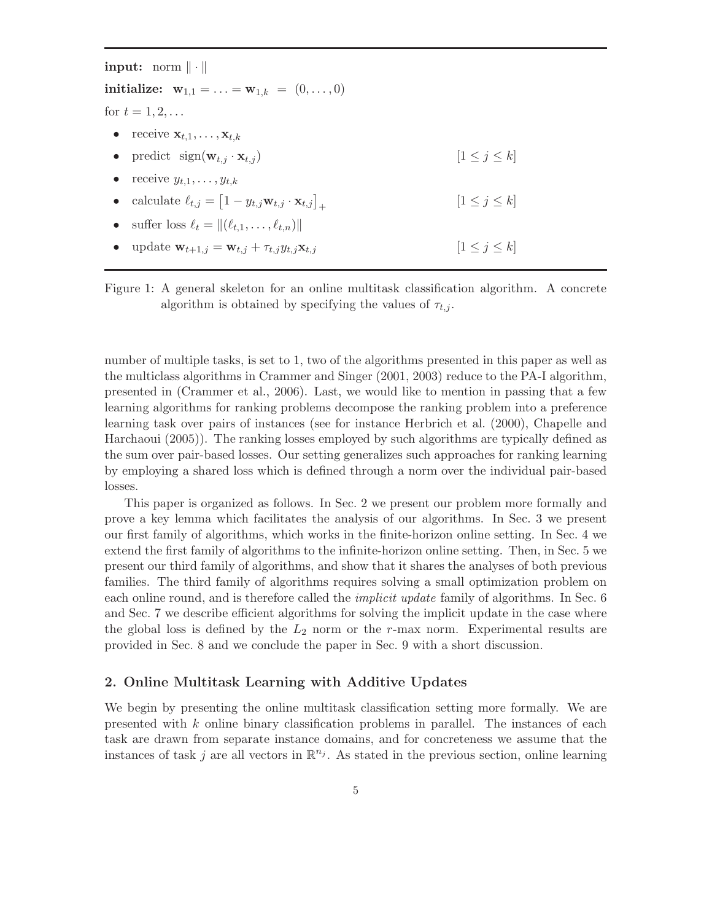**input:** norm $\|\cdot\|$

**initialize:** $\mathbf{w}_{1,1} = \ldots = \mathbf{w}_{1,k} \ = \ (0, \ldots, 0)$

for $t = 1, 2, \ldots$

- receive $\mathbf{x}_{t,1}, \ldots, \mathbf{x}_{t,k}$
- predict $\text{sign}(\mathbf{w}_{t,j} \cdot \mathbf{x}_{t,j})$ $\quad [1 \le j \le k]$
- receive $y_{t,1}, \ldots, y_{t,k}$
- calculate $\ell_{t,j} = \left[1 - y_{t,j}\mathbf{w}_{t,j} \cdot \mathbf{x}_{t,j}\right]_+$ $\quad [1 \le j \le k]$
- suffer loss $\ell_t = \|(\ell_{t,1}, \ldots, \ell_{t,n})\|$
- update $\mathbf{w}_{t+1,j} = \mathbf{w}_{t,j} + \tau_{t,j} y_{t,j} \mathbf{x}_{t,j}$ $\quad [1 \le j \le k]$

Figure 1: A general skeleton for an online multitask classification algorithm. A concrete algorithm is obtained by specifying the values of $\tau_{t,j}$.

number of multiple tasks, is set to 1, two of the algorithms presented in this paper as well as the multiclass algorithms in Crammer and Singer (2001, 2003) reduce to the PA-I algorithm, presented in (Crammer et al., 2006). Last, we would like to mention in passing that a few learning algorithms for ranking problems decompose the ranking problem into a preference learning task over pairs of instances (see for instance Herbrich et al. (2000), Chapelle and Harchaoui (2005)). The ranking losses employed by such algorithms are typically defined as the sum over pair-based losses. Our setting generalizes such approaches for ranking learning by employing a shared loss which is defined through a norm over the individual pair-based losses.

This paper is organized as follows. In Sec. 2 we present our problem more formally and prove a key lemma which facilitates the analysis of our algorithms. In Sec. 3 we present our first family of algorithms, which works in the finite-horizon online setting. In Sec. 4 we extend the first family of algorithms to the infinite-horizon online setting. Then, in Sec. 5 we present our third family of algorithms, and show that it shares the analyses of both previous families. The third family of algorithms requires solving a small optimization problem on each online round, and is therefore called the *implicit update* family of algorithms. In Sec. 6 and Sec. 7 we describe efficient algorithms for solving the implicit update in the case where the global loss is defined by the $L_2$ norm or the $r$-max norm. Experimental results are provided in Sec. 8 and we conclude the paper in Sec. 9 with a short discussion.

## 2. Online Multitask Learning with Additive Updates

We begin by presenting the online multitask classification setting more formally. We are presented with $k$ online binary classification problems in parallel. The instances of each task are drawn from separate instance domains, and for concreteness we assume that the instances of task $j$ are all vectors in $\mathbb{R}^{n_j}$. As stated in the previous section, online learning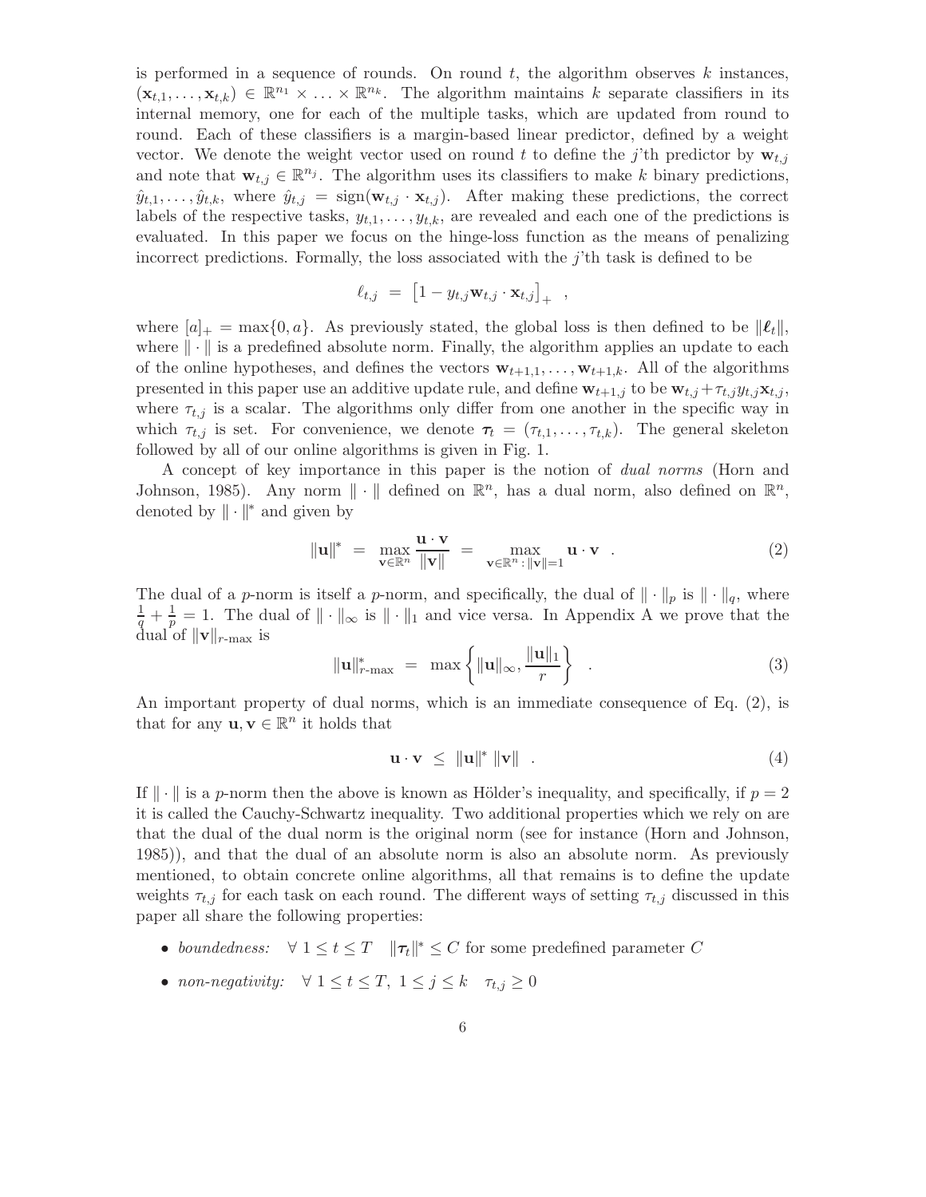is performed in a sequence of rounds. On round $t$, the algorithm observes $k$ instances, $(\mathbf{x}_{t,1}, \ldots, \mathbf{x}_{t,k}) \in \mathbb{R}^{n_1} \times \ldots \times \mathbb{R}^{n_k}$. The algorithm maintains $k$ separate classifiers in its internal memory, one for each of the multiple tasks, which are updated from round to round. Each of these classifiers is a margin-based linear predictor, defined by a weight vector. We denote the weight vector used on round $t$ to define the $j$'th predictor by $\mathbf{w}_{t,j}$ and note that $\mathbf{w}_{t,j} \in \mathbb{R}^{n_j}$. The algorithm uses its classifiers to make $k$ binary predictions, $\hat{y}_{t,1}, \ldots, \hat{y}_{t,k}$, where $\hat{y}_{t,j} = \text{sign}(\mathbf{w}_{t,j} \cdot \mathbf{x}_{t,j})$. After making these predictions, the correct labels of the respective tasks, $y_{t,1}, \ldots, y_{t,k}$, are revealed and each one of the predictions is evaluated. In this paper we focus on the hinge-loss function as the means of penalizing incorrect predictions. Formally, the loss associated with the $j$'th task is defined to be

$$\ell_{t,j} \;=\; \left[1 - y_{t,j}\mathbf{w}_{t,j} \cdot \mathbf{x}_{t,j}\right]_+ \;\;,$$

where $[a]_+ = \max\{0, a\}$. As previously stated, the global loss is then defined to be $\|\boldsymbol{\ell}_t\|$, where $\|\cdot\|$ is a predefined absolute norm. Finally, the algorithm applies an update to each of the online hypotheses, and defines the vectors $\mathbf{w}_{t+1,1}, \ldots, \mathbf{w}_{t+1,k}$. All of the algorithms presented in this paper use an additive update rule, and define $\mathbf{w}_{t+1,j}$ to be $\mathbf{w}_{t,j} + \tau_{t,j} y_{t,j} \mathbf{x}_{t,j}$, where $\tau_{t,j}$ is a scalar. The algorithms only differ from one another in the specific way in which $\tau_{t,j}$ is set. For convenience, we denote $\boldsymbol{\tau}_t = (\tau_{t,1}, \ldots, \tau_{t,k})$. The general skeleton followed by all of our online algorithms is given in Fig. 1.

A concept of key importance in this paper is the notion of *dual norms* (Horn and Johnson, 1985). Any norm $\|\cdot\|$ defined on $\mathbb{R}^n$, has a dual norm, also defined on $\mathbb{R}^n$, denoted by $\|\cdot\|^*$ and given by

$$\|\mathbf{u}\|^* \;=\; \max_{\mathbf{v} \in \mathbb{R}^n} \frac{\mathbf{u} \cdot \mathbf{v}}{\|\mathbf{v}\|} \;=\; \max_{\mathbf{v} \in \mathbb{R}^n : \|\mathbf{v}\|=1} \mathbf{u} \cdot \mathbf{v} \;\;. \tag{2}$$

The dual of a $p$-norm is itself a $p$-norm, and specifically, the dual of $\|\cdot\|_p$ is $\|\cdot\|_q$, where $\frac{1}{q} + \frac{1}{p} = 1$. The dual of $\|\cdot\|_\infty$ is $\|\cdot\|_1$ and vice versa. In Appendix A we prove that the dual of $\|\mathbf{v}\|_{r\text{-max}}$ is

$$\|\mathbf{u}\|^*_{r\text{-max}} \;=\; \max\left\{\|\mathbf{u}\|_\infty, \frac{\|\mathbf{u}\|_1}{r}\right\} \;\;. \tag{3}$$

An important property of dual norms, which is an immediate consequence of Eq. (2), is that for any $\mathbf{u}, \mathbf{v} \in \mathbb{R}^n$ it holds that

$$\mathbf{u} \cdot \mathbf{v} \;\le\; \|\mathbf{u}\|^* \, \|\mathbf{v}\| \;\;. \tag{4}$$

If $\|\cdot\|$ is a $p$-norm then the above is known as Hölder's inequality, and specifically, if $p = 2$ it is called the Cauchy-Schwartz inequality. Two additional properties which we rely on are that the dual of the dual norm is the original norm (see for instance (Horn and Johnson, 1985)), and that the dual of an absolute norm is also an absolute norm. As previously mentioned, to obtain concrete online algorithms, all that remains is to define the update weights $\tau_{t,j}$ for each task on each round. The different ways of setting $\tau_{t,j}$ discussed in this paper all share the following properties:

- *boundedness:* $\;\forall\, 1 \le t \le T \quad \|\boldsymbol{\tau}_t\|^* \le C$ for some predefined parameter $C$
- *non-negativity:* $\;\forall\, 1 \le t \le T,\; 1 \le j \le k \quad \tau_{t,j} \ge 0$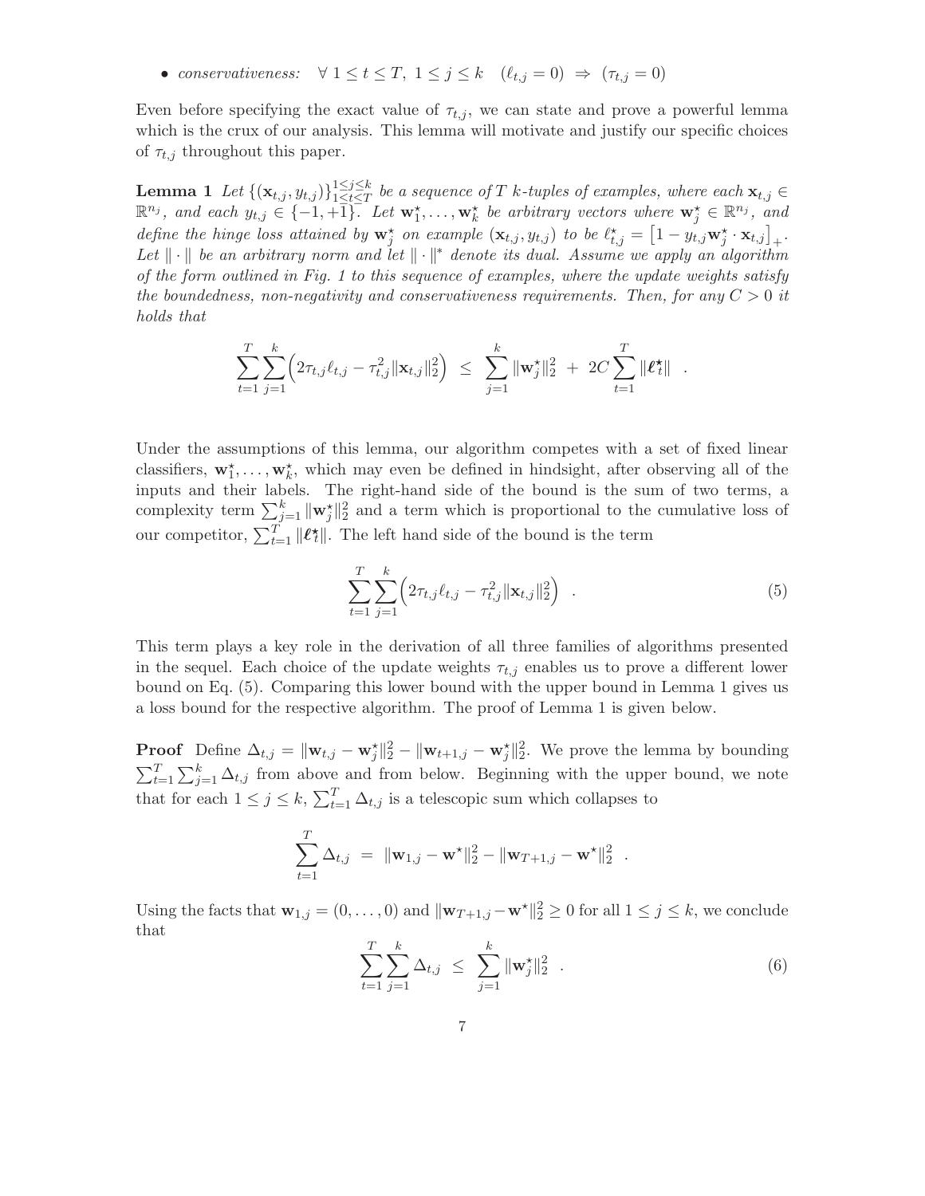- *conservativeness:* $\forall\ 1 \leq t \leq T,\ 1 \leq j \leq k \quad (\ell_{t,j} = 0) \ \Rightarrow\ (\tau_{t,j} = 0)$

Even before specifying the exact value of $\tau_{t,j}$, we can state and prove a powerful lemma which is the crux of our analysis. This lemma will motivate and justify our specific choices of $\tau_{t,j}$ throughout this paper.

**Lemma 1** *Let $\{(\mathbf{x}_{t,j}, y_{t,j})\}_{1 \leq t \leq T}^{1 \leq j \leq k}$ be a sequence of $T$ $k$-tuples of examples, where each $\mathbf{x}_{t,j} \in \mathbb{R}^{n_j}$, and each $y_{t,j} \in \{-1, +1\}$. Let $\mathbf{w}_1^\star, \ldots, \mathbf{w}_k^\star$ be arbitrary vectors where $\mathbf{w}_j^\star \in \mathbb{R}^{n_j}$, and define the hinge loss attained by $\mathbf{w}_j^\star$ on example $(\mathbf{x}_{t,j}, y_{t,j})$ to be $\ell_{t,j}^\star = \left[1 - y_{t,j}\mathbf{w}_j^\star \cdot \mathbf{x}_{t,j}\right]_+$. Let $\|\cdot\|$ be an arbitrary norm and let $\|\cdot\|^*$ denote its dual. Assume we apply an algorithm of the form outlined in Fig. 1 to this sequence of examples, where the update weights satisfy the boundedness, non-negativity and conservativeness requirements. Then, for any $C > 0$ it holds that*

$$\sum_{t=1}^{T}\sum_{j=1}^{k}\Big(2\tau_{t,j}\ell_{t,j} - \tau_{t,j}^2\|\mathbf{x}_{t,j}\|_2^2\Big) \ \leq\ \sum_{j=1}^{k}\|\mathbf{w}_j^\star\|_2^2 \ +\ 2C\sum_{t=1}^{T}\|\boldsymbol{\ell}_t^\star\| \quad .$$

Under the assumptions of this lemma, our algorithm competes with a set of fixed linear classifiers, $\mathbf{w}_1^\star, \ldots, \mathbf{w}_k^\star$, which may even be defined in hindsight, after observing all of the inputs and their labels. The right-hand side of the bound is the sum of two terms, a complexity term $\sum_{j=1}^{k}\|\mathbf{w}_j^\star\|_2^2$ and a term which is proportional to the cumulative loss of our competitor, $\sum_{t=1}^{T}\|\boldsymbol{\ell}_t^\star\|$. The left hand side of the bound is the term

$$\sum_{t=1}^{T}\sum_{j=1}^{k}\Big(2\tau_{t,j}\ell_{t,j} - \tau_{t,j}^2\|\mathbf{x}_{t,j}\|_2^2\Big) \quad . \tag{5}$$

This term plays a key role in the derivation of all three families of algorithms presented in the sequel. Each choice of the update weights $\tau_{t,j}$ enables us to prove a different lower bound on Eq. (5). Comparing this lower bound with the upper bound in Lemma 1 gives us a loss bound for the respective algorithm. The proof of Lemma 1 is given below.

**Proof** Define $\Delta_{t,j} = \|\mathbf{w}_{t,j} - \mathbf{w}_j^\star\|_2^2 - \|\mathbf{w}_{t+1,j} - \mathbf{w}_j^\star\|_2^2$. We prove the lemma by bounding $\sum_{t=1}^{T}\sum_{j=1}^{k}\Delta_{t,j}$ from above and from below. Beginning with the upper bound, we note that for each $1 \leq j \leq k$, $\sum_{t=1}^{T}\Delta_{t,j}$ is a telescopic sum which collapses to

$$\sum_{t=1}^{T}\Delta_{t,j} \ =\ \|\mathbf{w}_{1,j} - \mathbf{w}^\star\|_2^2 - \|\mathbf{w}_{T+1,j} - \mathbf{w}^\star\|_2^2 \quad .$$

Using the facts that $\mathbf{w}_{1,j} = (0, \ldots, 0)$ and $\|\mathbf{w}_{T+1,j} - \mathbf{w}^\star\|_2^2 \geq 0$ for all $1 \leq j \leq k$, we conclude that

$$\sum_{t=1}^{T}\sum_{j=1}^{k}\Delta_{t,j} \ \leq\ \sum_{j=1}^{k}\|\mathbf{w}_j^\star\|_2^2 \quad . \tag{6}$$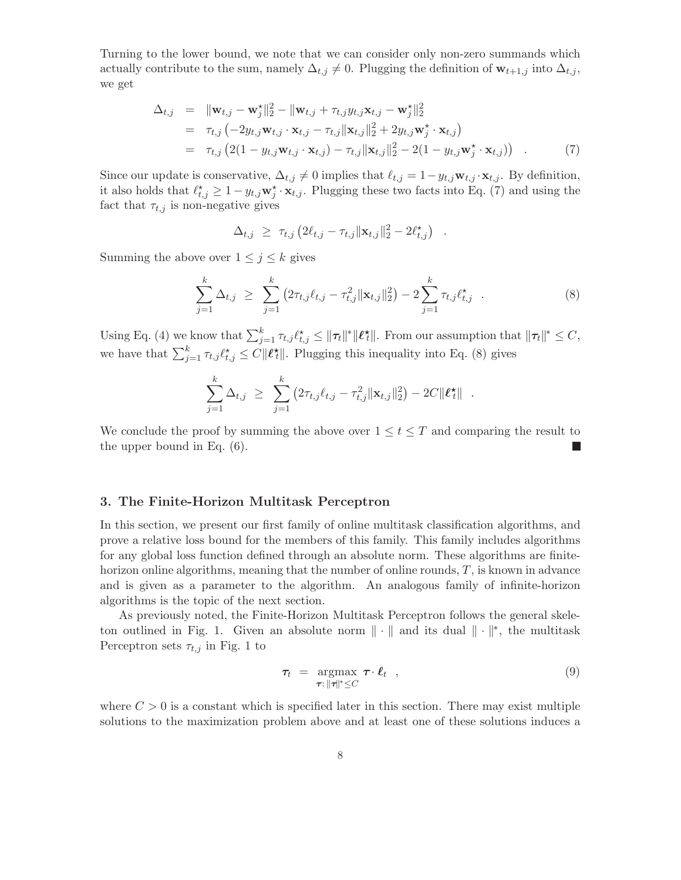Turning to the lower bound, we note that we can consider only non-zero summands which actually contribute to the sum, namely $\Delta_{t,j} \neq 0$. Plugging the definition of $\mathbf{w}_{t+1,j}$ into $\Delta_{t,j}$, we get

$$
\begin{aligned}
\Delta_{t,j} &= \|\mathbf{w}_{t,j} - \mathbf{w}_j^\star\|_2^2 - \|\mathbf{w}_{t,j} + \tau_{t,j} y_{t,j} \mathbf{x}_{t,j} - \mathbf{w}_j^\star\|_2^2 \\
&= \tau_{t,j}\left(-2y_{t,j}\mathbf{w}_{t,j}\cdot\mathbf{x}_{t,j} - \tau_{t,j}\|\mathbf{x}_{t,j}\|_2^2 + 2y_{t,j}\mathbf{w}_j^\star\cdot\mathbf{x}_{t,j}\right) \\
&= \tau_{t,j}\left(2(1 - y_{t,j}\mathbf{w}_{t,j}\cdot\mathbf{x}_{t,j}) - \tau_{t,j}\|\mathbf{x}_{t,j}\|_2^2 - 2(1 - y_{t,j}\mathbf{w}_j^\star\cdot\mathbf{x}_{t,j})\right) \quad . \qquad (7)
\end{aligned}
$$

Since our update is conservative, $\Delta_{t,j} \neq 0$ implies that $\ell_{t,j} = 1 - y_{t,j}\mathbf{w}_{t,j}\cdot\mathbf{x}_{t,j}$. By definition, it also holds that $\ell_{t,j}^\star \geq 1 - y_{t,j}\mathbf{w}_j^\star\cdot\mathbf{x}_{t,j}$. Plugging these two facts into Eq. (7) and using the fact that $\tau_{t,j}$ is non-negative gives

$$
\Delta_{t,j} \;\geq\; \tau_{t,j}\left(2\ell_{t,j} - \tau_{t,j}\|\mathbf{x}_{t,j}\|_2^2 - 2\ell_{t,j}^\star\right) \quad .
$$

Summing the above over $1 \leq j \leq k$ gives

$$
\sum_{j=1}^{k}\Delta_{t,j} \;\geq\; \sum_{j=1}^{k}\left(2\tau_{t,j}\ell_{t,j} - \tau_{t,j}^2\|\mathbf{x}_{t,j}\|_2^2\right) - 2\sum_{j=1}^{k}\tau_{t,j}\ell_{t,j}^\star \quad . \qquad (8)
$$

Using Eq. (4) we know that $\sum_{j=1}^{k}\tau_{t,j}\ell_{t,j}^\star \leq \|\boldsymbol{\tau}_t\|^*\|\boldsymbol{\ell}_t^\star\|$. From our assumption that $\|\boldsymbol{\tau}_t\|^* \leq C$, we have that $\sum_{j=1}^{k}\tau_{t,j}\ell_{t,j}^\star \leq C\|\boldsymbol{\ell}_t^\star\|$. Plugging this inequality into Eq. (8) gives

$$
\sum_{j=1}^{k}\Delta_{t,j} \;\geq\; \sum_{j=1}^{k}\left(2\tau_{t,j}\ell_{t,j} - \tau_{t,j}^2\|\mathbf{x}_{t,j}\|_2^2\right) - 2C\|\boldsymbol{\ell}_t^\star\| \quad .
$$

We conclude the proof by summing the above over $1 \leq t \leq T$ and comparing the result to the upper bound in Eq. (6). ∎

## 3. The Finite-Horizon Multitask Perceptron

In this section, we present our first family of online multitask classification algorithms, and prove a relative loss bound for the members of this family. This family includes algorithms for any global loss function defined through an absolute norm. These algorithms are finite-horizon online algorithms, meaning that the number of online rounds, $T$, is known in advance and is given as a parameter to the algorithm. An analogous family of infinite-horizon algorithms is the topic of the next section.

As previously noted, the Finite-Horizon Multitask Perceptron follows the general skeleton outlined in Fig. 1. Given an absolute norm $\|\cdot\|$ and its dual $\|\cdot\|^*$, the multitask Perceptron sets $\tau_{t,j}$ in Fig. 1 to

$$
\boldsymbol{\tau}_t \;=\; \operatorname*{argmax}_{\boldsymbol{\tau}:\,\|\boldsymbol{\tau}\|^*\leq C} \boldsymbol{\tau}\cdot\boldsymbol{\ell}_t \quad , \qquad (9)
$$

where $C > 0$ is a constant which is specified later in this section. There may exist multiple solutions to the maximization problem above and at least one of these solutions induces a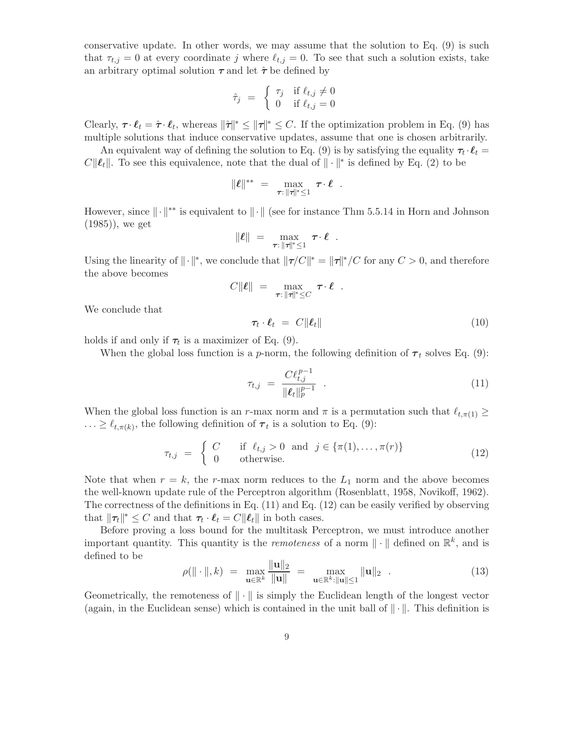conservative update. In other words, we may assume that the solution to Eq. (9) is such that $\tau_{t,j} = 0$ at every coordinate $j$ where $\ell_{t,j} = 0$. To see that such a solution exists, take an arbitrary optimal solution $\boldsymbol{\tau}$ and let $\hat{\boldsymbol{\tau}}$ be defined by

$$\hat{\tau}_j \;=\; \begin{cases} \tau_j & \text{if } \ell_{t,j} \neq 0 \\ 0 & \text{if } \ell_{t,j} = 0 \end{cases}$$

Clearly, $\boldsymbol{\tau} \cdot \boldsymbol{\ell}_t = \hat{\boldsymbol{\tau}} \cdot \boldsymbol{\ell}_t$, whereas $\|\hat{\boldsymbol{\tau}}\|^* \leq \|\boldsymbol{\tau}\|^* \leq C$. If the optimization problem in Eq. (9) has multiple solutions that induce conservative updates, assume that one is chosen arbitrarily.

An equivalent way of defining the solution to Eq. (9) is by satisfying the equality $\boldsymbol{\tau}_t \cdot \boldsymbol{\ell}_t = C\|\boldsymbol{\ell}_t\|$. To see this equivalence, note that the dual of $\|\cdot\|^*$ is defined by Eq. (2) to be

$$\|\boldsymbol{\ell}\|^{**} \;=\; \max_{\boldsymbol{\tau}:\, \|\boldsymbol{\tau}\|^* \leq 1} \; \boldsymbol{\tau} \cdot \boldsymbol{\ell} \enspace .$$

However, since $\|\cdot\|^{**}$ is equivalent to $\|\cdot\|$ (see for instance Thm 5.5.14 in Horn and Johnson (1985)), we get

$$\|\boldsymbol{\ell}\| \;=\; \max_{\boldsymbol{\tau}:\, \|\boldsymbol{\tau}\|^* \leq 1} \; \boldsymbol{\tau} \cdot \boldsymbol{\ell} \enspace .$$

Using the linearity of $\|\cdot\|^*$, we conclude that $\|\boldsymbol{\tau}/C\|^* = \|\boldsymbol{\tau}\|^*/C$ for any $C > 0$, and therefore the above becomes

$$C\|\boldsymbol{\ell}\| \;=\; \max_{\boldsymbol{\tau}:\, \|\boldsymbol{\tau}\|^* \leq C} \; \boldsymbol{\tau} \cdot \boldsymbol{\ell} \enspace .$$

We conclude that

$$\boldsymbol{\tau}_t \cdot \boldsymbol{\ell}_t \;=\; C\|\boldsymbol{\ell}_t\| \tag{10}$$

holds if and only if $\boldsymbol{\tau}_t$ is a maximizer of Eq. (9).

When the global loss function is a $p$-norm, the following definition of $\boldsymbol{\tau}_t$ solves Eq. (9):

$$\tau_{t,j} \;=\; \frac{C\ell_{t,j}^{p-1}}{\|\boldsymbol{\ell}_t\|_p^{p-1}} \enspace . \tag{11}$$

When the global loss function is an $r$-max norm and $\pi$ is a permutation such that $\ell_{t,\pi(1)} \geq \ldots \geq \ell_{t,\pi(k)}$, the following definition of $\boldsymbol{\tau}_t$ is a solution to Eq. (9):

$$\tau_{t,j} \;=\; \begin{cases} C & \text{if } \; \ell_{t,j} > 0 \;\text{ and }\; j \in \{\pi(1), \ldots, \pi(r)\} \\ 0 & \text{otherwise.} \end{cases} \tag{12}$$

Note that when $r = k$, the $r$-max norm reduces to the $L_1$ norm and the above becomes the well-known update rule of the Perceptron algorithm (Rosenblatt, 1958, Novikoff, 1962). The correctness of the definitions in Eq. (11) and Eq. (12) can be easily verified by observing that $\|\boldsymbol{\tau}_t\|^* \leq C$ and that $\boldsymbol{\tau}_t \cdot \boldsymbol{\ell}_t = C\|\boldsymbol{\ell}_t\|$ in both cases.

Before proving a loss bound for the multitask Perceptron, we must introduce another important quantity. This quantity is the *remoteness* of a norm $\|\cdot\|$ defined on $\mathbb{R}^k$, and is defined to be

$$\rho(\|\cdot\|, k) \;=\; \max_{\mathbf{u} \in \mathbb{R}^k} \frac{\|\mathbf{u}\|_2}{\|\mathbf{u}\|} \;=\; \max_{\mathbf{u} \in \mathbb{R}^k : \|\mathbf{u}\| \leq 1} \|\mathbf{u}\|_2 \enspace . \tag{13}$$

Geometrically, the remoteness of $\|\cdot\|$ is simply the Euclidean length of the longest vector (again, in the Euclidean sense) which is contained in the unit ball of $\|\cdot\|$. This definition is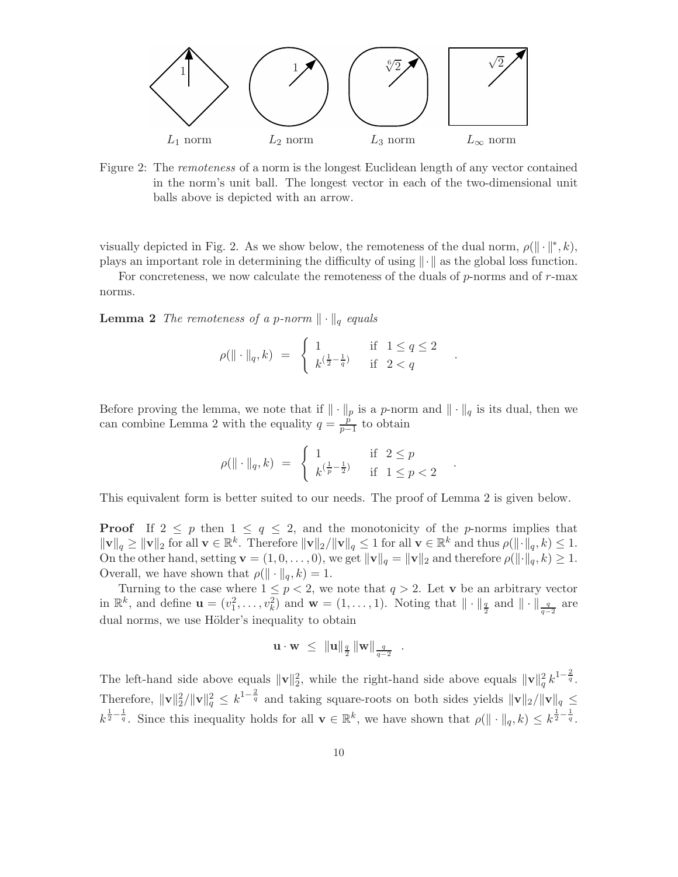$L_1$ norm $L_2$ norm $L_3$ norm $L_\infty$ norm

Figure 2: The *remoteness* of a norm is the longest Euclidean length of any vector contained in the norm's unit ball. The longest vector in each of the two-dimensional unit balls above is depicted with an arrow.

visually depicted in Fig. 2. As we show below, the remoteness of the dual norm, $\rho(\|\cdot\|^*, k)$, plays an important role in determining the difficulty of using $\|\cdot\|$ as the global loss function.

For concreteness, we now calculate the remoteness of the duals of $p$-norms and of $r$-max norms.

**Lemma 2** *The remoteness of a p-norm $\|\cdot\|_q$ equals*

$$\rho(\|\cdot\|_q, k) \;=\; \begin{cases} 1 & \text{if} \;\; 1 \le q \le 2 \\ k^{(\frac{1}{2}-\frac{1}{q})} & \text{if} \;\; 2 < q \end{cases} \quad .$$

Before proving the lemma, we note that if $\|\cdot\|_p$ is a $p$-norm and $\|\cdot\|_q$ is its dual, then we can combine Lemma 2 with the equality $q = \frac{p}{p-1}$ to obtain

$$\rho(\|\cdot\|_q, k) \;=\; \begin{cases} 1 & \text{if} \;\; 2 \le p \\ k^{(\frac{1}{p}-\frac{1}{2})} & \text{if} \;\; 1 \le p < 2 \end{cases} \quad .$$

This equivalent form is better suited to our needs. The proof of Lemma 2 is given below.

**Proof** If $2 \le p$ then $1 \le q \le 2$, and the monotonicity of the $p$-norms implies that $\|\mathbf{v}\|_q \ge \|\mathbf{v}\|_2$ for all $\mathbf{v} \in \mathbb{R}^k$. Therefore $\|\mathbf{v}\|_2 / \|\mathbf{v}\|_q \le 1$ for all $\mathbf{v} \in \mathbb{R}^k$ and thus $\rho(\|\cdot\|_q, k) \le 1$. On the other hand, setting $\mathbf{v} = (1, 0, \ldots, 0)$, we get $\|\mathbf{v}\|_q = \|\mathbf{v}\|_2$ and therefore $\rho(\|\cdot\|_q, k) \ge 1$. Overall, we have shown that $\rho(\|\cdot\|_q, k) = 1$.

Turning to the case where $1 \le p < 2$, we note that $q > 2$. Let $\mathbf{v}$ be an arbitrary vector in $\mathbb{R}^k$, and define $\mathbf{u} = (v_1^2, \ldots, v_k^2)$ and $\mathbf{w} = (1, \ldots, 1)$. Noting that $\|\cdot\|_{\frac{q}{2}}$ and $\|\cdot\|_{\frac{q}{q-2}}$ are dual norms, we use Hölder's inequality to obtain

$$\mathbf{u} \cdot \mathbf{w} \;\le\; \|\mathbf{u}\|_{\frac{q}{2}} \, \|\mathbf{w}\|_{\frac{q}{q-2}} \quad .$$

The left-hand side above equals $\|\mathbf{v}\|_2^2$, while the right-hand side above equals $\|\mathbf{v}\|_q^2 \, k^{1-\frac{2}{q}}$. Therefore, $\|\mathbf{v}\|_2^2 / \|\mathbf{v}\|_q^2 \le k^{1-\frac{2}{q}}$ and taking square-roots on both sides yields $\|\mathbf{v}\|_2 / \|\mathbf{v}\|_q \le k^{\frac{1}{2}-\frac{1}{q}}$. Since this inequality holds for all $\mathbf{v} \in \mathbb{R}^k$, we have shown that $\rho(\|\cdot\|_q, k) \le k^{\frac{1}{2}-\frac{1}{q}}$.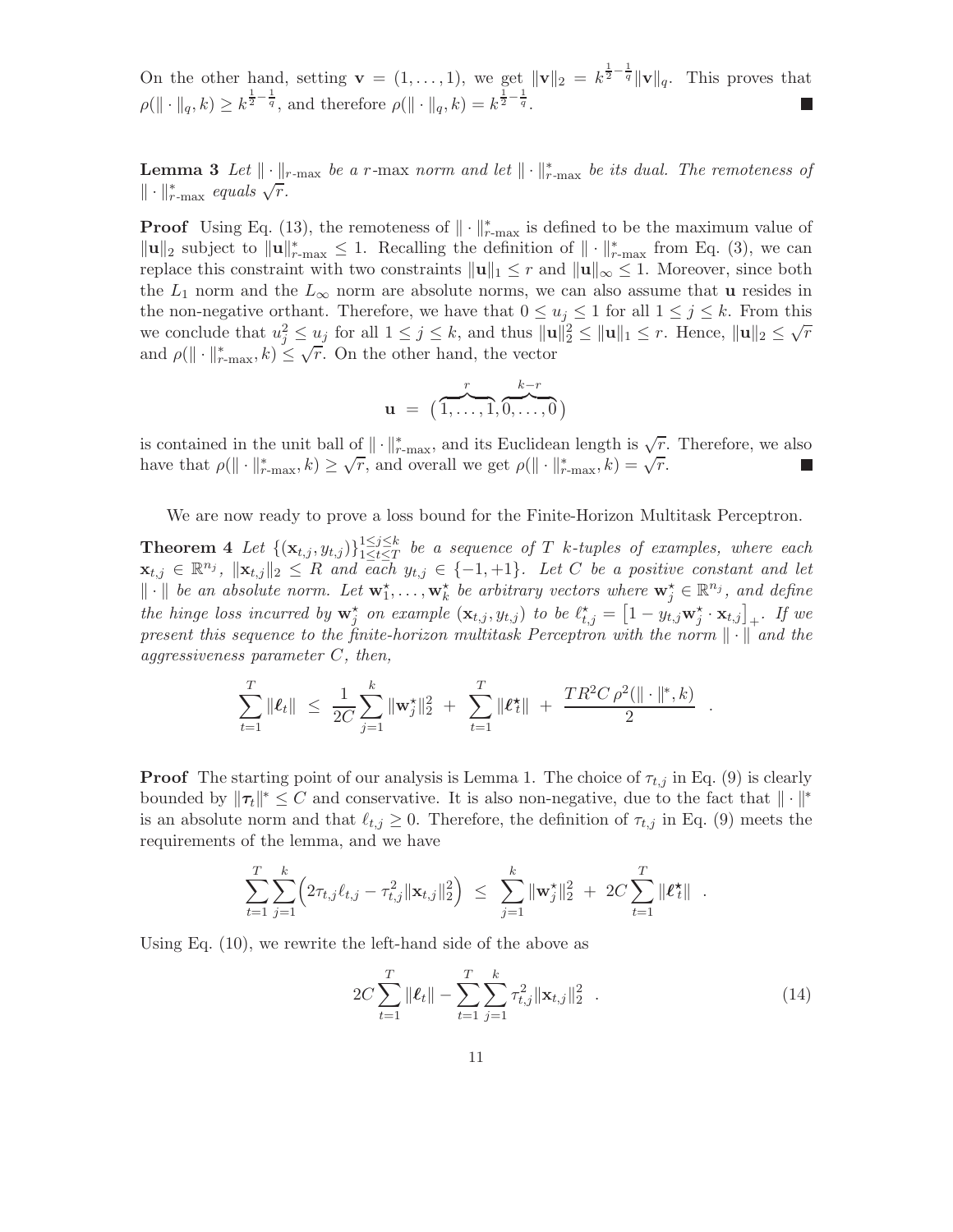On the other hand, setting $\mathbf{v} = (1, \ldots, 1)$, we get $\|\mathbf{v}\|_2 = k^{\frac{1}{2}-\frac{1}{q}}\|\mathbf{v}\|_q$. This proves that $\rho(\|\cdot\|_q, k) \geq k^{\frac{1}{2}-\frac{1}{q}}$, and therefore $\rho(\|\cdot\|_q, k) = k^{\frac{1}{2}-\frac{1}{q}}$. ■

**Lemma 3** *Let $\|\cdot\|_{r\text{-max}}$ be a $r$-max norm and let $\|\cdot\|^*_{r\text{-max}}$ be its dual. The remoteness of $\|\cdot\|^*_{r\text{-max}}$ equals $\sqrt{r}$.*

**Proof** Using Eq. (13), the remoteness of $\|\cdot\|^*_{r\text{-max}}$ is defined to be the maximum value of $\|\mathbf{u}\|_2$ subject to $\|\mathbf{u}\|^*_{r\text{-max}} \leq 1$. Recalling the definition of $\|\cdot\|^*_{r\text{-max}}$ from Eq. (3), we can replace this constraint with two constraints $\|\mathbf{u}\|_1 \leq r$ and $\|\mathbf{u}\|_\infty \leq 1$. Moreover, since both the $L_1$ norm and the $L_\infty$ norm are absolute norms, we can also assume that $\mathbf{u}$ resides in the non-negative orthant. Therefore, we have that $0 \leq u_j \leq 1$ for all $1 \leq j \leq k$. From this we conclude that $u_j^2 \leq u_j$ for all $1 \leq j \leq k$, and thus $\|\mathbf{u}\|_2^2 \leq \|\mathbf{u}\|_1 \leq r$. Hence, $\|\mathbf{u}\|_2 \leq \sqrt{r}$ and $\rho(\|\cdot\|^*_{r\text{-max}}, k) \leq \sqrt{r}$. On the other hand, the vector

$$\mathbf{u} \;=\; \big(\overbrace{1, \ldots, 1}^{r}, \overbrace{0, \ldots, 0}^{k-r}\big)$$

is contained in the unit ball of $\|\cdot\|^*_{r\text{-max}}$, and its Euclidean length is $\sqrt{r}$. Therefore, we also have that $\rho(\|\cdot\|^*_{r\text{-max}}, k) \geq \sqrt{r}$, and overall we get $\rho(\|\cdot\|^*_{r\text{-max}}, k) = \sqrt{r}$. ■

We are now ready to prove a loss bound for the Finite-Horizon Multitask Perceptron.

**Theorem 4** *Let $\{(\mathbf{x}_{t,j}, y_{t,j})\}_{1 \leq t \leq T}^{1 \leq j \leq k}$ be a sequence of $T$ $k$-tuples of examples, where each $\mathbf{x}_{t,j} \in \mathbb{R}^{n_j}$, $\|\mathbf{x}_{t,j}\|_2 \leq R$ and each $y_{t,j} \in \{-1, +1\}$. Let $C$ be a positive constant and let $\|\cdot\|$ be an absolute norm. Let $\mathbf{w}^\star_1, \ldots, \mathbf{w}^\star_k$ be arbitrary vectors where $\mathbf{w}^\star_j \in \mathbb{R}^{n_j}$, and define the hinge loss incurred by $\mathbf{w}^\star_j$ on example $(\mathbf{x}_{t,j}, y_{t,j})$ to be $\ell^\star_{t,j} = \left[1 - y_{t,j}\mathbf{w}^\star_j \cdot \mathbf{x}_{t,j}\right]_+$. If we present this sequence to the finite-horizon multitask Perceptron with the norm $\|\cdot\|$ and the aggressiveness parameter $C$, then,*

$$\sum_{t=1}^{T} \|\boldsymbol{\ell}_t\| \;\leq\; \frac{1}{2C}\sum_{j=1}^{k}\|\mathbf{w}^\star_j\|_2^2 \;+\; \sum_{t=1}^{T}\|\boldsymbol{\ell}^\star_t\| \;+\; \frac{TR^2C\,\rho^2(\|\cdot\|^*, k)}{2} \quad .$$

**Proof** The starting point of our analysis is Lemma 1. The choice of $\tau_{t,j}$ in Eq. (9) is clearly bounded by $\|\boldsymbol{\tau}_t\|^* \leq C$ and conservative. It is also non-negative, due to the fact that $\|\cdot\|^*$ is an absolute norm and that $\ell_{t,j} \geq 0$. Therefore, the definition of $\tau_{t,j}$ in Eq. (9) meets the requirements of the lemma, and we have

$$\sum_{t=1}^{T}\sum_{j=1}^{k}\Big(2\tau_{t,j}\ell_{t,j} - \tau_{t,j}^2\|\mathbf{x}_{t,j}\|_2^2\Big) \;\leq\; \sum_{j=1}^{k}\|\mathbf{w}^\star_j\|_2^2 \;+\; 2C\sum_{t=1}^{T}\|\boldsymbol{\ell}^\star_t\| \quad .$$

Using Eq. (10), we rewrite the left-hand side of the above as

$$2C\sum_{t=1}^{T}\|\boldsymbol{\ell}_t\| - \sum_{t=1}^{T}\sum_{j=1}^{k}\tau_{t,j}^2\|\mathbf{x}_{t,j}\|_2^2 \quad . \tag{14}$$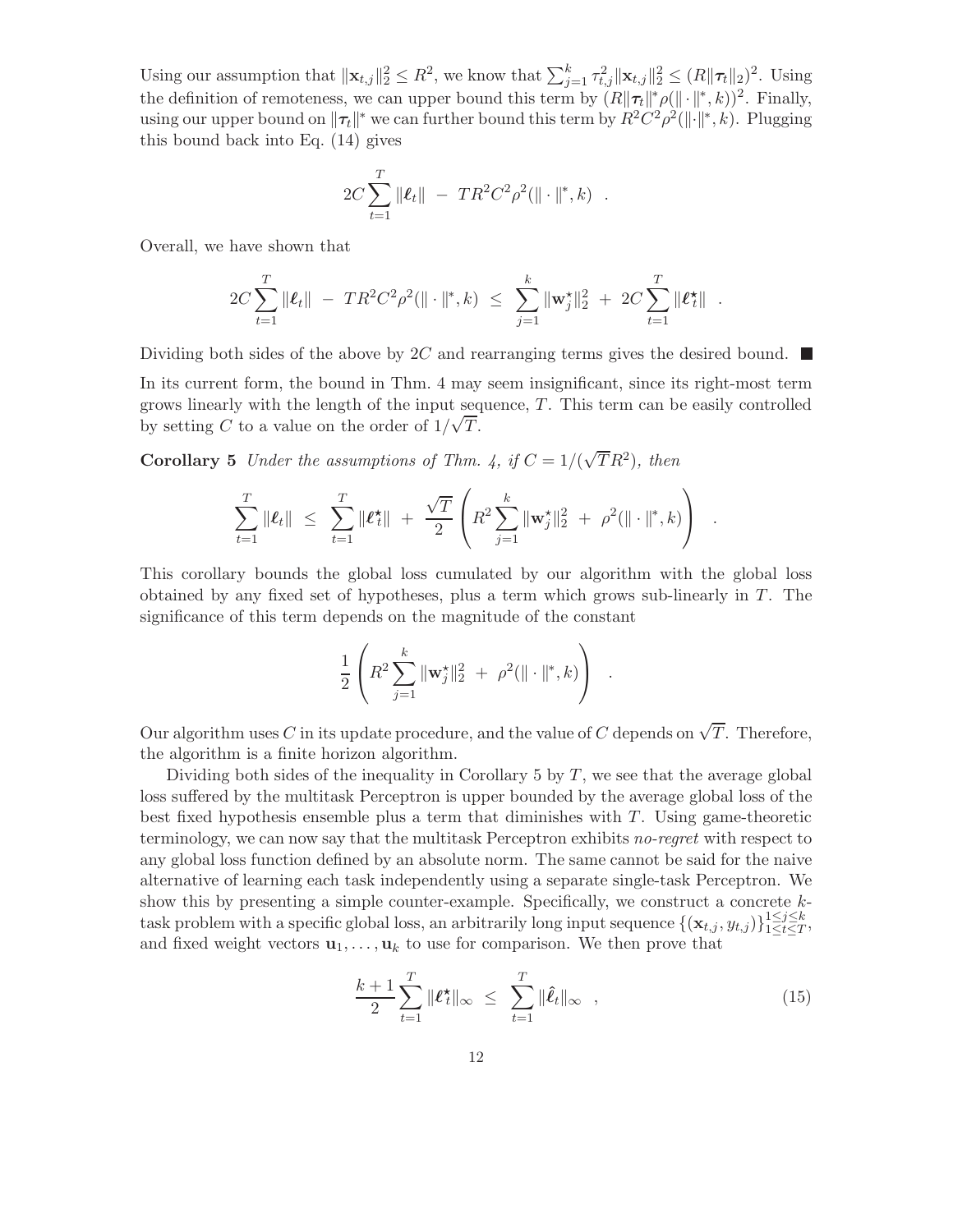Using our assumption that $\|\mathbf{x}_{t,j}\|_2^2 \leq R^2$, we know that $\sum_{j=1}^{k} \tau_{t,j}^2 \|\mathbf{x}_{t,j}\|_2^2 \leq (R\|\boldsymbol{\tau}_t\|_2)^2$. Using the definition of remoteness, we can upper bound this term by $(R\|\boldsymbol{\tau}_t\|^* \rho(\|\cdot\|^*, k))^2$. Finally, using our upper bound on $\|\boldsymbol{\tau}_t\|^*$ we can further bound this term by $R^2 C^2 \rho^2(\|\cdot\|^*, k)$. Plugging this bound back into Eq. (14) gives

$$2C \sum_{t=1}^{T} \|\boldsymbol{\ell}_t\| \;-\; T R^2 C^2 \rho^2(\|\cdot\|^*, k) \;\;.$$

Overall, we have shown that

$$2C \sum_{t=1}^{T} \|\boldsymbol{\ell}_t\| \;-\; T R^2 C^2 \rho^2(\|\cdot\|^*, k) \;\leq\; \sum_{j=1}^{k} \|\mathbf{w}_j^\star\|_2^2 \;+\; 2C \sum_{t=1}^{T} \|\boldsymbol{\ell}_t^\star\| \;\;.$$

Dividing both sides of the above by $2C$ and rearranging terms gives the desired bound. ■

In its current form, the bound in Thm. 4 may seem insignificant, since its right-most term grows linearly with the length of the input sequence, $T$. This term can be easily controlled by setting $C$ to a value on the order of $1/\sqrt{T}$.

**Corollary 5** *Under the assumptions of Thm. 4, if $C = 1/(\sqrt{T} R^2)$, then*

$$\sum_{t=1}^{T} \|\boldsymbol{\ell}_t\| \;\leq\; \sum_{t=1}^{T} \|\boldsymbol{\ell}_t^\star\| \;+\; \frac{\sqrt{T}}{2} \left( R^2 \sum_{j=1}^{k} \|\mathbf{w}_j^\star\|_2^2 \;+\; \rho^2(\|\cdot\|^*, k) \right) \;\;.$$

This corollary bounds the global loss cumulated by our algorithm with the global loss obtained by any fixed set of hypotheses, plus a term which grows sub-linearly in $T$. The significance of this term depends on the magnitude of the constant

$$\frac{1}{2} \left( R^2 \sum_{j=1}^{k} \|\mathbf{w}_j^\star\|_2^2 \;+\; \rho^2(\|\cdot\|^*, k) \right) \;\;.$$

Our algorithm uses $C$ in its update procedure, and the value of $C$ depends on $\sqrt{T}$. Therefore, the algorithm is a finite horizon algorithm.

Dividing both sides of the inequality in Corollary 5 by $T$, we see that the average global loss suffered by the multitask Perceptron is upper bounded by the average global loss of the best fixed hypothesis ensemble plus a term that diminishes with $T$. Using game-theoretic terminology, we can now say that the multitask Perceptron exhibits *no-regret* with respect to any global loss function defined by an absolute norm. The same cannot be said for the naive alternative of learning each task independently using a separate single-task Perceptron. We show this by presenting a simple counter-example. Specifically, we construct a concrete $k$-task problem with a specific global loss, an arbitrarily long input sequence $\{(\mathbf{x}_{t,j}, y_{t,j})\}_{1\leq t\leq T}^{1\leq j\leq k}$, and fixed weight vectors $\mathbf{u}_1, \ldots, \mathbf{u}_k$ to use for comparison. We then prove that

$$\frac{k+1}{2} \sum_{t=1}^{T} \|\boldsymbol{\ell}_t^\star\|_\infty \;\leq\; \sum_{t=1}^{T} \|\hat{\boldsymbol{\ell}}_t\|_\infty \;\;, \tag{15}$$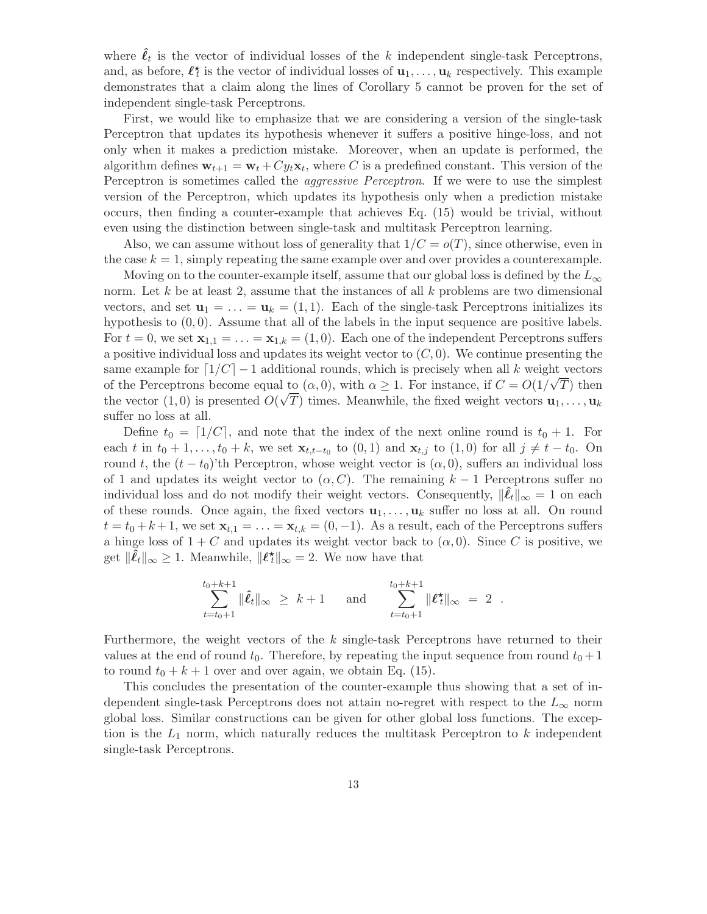where $\hat{\boldsymbol{\ell}}_t$ is the vector of individual losses of the $k$ independent single-task Perceptrons, and, as before, $\boldsymbol{\ell}^\star_t$ is the vector of individual losses of $\mathbf{u}_1, \ldots, \mathbf{u}_k$ respectively. This example demonstrates that a claim along the lines of Corollary 5 cannot be proven for the set of independent single-task Perceptrons.

First, we would like to emphasize that we are considering a version of the single-task Perceptron that updates its hypothesis whenever it suffers a positive hinge-loss, and not only when it makes a prediction mistake. Moreover, when an update is performed, the algorithm defines $\mathbf{w}_{t+1} = \mathbf{w}_t + C y_t \mathbf{x}_t$, where $C$ is a predefined constant. This version of the Perceptron is sometimes called the *aggressive Perceptron*. If we were to use the simplest version of the Perceptron, which updates its hypothesis only when a prediction mistake occurs, then finding a counter-example that achieves Eq. (15) would be trivial, without even using the distinction between single-task and multitask Perceptron learning.

Also, we can assume without loss of generality that $1/C = o(T)$, since otherwise, even in the case $k = 1$, simply repeating the same example over and over provides a counterexample.

Moving on to the counter-example itself, assume that our global loss is defined by the $L_\infty$ norm. Let $k$ be at least 2, assume that the instances of all $k$ problems are two dimensional vectors, and set $\mathbf{u}_1 = \ldots = \mathbf{u}_k = (1, 1)$. Each of the single-task Perceptrons initializes its hypothesis to $(0, 0)$. Assume that all of the labels in the input sequence are positive labels. For $t = 0$, we set $\mathbf{x}_{1,1} = \ldots = \mathbf{x}_{1,k} = (1, 0)$. Each one of the independent Perceptrons suffers a positive individual loss and updates its weight vector to $(C, 0)$. We continue presenting the same example for $\lceil 1/C \rceil - 1$ additional rounds, which is precisely when all $k$ weight vectors of the Perceptrons become equal to $(\alpha, 0)$, with $\alpha \geq 1$. For instance, if $C = O(1/\sqrt{T})$ then the vector $(1, 0)$ is presented $O(\sqrt{T})$ times. Meanwhile, the fixed weight vectors $\mathbf{u}_1, \ldots, \mathbf{u}_k$ suffer no loss at all.

Define $t_0 = \lceil 1/C \rceil$, and note that the index of the next online round is $t_0 + 1$. For each $t$ in $t_0 + 1, \ldots, t_0 + k$, we set $\mathbf{x}_{t,t-t_0}$ to $(0, 1)$ and $\mathbf{x}_{t,j}$ to $(1, 0)$ for all $j \neq t - t_0$. On round $t$, the $(t - t_0)$'th Perceptron, whose weight vector is $(\alpha, 0)$, suffers an individual loss of 1 and updates its weight vector to $(\alpha, C)$. The remaining $k - 1$ Perceptrons suffer no individual loss and do not modify their weight vectors. Consequently, $\|\hat{\boldsymbol{\ell}}_t\|_\infty = 1$ on each of these rounds. Once again, the fixed vectors $\mathbf{u}_1, \ldots, \mathbf{u}_k$ suffer no loss at all. On round $t = t_0 + k + 1$, we set $\mathbf{x}_{t,1} = \ldots = \mathbf{x}_{t,k} = (0, -1)$. As a result, each of the Perceptrons suffers a hinge loss of $1 + C$ and updates its weight vector back to $(\alpha, 0)$. Since $C$ is positive, we get $\|\hat{\boldsymbol{\ell}}_t\|_\infty \geq 1$. Meanwhile, $\|\boldsymbol{\ell}^\star_t\|_\infty = 2$. We now have that

$$\sum_{t=t_0+1}^{t_0+k+1} \|\hat{\boldsymbol{\ell}}_t\|_\infty \;\geq\; k+1 \qquad \text{and} \qquad \sum_{t=t_0+1}^{t_0+k+1} \|\boldsymbol{\ell}^\star_t\|_\infty \;=\; 2 \quad .$$

Furthermore, the weight vectors of the $k$ single-task Perceptrons have returned to their values at the end of round $t_0$. Therefore, by repeating the input sequence from round $t_0 + 1$ to round $t_0 + k + 1$ over and over again, we obtain Eq. (15).

This concludes the presentation of the counter-example thus showing that a set of independent single-task Perceptrons does not attain no-regret with respect to the $L_\infty$ norm global loss. Similar constructions can be given for other global loss functions. The exception is the $L_1$ norm, which naturally reduces the multitask Perceptron to $k$ independent single-task Perceptrons.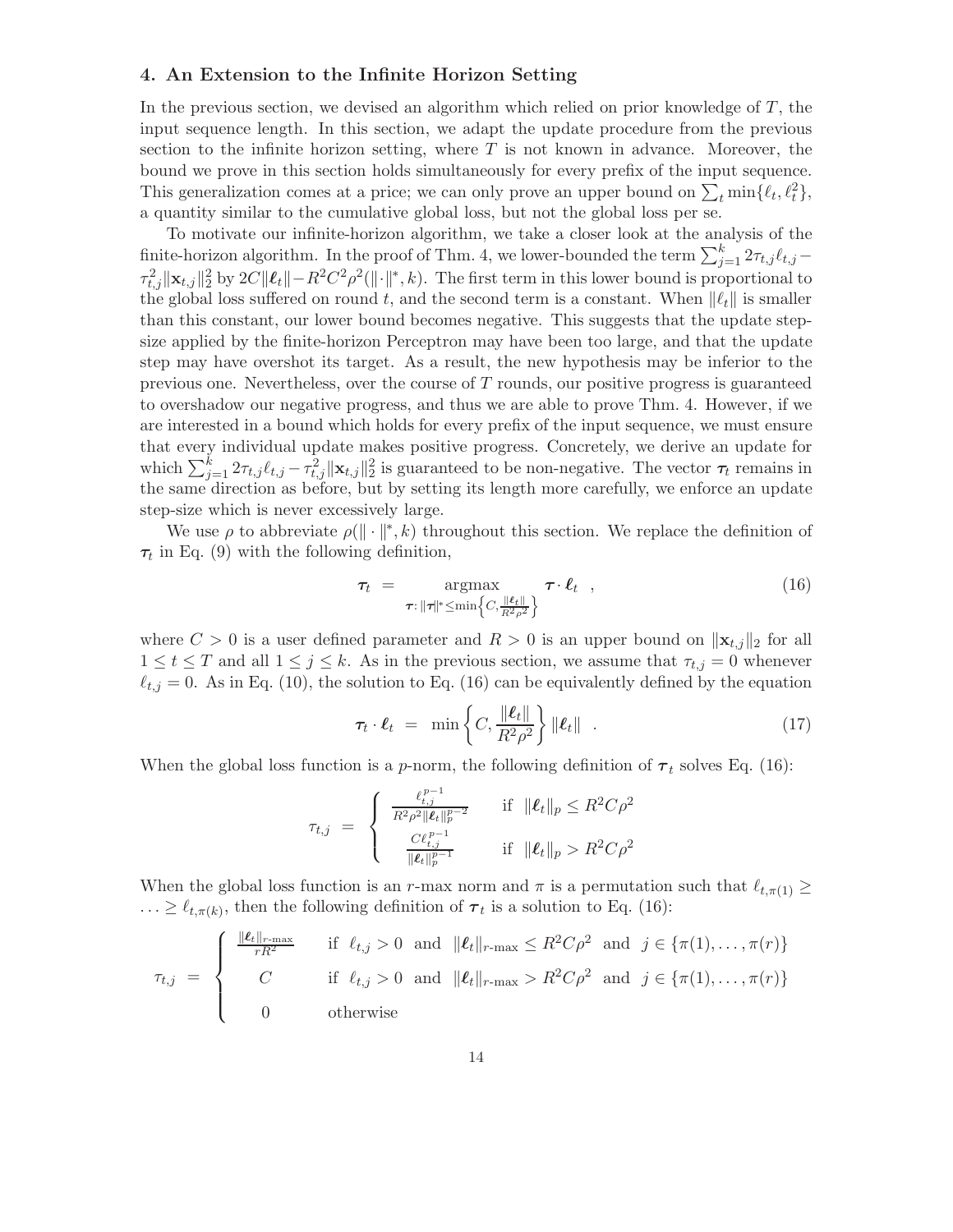## 4. An Extension to the Infinite Horizon Setting

In the previous section, we devised an algorithm which relied on prior knowledge of $T$, the input sequence length. In this section, we adapt the update procedure from the previous section to the infinite horizon setting, where $T$ is not known in advance. Moreover, the bound we prove in this section holds simultaneously for every prefix of the input sequence. This generalization comes at a price; we can only prove an upper bound on $\sum_t \min\{\ell_t, \ell_t^2\}$, a quantity similar to the cumulative global loss, but not the global loss per se.

To motivate our infinite-horizon algorithm, we take a closer look at the analysis of the finite-horizon algorithm. In the proof of Thm. 4, we lower-bounded the term $\sum_{j=1}^k 2\tau_{t,j}\ell_{t,j} - \tau_{t,j}^2 \|\mathbf{x}_{t,j}\|_2^2$ by $2C\|\boldsymbol{\ell}_t\| - R^2C^2\rho^2(\|\cdot\|^*, k)$. The first term in this lower bound is proportional to the global loss suffered on round $t$, and the second term is a constant. When $\|\ell_t\|$ is smaller than this constant, our lower bound becomes negative. This suggests that the update step-size applied by the finite-horizon Perceptron may have been too large, and that the update step may have overshot its target. As a result, the new hypothesis may be inferior to the previous one. Nevertheless, over the course of $T$ rounds, our positive progress is guaranteed to overshadow our negative progress, and thus we are able to prove Thm. 4. However, if we are interested in a bound which holds for every prefix of the input sequence, we must ensure that every individual update makes positive progress. Concretely, we derive an update for which $\sum_{j=1}^k 2\tau_{t,j}\ell_{t,j} - \tau_{t,j}^2 \|\mathbf{x}_{t,j}\|_2^2$ is guaranteed to be non-negative. The vector $\boldsymbol{\tau}_t$ remains in the same direction as before, but by setting its length more carefully, we enforce an update step-size which is never excessively large.

We use $\rho$ to abbreviate $\rho(\|\cdot\|^*, k)$ throughout this section. We replace the definition of $\boldsymbol{\tau}_t$ in Eq. (9) with the following definition,

$$\boldsymbol{\tau}_t \;=\; \underset{\boldsymbol{\tau}:\, \|\boldsymbol{\tau}\|^* \le \min\left\{C, \frac{\|\boldsymbol{\ell}_t\|}{R^2\rho^2}\right\}}{\operatorname{argmax}} \; \boldsymbol{\tau}\cdot\boldsymbol{\ell}_t \quad , \tag{16}$$

where $C > 0$ is a user defined parameter and $R > 0$ is an upper bound on $\|\mathbf{x}_{t,j}\|_2$ for all $1 \le t \le T$ and all $1 \le j \le k$. As in the previous section, we assume that $\tau_{t,j} = 0$ whenever $\ell_{t,j} = 0$. As in Eq. (10), the solution to Eq. (16) can be equivalently defined by the equation

$$\boldsymbol{\tau}_t \cdot \boldsymbol{\ell}_t \;=\; \min\left\{C, \frac{\|\boldsymbol{\ell}_t\|}{R^2\rho^2}\right\} \|\boldsymbol{\ell}_t\| \quad . \tag{17}$$

When the global loss function is a $p$-norm, the following definition of $\boldsymbol{\tau}_t$ solves Eq. (16):

$$\tau_{t,j} \;=\; \begin{cases} \dfrac{\ell_{t,j}^{p-1}}{R^2\rho^2\|\boldsymbol{\ell}_t\|_p^{p-2}} & \text{if } \;\|\boldsymbol{\ell}_t\|_p \le R^2C\rho^2 \\[2ex] \dfrac{C\ell_{t,j}^{p-1}}{\|\boldsymbol{\ell}_t\|_p^{p-1}} & \text{if } \;\|\boldsymbol{\ell}_t\|_p > R^2C\rho^2 \end{cases}$$

When the global loss function is an $r$-max norm and $\pi$ is a permutation such that $\ell_{t,\pi(1)} \ge \ldots \ge \ell_{t,\pi(k)}$, then the following definition of $\boldsymbol{\tau}_t$ is a solution to Eq. (16):

$$\tau_{t,j} \;=\; \begin{cases} \frac{\|\boldsymbol{\ell}_t\|_{r\text{-max}}}{rR^2} & \text{if } \;\ell_{t,j} > 0 \;\text{ and }\; \|\boldsymbol{\ell}_t\|_{r\text{-max}} \le R^2C\rho^2 \;\text{ and }\; j \in \{\pi(1),\ldots,\pi(r)\} \\[1ex] C & \text{if } \;\ell_{t,j} > 0 \;\text{ and }\; \|\boldsymbol{\ell}_t\|_{r\text{-max}} > R^2C\rho^2 \;\text{ and }\; j \in \{\pi(1),\ldots,\pi(r)\} \\[1ex] 0 & \text{otherwise} \end{cases}$$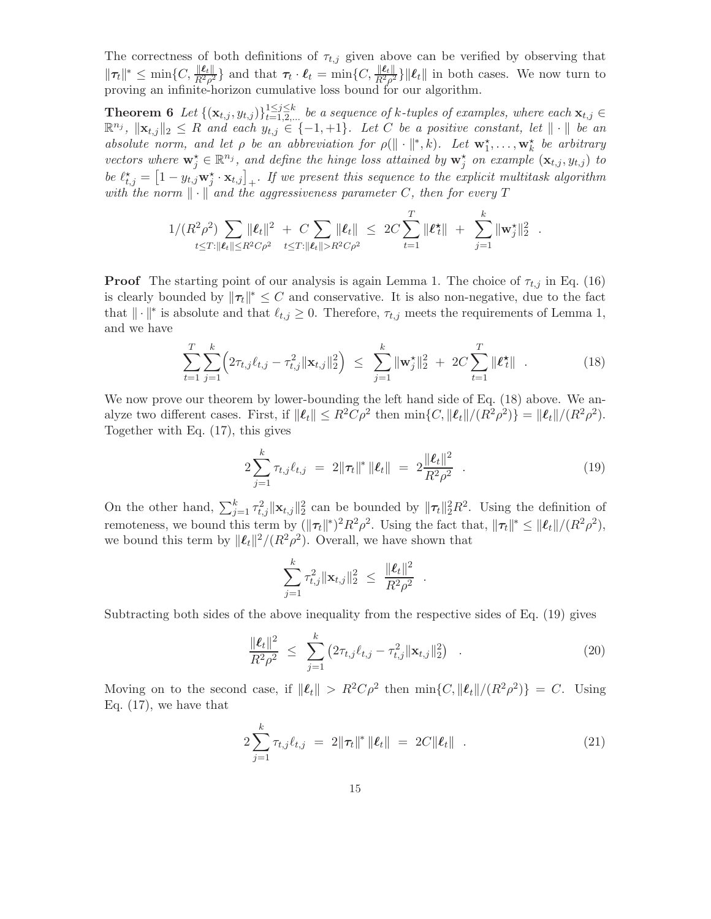The correctness of both definitions of $\tau_{t,j}$ given above can be verified by observing that $\|\boldsymbol{\tau}_t\|^* \leq \min\{C, \frac{\|\boldsymbol{\ell}_t\|}{R^2\rho^2}\}$ and that $\boldsymbol{\tau}_t \cdot \boldsymbol{\ell}_t = \min\{C, \frac{\|\boldsymbol{\ell}_t\|}{R^2\rho^2}\}\|\boldsymbol{\ell}_t\|$ in both cases. We now turn to proving an infinite-horizon cumulative loss bound for our algorithm.

**Theorem 6** *Let $\{(\mathbf{x}_{t,j}, y_{t,j})\}_{t=1,2,\ldots}^{1\leq j\leq k}$ be a sequence of $k$-tuples of examples, where each $\mathbf{x}_{t,j} \in \mathbb{R}^{n_j}$, $\|\mathbf{x}_{t,j}\|_2 \leq R$ and each $y_{t,j} \in \{-1,+1\}$. Let $C$ be a positive constant, let $\|\cdot\|$ be an absolute norm, and let $\rho$ be an abbreviation for $\rho(\|\cdot\|^*, k)$. Let $\mathbf{w}_1^\star, \ldots, \mathbf{w}_k^\star$ be arbitrary vectors where $\mathbf{w}_j^\star \in \mathbb{R}^{n_j}$, and define the hinge loss attained by $\mathbf{w}_j^\star$ on example $(\mathbf{x}_{t,j}, y_{t,j})$ to be $\ell_{t,j}^\star = \left[1 - y_{t,j}\mathbf{w}_j^\star \cdot \mathbf{x}_{t,j}\right]_+$. If we present this sequence to the explicit multitask algorithm with the norm $\|\cdot\|$ and the aggressiveness parameter $C$, then for every $T$*

$$1/(R^2\rho^2) \sum_{t\leq T: \|\boldsymbol{\ell}_t\| \leq R^2C\rho^2} \|\boldsymbol{\ell}_t\|^2 \; + \; C \sum_{t\leq T: \|\boldsymbol{\ell}_t\| > R^2C\rho^2} \|\boldsymbol{\ell}_t\| \; \leq \; 2C\sum_{t=1}^{T} \|\boldsymbol{\ell}_t^\star\| \; + \; \sum_{j=1}^{k} \|\mathbf{w}_j^\star\|_2^2 \;\; .$$

**Proof** The starting point of our analysis is again Lemma 1. The choice of $\tau_{t,j}$ in Eq. (16) is clearly bounded by $\|\boldsymbol{\tau}_t\|^* \leq C$ and conservative. It is also non-negative, due to the fact that $\|\cdot\|^*$ is absolute and that $\ell_{t,j} \geq 0$. Therefore, $\tau_{t,j}$ meets the requirements of Lemma 1, and we have

$$\sum_{t=1}^{T}\sum_{j=1}^{k}\Big(2\tau_{t,j}\ell_{t,j} - \tau_{t,j}^2\|\mathbf{x}_{t,j}\|_2^2\Big) \; \leq \; \sum_{j=1}^{k}\|\mathbf{w}_j^\star\|_2^2 \; + \; 2C\sum_{t=1}^{T}\|\boldsymbol{\ell}_t^\star\| \quad . \tag{18}$$

We now prove our theorem by lower-bounding the left hand side of Eq. (18) above. We analyze two different cases. First, if $\|\boldsymbol{\ell}_t\| \leq R^2C\rho^2$ then $\min\{C, \|\boldsymbol{\ell}_t\|/(R^2\rho^2)\} = \|\boldsymbol{\ell}_t\|/(R^2\rho^2)$. Together with Eq. (17), this gives

$$2\sum_{j=1}^{k}\tau_{t,j}\ell_{t,j} \; = \; 2\|\boldsymbol{\tau}_t\|^*\,\|\boldsymbol{\ell}_t\| \; = \; 2\frac{\|\boldsymbol{\ell}_t\|^2}{R^2\rho^2} \quad . \tag{19}$$

On the other hand, $\sum_{j=1}^{k}\tau_{t,j}^2\|\mathbf{x}_{t,j}\|_2^2$ can be bounded by $\|\boldsymbol{\tau}_t\|_2^2R^2$. Using the definition of remoteness, we bound this term by $(\|\boldsymbol{\tau}_t\|^*)^2R^2\rho^2$. Using the fact that, $\|\boldsymbol{\tau}_t\|^* \leq \|\boldsymbol{\ell}_t\|/(R^2\rho^2)$, we bound this term by $\|\boldsymbol{\ell}_t\|^2/(R^2\rho^2)$. Overall, we have shown that

$$\sum_{j=1}^{k}\tau_{t,j}^2\|\mathbf{x}_{t,j}\|_2^2 \; \leq \; \frac{\|\boldsymbol{\ell}_t\|^2}{R^2\rho^2} \quad .$$

Subtracting both sides of the above inequality from the respective sides of Eq. (19) gives

$$\frac{\|\boldsymbol{\ell}_t\|^2}{R^2\rho^2} \; \leq \; \sum_{j=1}^{k}\left(2\tau_{t,j}\ell_{t,j} - \tau_{t,j}^2\|\mathbf{x}_{t,j}\|_2^2\right) \quad . \tag{20}$$

Moving on to the second case, if $\|\boldsymbol{\ell}_t\| > R^2C\rho^2$ then $\min\{C, \|\boldsymbol{\ell}_t\|/(R^2\rho^2)\} = C$. Using Eq. (17), we have that

$$2\sum_{j=1}^{k}\tau_{t,j}\ell_{t,j} \; = \; 2\|\boldsymbol{\tau}_t\|^*\,\|\boldsymbol{\ell}_t\| \; = \; 2C\|\boldsymbol{\ell}_t\| \quad . \tag{21}$$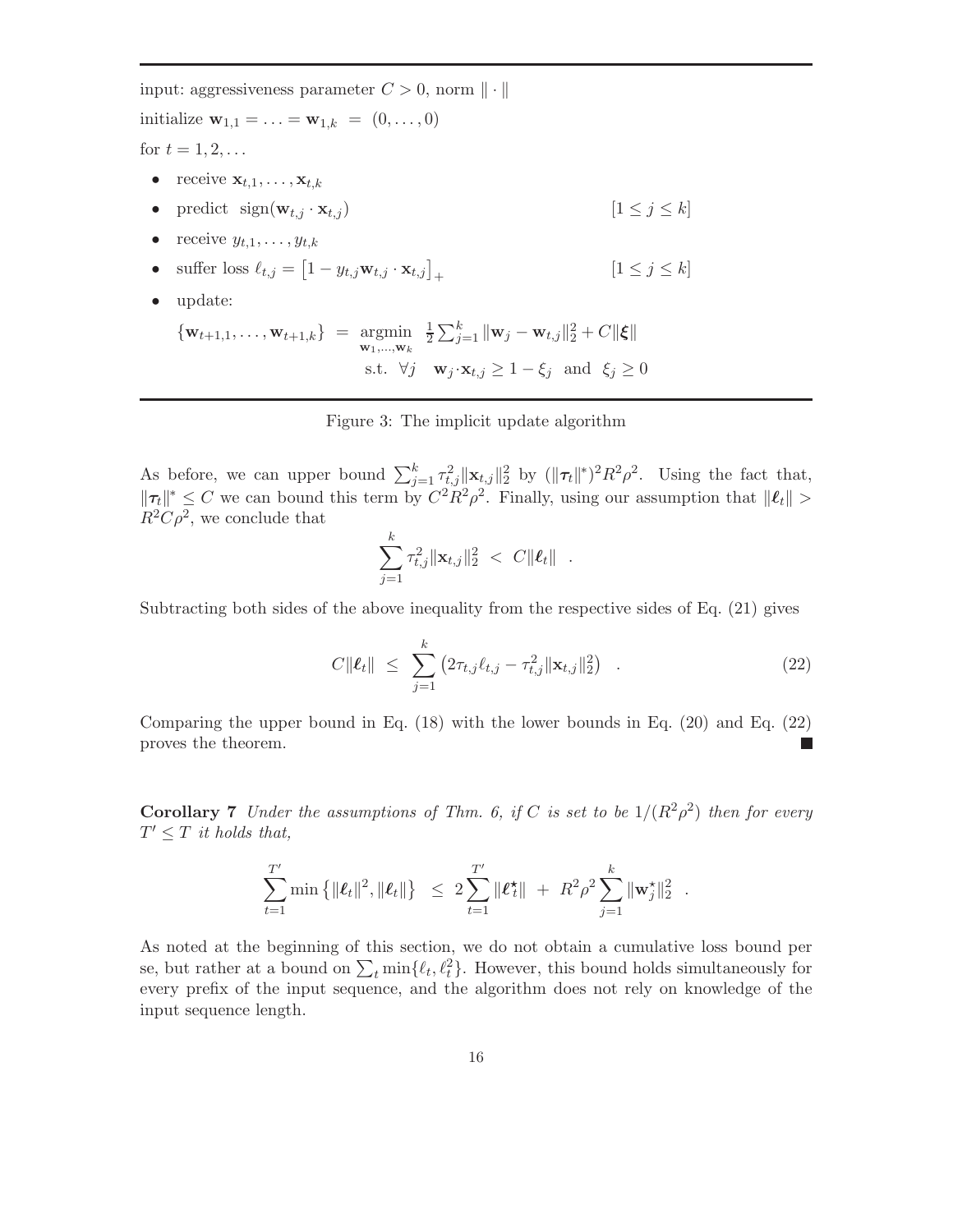input: aggressiveness parameter $C > 0$, norm $\|\cdot\|$

initialize $\mathbf{w}_{1,1} = \ldots = \mathbf{w}_{1,k} = (0, \ldots, 0)$

for $t = 1, 2, \ldots$

- receive $\mathbf{x}_{t,1}, \ldots, \mathbf{x}_{t,k}$
- predict $\text{sign}(\mathbf{w}_{t,j} \cdot \mathbf{x}_{t,j})$ $\quad [1 \leq j \leq k]$
- receive $y_{t,1}, \ldots, y_{t,k}$
- suffer loss $\ell_{t,j} = \left[1 - y_{t,j}\mathbf{w}_{t,j} \cdot \mathbf{x}_{t,j}\right]_+$ $\quad [1 \leq j \leq k]$
- update:

$$\{\mathbf{w}_{t+1,1}, \ldots, \mathbf{w}_{t+1,k}\} = \underset{\mathbf{w}_1,\ldots,\mathbf{w}_k}{\text{argmin}} \ \frac{1}{2}\sum_{j=1}^{k} \|\mathbf{w}_j - \mathbf{w}_{t,j}\|_2^2 + C\|\boldsymbol{\xi}\|$$
$$\text{s.t.} \ \forall j \quad \mathbf{w}_j \cdot \mathbf{x}_{t,j} \geq 1 - \xi_j \ \text{ and } \ \xi_j \geq 0$$

Figure 3: The implicit update algorithm

As before, we can upper bound $\sum_{j=1}^{k} \tau_{t,j}^2 \|\mathbf{x}_{t,j}\|_2^2$ by $(\|\boldsymbol{\tau}_t\|^*)^2 R^2 \rho^2$. Using the fact that, $\|\boldsymbol{\tau}_t\|^* \leq C$ we can bound this term by $C^2 R^2 \rho^2$. Finally, using our assumption that $\|\boldsymbol{\ell}_t\| > R^2 C \rho^2$, we conclude that

$$\sum_{j=1}^{k} \tau_{t,j}^2 \|\mathbf{x}_{t,j}\|_2^2 \ < \ C\|\boldsymbol{\ell}_t\| \ .$$

Subtracting both sides of the above inequality from the respective sides of Eq. (21) gives

$$C\|\boldsymbol{\ell}_t\| \ \leq \ \sum_{j=1}^{k} \left(2\tau_{t,j}\ell_{t,j} - \tau_{t,j}^2 \|\mathbf{x}_{t,j}\|_2^2\right) \ . \tag{22}$$

Comparing the upper bound in Eq. (18) with the lower bounds in Eq. (20) and Eq. (22) proves the theorem. ■

**Corollary 7** *Under the assumptions of Thm. 6, if $C$ is set to be $1/(R^2\rho^2)$ then for every $T' \leq T$ it holds that,*

$$\sum_{t=1}^{T'} \min\left\{\|\boldsymbol{\ell}_t\|^2, \|\boldsymbol{\ell}_t\|\right\} \ \leq \ 2\sum_{t=1}^{T'} \|\boldsymbol{\ell}_t^\star\| \ + \ R^2\rho^2 \sum_{j=1}^{k} \|\mathbf{w}_j^\star\|_2^2 \ .$$

As noted at the beginning of this section, we do not obtain a cumulative loss bound per se, but rather at a bound on $\sum_t \min\{\ell_t, \ell_t^2\}$. However, this bound holds simultaneously for every prefix of the input sequence, and the algorithm does not rely on knowledge of the input sequence length.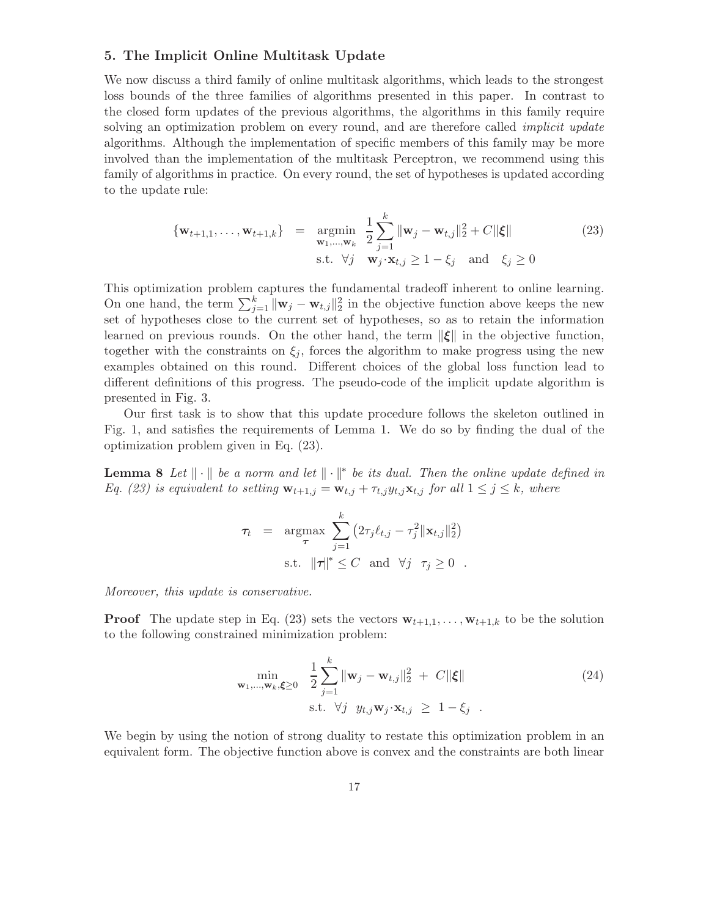## 5. The Implicit Online Multitask Update

We now discuss a third family of online multitask algorithms, which leads to the strongest loss bounds of the three families of algorithms presented in this paper. In contrast to the closed form updates of the previous algorithms, the algorithms in this family require solving an optimization problem on every round, and are therefore called *implicit update* algorithms. Although the implementation of specific members of this family may be more involved than the implementation of the multitask Perceptron, we recommend using this family of algorithms in practice. On every round, the set of hypotheses is updated according to the update rule:

$$\{\mathbf{w}_{t+1,1}, \ldots, \mathbf{w}_{t+1,k}\} \;=\; \underset{\mathbf{w}_1,\ldots,\mathbf{w}_k}{\operatorname{argmin}} \;\; \frac{1}{2}\sum_{j=1}^{k} \|\mathbf{w}_j - \mathbf{w}_{t,j}\|_2^2 + C\|\boldsymbol{\xi}\| \qquad \text{s.t.} \;\; \forall j \quad \mathbf{w}_j \cdot \mathbf{x}_{t,j} \geq 1 - \xi_j \quad \text{and} \quad \xi_j \geq 0 \tag{23}$$

This optimization problem captures the fundamental tradeoff inherent to online learning. On one hand, the term $\sum_{j=1}^{k} \|\mathbf{w}_j - \mathbf{w}_{t,j}\|_2^2$ in the objective function above keeps the new set of hypotheses close to the current set of hypotheses, so as to retain the information learned on previous rounds. On the other hand, the term $\|\boldsymbol{\xi}\|$ in the objective function, together with the constraints on $\xi_j$, forces the algorithm to make progress using the new examples obtained on this round. Different choices of the global loss function lead to different definitions of this progress. The pseudo-code of the implicit update algorithm is presented in Fig. 3.

Our first task is to show that this update procedure follows the skeleton outlined in Fig. 1, and satisfies the requirements of Lemma 1. We do so by finding the dual of the optimization problem given in Eq. (23).

**Lemma 8** *Let $\|\cdot\|$ be a norm and let $\|\cdot\|^*$ be its dual. Then the online update defined in Eq. (23) is equivalent to setting $\mathbf{w}_{t+1,j} = \mathbf{w}_{t,j} + \tau_{t,j} y_{t,j} \mathbf{x}_{t,j}$ for all $1 \leq j \leq k$, where*

$$\boldsymbol{\tau}_t \;=\; \underset{\boldsymbol{\tau}}{\operatorname{argmax}} \;\; \sum_{j=1}^{k} \left(2\tau_j \ell_{t,j} - \tau_j^2 \|\mathbf{x}_{t,j}\|_2^2\right) \qquad \text{s.t.} \;\; \|\boldsymbol{\tau}\|^* \leq C \;\; \text{and} \;\; \forall j \;\; \tau_j \geq 0 \;\; .$$

*Moreover, this update is conservative.*

**Proof** The update step in Eq. (23) sets the vectors $\mathbf{w}_{t+1,1}, \ldots, \mathbf{w}_{t+1,k}$ to be the solution to the following constrained minimization problem:

$$\min_{\mathbf{w}_1,\ldots,\mathbf{w}_k,\boldsymbol{\xi}\geq 0} \;\; \frac{1}{2}\sum_{j=1}^{k} \|\mathbf{w}_j - \mathbf{w}_{t,j}\|_2^2 \;+\; C\|\boldsymbol{\xi}\| \qquad \text{s.t.} \;\; \forall j \;\; y_{t,j}\mathbf{w}_j \cdot \mathbf{x}_{t,j} \;\geq\; 1 - \xi_j \;\; . \tag{24}$$

We begin by using the notion of strong duality to restate this optimization problem in an equivalent form. The objective function above is convex and the constraints are both linear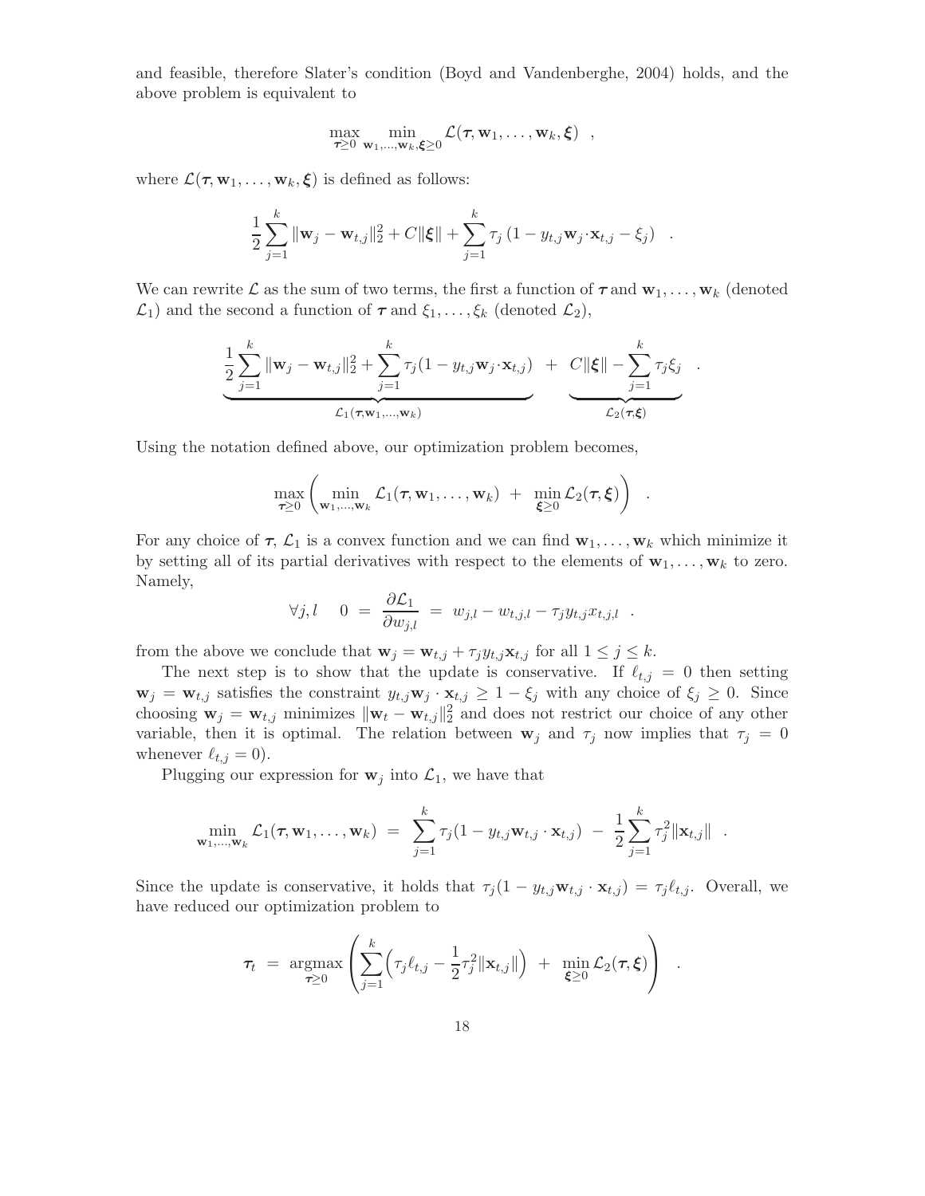and feasible, therefore Slater's condition (Boyd and Vandenberghe, 2004) holds, and the above problem is equivalent to

$$\max_{\boldsymbol{\tau} \geq 0} \min_{\mathbf{w}_1,\ldots,\mathbf{w}_k,\boldsymbol{\xi} \geq 0} \mathcal{L}(\boldsymbol{\tau}, \mathbf{w}_1, \ldots, \mathbf{w}_k, \boldsymbol{\xi}) \ ,$$

where $\mathcal{L}(\boldsymbol{\tau}, \mathbf{w}_1, \ldots, \mathbf{w}_k, \boldsymbol{\xi})$ is defined as follows:

$$\frac{1}{2} \sum_{j=1}^{k} \|\mathbf{w}_j - \mathbf{w}_{t,j}\|_2^2 + C\|\boldsymbol{\xi}\| + \sum_{j=1}^{k} \tau_j \left(1 - y_{t,j} \mathbf{w}_j \cdot \mathbf{x}_{t,j} - \xi_j\right) \ .$$

We can rewrite $\mathcal{L}$ as the sum of two terms, the first a function of $\boldsymbol{\tau}$ and $\mathbf{w}_1, \ldots, \mathbf{w}_k$ (denoted $\mathcal{L}_1$) and the second a function of $\boldsymbol{\tau}$ and $\xi_1, \ldots, \xi_k$ (denoted $\mathcal{L}_2$),

$$\underbrace{\frac{1}{2} \sum_{j=1}^{k} \|\mathbf{w}_j - \mathbf{w}_{t,j}\|_2^2 + \sum_{j=1}^{k} \tau_j (1 - y_{t,j} \mathbf{w}_j \cdot \mathbf{x}_{t,j})}_{\mathcal{L}_1(\boldsymbol{\tau}, \mathbf{w}_1, \ldots, \mathbf{w}_k)} \ + \ \underbrace{C\|\boldsymbol{\xi}\| - \sum_{j=1}^{k} \tau_j \xi_j}_{\mathcal{L}_2(\boldsymbol{\tau}, \boldsymbol{\xi})} \ .$$

Using the notation defined above, our optimization problem becomes,

$$\max_{\boldsymbol{\tau} \geq 0} \left( \min_{\mathbf{w}_1,\ldots,\mathbf{w}_k} \mathcal{L}_1(\boldsymbol{\tau}, \mathbf{w}_1, \ldots, \mathbf{w}_k) \ + \ \min_{\boldsymbol{\xi} \geq 0} \mathcal{L}_2(\boldsymbol{\tau}, \boldsymbol{\xi}) \right) \ .$$

For any choice of $\boldsymbol{\tau}$, $\mathcal{L}_1$ is a convex function and we can find $\mathbf{w}_1, \ldots, \mathbf{w}_k$ which minimize it by setting all of its partial derivatives with respect to the elements of $\mathbf{w}_1, \ldots, \mathbf{w}_k$ to zero. Namely,

$$\forall j, l \quad 0 \ = \ \frac{\partial \mathcal{L}_1}{\partial w_{j,l}} \ = \ w_{j,l} - w_{t,j,l} - \tau_j y_{t,j} x_{t,j,l} \ .$$

from the above we conclude that $\mathbf{w}_j = \mathbf{w}_{t,j} + \tau_j y_{t,j} \mathbf{x}_{t,j}$ for all $1 \leq j \leq k$.

The next step is to show that the update is conservative. If $\ell_{t,j} = 0$ then setting $\mathbf{w}_j = \mathbf{w}_{t,j}$ satisfies the constraint $y_{t,j} \mathbf{w}_j \cdot \mathbf{x}_{t,j} \geq 1 - \xi_j$ with any choice of $\xi_j \geq 0$. Since choosing $\mathbf{w}_j = \mathbf{w}_{t,j}$ minimizes $\|\mathbf{w}_t - \mathbf{w}_{t,j}\|_2^2$ and does not restrict our choice of any other variable, then it is optimal. The relation between $\mathbf{w}_j$ and $\tau_j$ now implies that $\tau_j = 0$ whenever $\ell_{t,j} = 0$).

Plugging our expression for $\mathbf{w}_j$ into $\mathcal{L}_1$, we have that

$$\min_{\mathbf{w}_1,\ldots,\mathbf{w}_k} \mathcal{L}_1(\boldsymbol{\tau}, \mathbf{w}_1, \ldots, \mathbf{w}_k) \ = \ \sum_{j=1}^{k} \tau_j (1 - y_{t,j} \mathbf{w}_{t,j} \cdot \mathbf{x}_{t,j}) \ - \ \frac{1}{2} \sum_{j=1}^{k} \tau_j^2 \|\mathbf{x}_{t,j}\| \ .$$

Since the update is conservative, it holds that $\tau_j (1 - y_{t,j} \mathbf{w}_{t,j} \cdot \mathbf{x}_{t,j}) = \tau_j \ell_{t,j}$. Overall, we have reduced our optimization problem to

$$\boldsymbol{\tau}_t \ = \ \underset{\boldsymbol{\tau} \geq 0}{\operatorname{argmax}} \left( \sum_{j=1}^{k} \Big( \tau_j \ell_{t,j} - \frac{1}{2} \tau_j^2 \|\mathbf{x}_{t,j}\| \Big) \ + \ \min_{\boldsymbol{\xi} \geq 0} \mathcal{L}_2(\boldsymbol{\tau}, \boldsymbol{\xi}) \right) \ .$$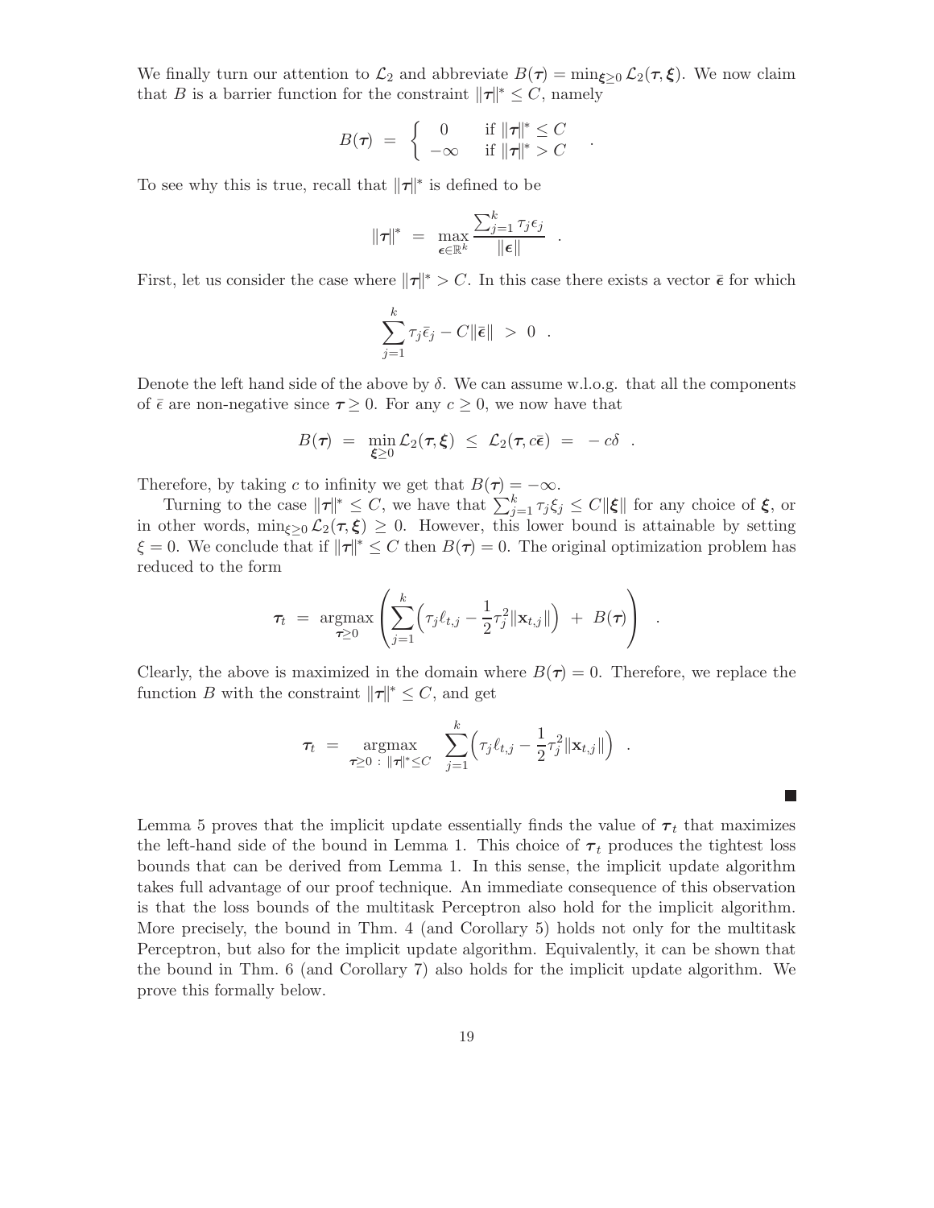We finally turn our attention to $\mathcal{L}_2$ and abbreviate $B(\boldsymbol{\tau}) = \min_{\boldsymbol{\xi} \geq 0} \mathcal{L}_2(\boldsymbol{\tau}, \boldsymbol{\xi})$. We now claim that $B$ is a barrier function for the constraint $\|\boldsymbol{\tau}\|^* \leq C$, namely

$$B(\boldsymbol{\tau}) \;=\; \begin{cases} 0 & \text{if } \|\boldsymbol{\tau}\|^* \leq C \\ -\infty & \text{if } \|\boldsymbol{\tau}\|^* > C \end{cases} \quad .$$

To see why this is true, recall that $\|\boldsymbol{\tau}\|^*$ is defined to be

$$\|\boldsymbol{\tau}\|^* \;=\; \max_{\boldsymbol{\epsilon} \in \mathbb{R}^k} \frac{\sum_{j=1}^k \tau_j \epsilon_j}{\|\boldsymbol{\epsilon}\|} \quad .$$

First, let us consider the case where $\|\boldsymbol{\tau}\|^* > C$. In this case there exists a vector $\bar{\boldsymbol{\epsilon}}$ for which

$$\sum_{j=1}^k \tau_j \bar{\epsilon}_j - C\|\bar{\boldsymbol{\epsilon}}\| \;>\; 0 \quad .$$

Denote the left hand side of the above by $\delta$. We can assume w.l.o.g. that all the components of $\bar{\epsilon}$ are non-negative since $\boldsymbol{\tau} \geq 0$. For any $c \geq 0$, we now have that

$$B(\boldsymbol{\tau}) \;=\; \min_{\boldsymbol{\xi} \geq 0} \mathcal{L}_2(\boldsymbol{\tau}, \boldsymbol{\xi}) \;\leq\; \mathcal{L}_2(\boldsymbol{\tau}, c\bar{\boldsymbol{\epsilon}}) \;=\; -\, c\delta \quad .$$

Therefore, by taking $c$ to infinity we get that $B(\boldsymbol{\tau}) = -\infty$.

Turning to the case $\|\boldsymbol{\tau}\|^* \leq C$, we have that $\sum_{j=1}^k \tau_j \xi_j \leq C\|\boldsymbol{\xi}\|$ for any choice of $\boldsymbol{\xi}$, or in other words, $\min_{\xi \geq 0} \mathcal{L}_2(\boldsymbol{\tau}, \boldsymbol{\xi}) \geq 0$. However, this lower bound is attainable by setting $\xi = 0$. We conclude that if $\|\boldsymbol{\tau}\|^* \leq C$ then $B(\boldsymbol{\tau}) = 0$. The original optimization problem has reduced to the form

$$\boldsymbol{\tau}_t \;=\; \operatorname*{argmax}_{\boldsymbol{\tau} \geq 0} \left( \sum_{j=1}^k \Big( \tau_j \ell_{t,j} - \frac{1}{2}\tau_j^2 \|\mathbf{x}_{t,j}\| \Big) \;+\; B(\boldsymbol{\tau}) \right) \quad .$$

Clearly, the above is maximized in the domain where $B(\boldsymbol{\tau}) = 0$. Therefore, we replace the function $B$ with the constraint $\|\boldsymbol{\tau}\|^* \leq C$, and get

$$\boldsymbol{\tau}_t \;=\; \operatorname*{argmax}_{\boldsymbol{\tau} \geq 0 \,:\, \|\boldsymbol{\tau}\|^* \leq C} \;\; \sum_{j=1}^k \Big( \tau_j \ell_{t,j} - \frac{1}{2}\tau_j^2 \|\mathbf{x}_{t,j}\| \Big) \quad .$$

■

Lemma 5 proves that the implicit update essentially finds the value of $\boldsymbol{\tau}_t$ that maximizes the left-hand side of the bound in Lemma 1. This choice of $\boldsymbol{\tau}_t$ produces the tightest loss bounds that can be derived from Lemma 1. In this sense, the implicit update algorithm takes full advantage of our proof technique. An immediate consequence of this observation is that the loss bounds of the multitask Perceptron also hold for the implicit algorithm. More precisely, the bound in Thm. 4 (and Corollary 5) holds not only for the multitask Perceptron, but also for the implicit update algorithm. Equivalently, it can be shown that the bound in Thm. 6 (and Corollary 7) also holds for the implicit update algorithm. We prove this formally below.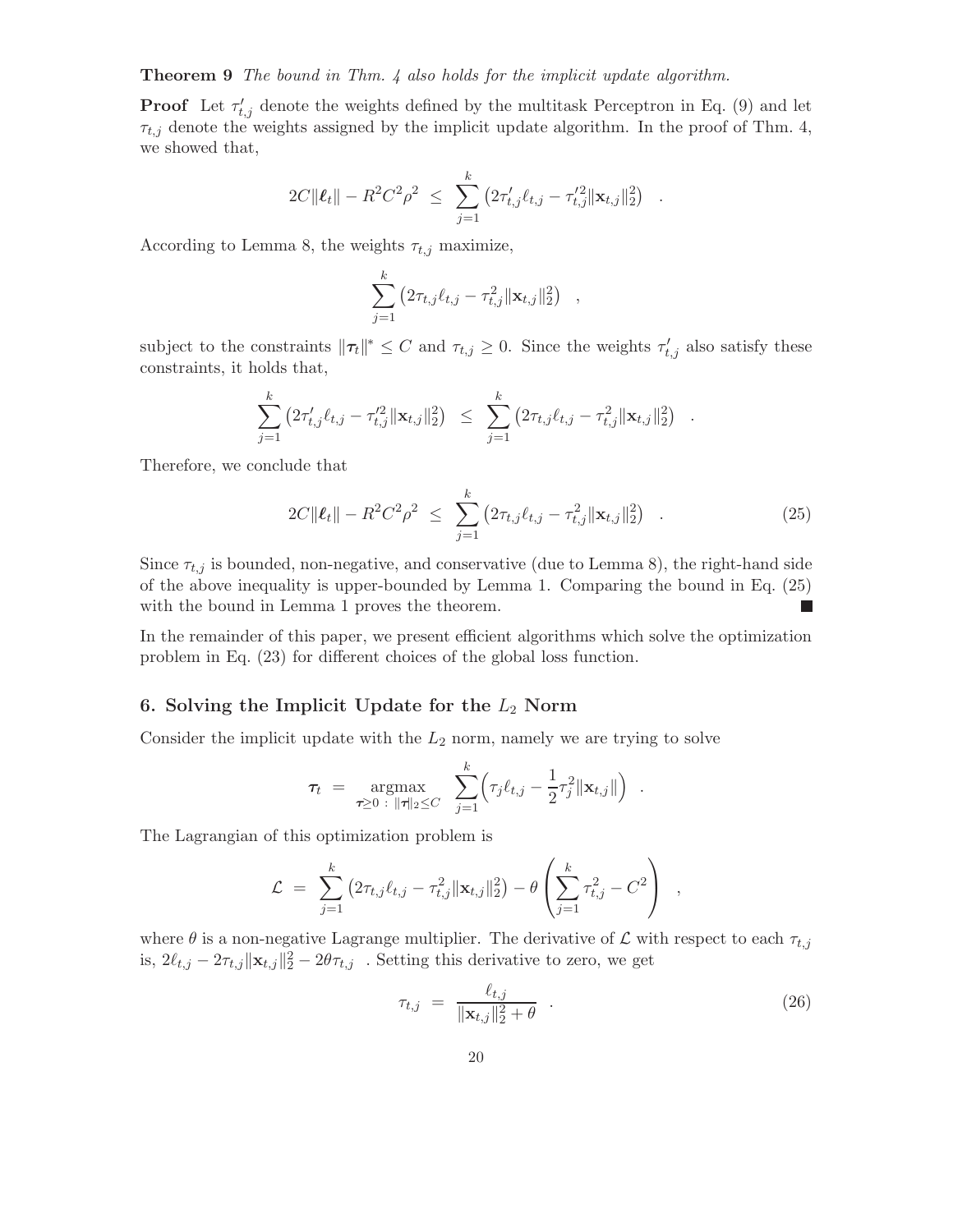**Theorem 9** *The bound in Thm. 4 also holds for the implicit update algorithm.*

**Proof** Let $\tau'_{t,j}$ denote the weights defined by the multitask Perceptron in Eq. (9) and let $\tau_{t,j}$ denote the weights assigned by the implicit update algorithm. In the proof of Thm. 4, we showed that,

$$2C\|\boldsymbol{\ell}_t\| - R^2C^2\rho^2 \;\leq\; \sum_{j=1}^{k} \left(2\tau'_{t,j}\ell_{t,j} - \tau'^2_{t,j}\|\mathbf{x}_{t,j}\|_2^2\right) \quad .$$

According to Lemma 8, the weights $\tau_{t,j}$ maximize,

$$\sum_{j=1}^{k} \left(2\tau_{t,j}\ell_{t,j} - \tau^2_{t,j}\|\mathbf{x}_{t,j}\|_2^2\right) \quad ,$$

subject to the constraints $\|\boldsymbol{\tau}_t\|^* \leq C$ and $\tau_{t,j} \geq 0$. Since the weights $\tau'_{t,j}$ also satisfy these constraints, it holds that,

$$\sum_{j=1}^{k} \left(2\tau'_{t,j}\ell_{t,j} - \tau'^2_{t,j}\|\mathbf{x}_{t,j}\|_2^2\right) \;\leq\; \sum_{j=1}^{k} \left(2\tau_{t,j}\ell_{t,j} - \tau^2_{t,j}\|\mathbf{x}_{t,j}\|_2^2\right) \quad .$$

Therefore, we conclude that

$$2C\|\boldsymbol{\ell}_t\| - R^2C^2\rho^2 \;\leq\; \sum_{j=1}^{k} \left(2\tau_{t,j}\ell_{t,j} - \tau^2_{t,j}\|\mathbf{x}_{t,j}\|_2^2\right) \quad . \tag{25}$$

Since $\tau_{t,j}$ is bounded, non-negative, and conservative (due to Lemma 8), the right-hand side of the above inequality is upper-bounded by Lemma 1. Comparing the bound in Eq. (25) with the bound in Lemma 1 proves the theorem. ∎

In the remainder of this paper, we present efficient algorithms which solve the optimization problem in Eq. (23) for different choices of the global loss function.

## 6. Solving the Implicit Update for the $L_2$ Norm

Consider the implicit update with the $L_2$ norm, namely we are trying to solve

$$\boldsymbol{\tau}_t \;=\; \operatorname*{argmax}_{\boldsymbol{\tau}\geq 0 \;:\; \|\boldsymbol{\tau}\|_2 \leq C} \;\sum_{j=1}^{k}\Big(\tau_j\ell_{t,j} - \frac{1}{2}\tau_j^2\|\mathbf{x}_{t,j}\|\Big) \quad .$$

The Lagrangian of this optimization problem is

$$\mathcal{L} \;=\; \sum_{j=1}^{k} \left(2\tau_{t,j}\ell_{t,j} - \tau^2_{t,j}\|\mathbf{x}_{t,j}\|_2^2\right) - \theta\left(\sum_{j=1}^{k}\tau_{t,j}^2 - C^2\right) \quad ,$$

where $\theta$ is a non-negative Lagrange multiplier. The derivative of $\mathcal{L}$ with respect to each $\tau_{t,j}$ is, $2\ell_{t,j} - 2\tau_{t,j}\|\mathbf{x}_{t,j}\|_2^2 - 2\theta\tau_{t,j}$ . Setting this derivative to zero, we get

$$\tau_{t,j} \;=\; \frac{\ell_{t,j}}{\|\mathbf{x}_{t,j}\|_2^2 + \theta} \quad . \tag{26}$$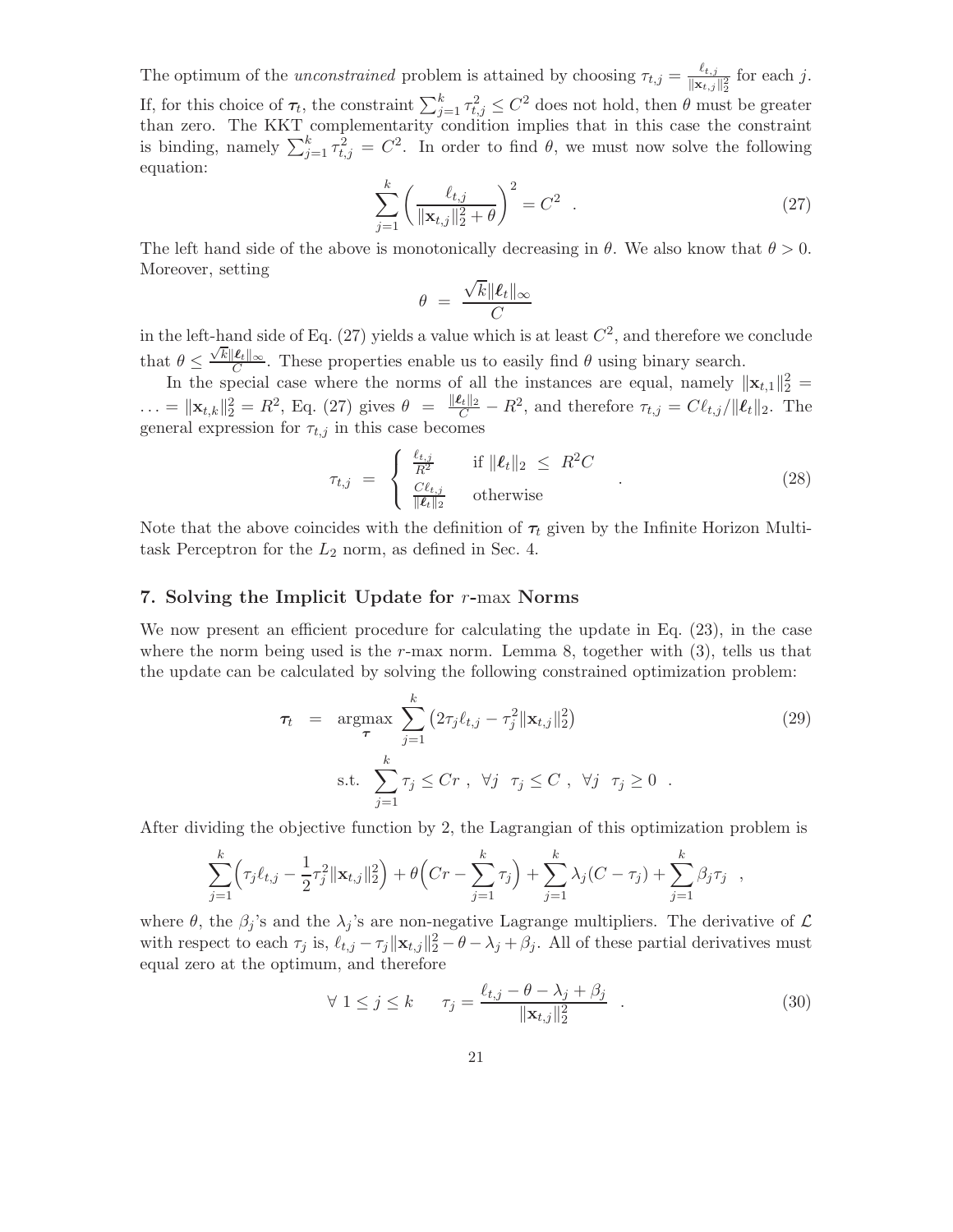The optimum of the *unconstrained* problem is attained by choosing $\tau_{t,j} = \frac{\ell_{t,j}}{\|\mathbf{x}_{t,j}\|_2^2}$ for each $j$. If, for this choice of $\boldsymbol{\tau}_t$, the constraint $\sum_{j=1}^k \tau_{t,j}^2 \leq C^2$ does not hold, then $\theta$ must be greater than zero. The KKT complementarity condition implies that in this case the constraint is binding, namely $\sum_{j=1}^k \tau_{t,j}^2 = C^2$. In order to find $\theta$, we must now solve the following equation:

$$\sum_{j=1}^k \left( \frac{\ell_{t,j}}{\|\mathbf{x}_{t,j}\|_2^2 + \theta} \right)^2 = C^2 \quad . \tag{27}$$

The left hand side of the above is monotonically decreasing in $\theta$. We also know that $\theta > 0$. Moreover, setting

$$\theta \;=\; \frac{\sqrt{k}\|\boldsymbol{\ell}_t\|_\infty}{C}$$

in the left-hand side of Eq. (27) yields a value which is at least $C^2$, and therefore we conclude that $\theta \leq \frac{\sqrt{k}\|\boldsymbol{\ell}_t\|_\infty}{C}$. These properties enable us to easily find $\theta$ using binary search.

In the special case where the norms of all the instances are equal, namely $\|\mathbf{x}_{t,1}\|_2^2 = \ldots = \|\mathbf{x}_{t,k}\|_2^2 = R^2$, Eq. (27) gives $\theta \;=\; \frac{\|\boldsymbol{\ell}_t\|_2}{C} - R^2$, and therefore $\tau_{t,j} = C\ell_{t,j}/\|\boldsymbol{\ell}_t\|_2$. The general expression for $\tau_{t,j}$ in this case becomes

$$\tau_{t,j} \;=\; \begin{cases} \frac{\ell_{t,j}}{R^2} & \text{if } \|\boldsymbol{\ell}_t\|_2 \;\leq\; R^2 C \\ \frac{C\ell_{t,j}}{\|\boldsymbol{\ell}_t\|_2} & \text{otherwise} \end{cases} \quad . \tag{28}$$

Note that the above coincides with the definition of $\boldsymbol{\tau}_t$ given by the Infinite Horizon Multitask Perceptron for the $L_2$ norm, as defined in Sec. 4.

## 7. Solving the Implicit Update for $r$-max Norms

We now present an efficient procedure for calculating the update in Eq. (23), in the case where the norm being used is the $r$-max norm. Lemma 8, together with (3), tells us that the update can be calculated by solving the following constrained optimization problem:

$$\begin{aligned} \boldsymbol{\tau}_t \;&=\; \underset{\boldsymbol{\tau}}{\operatorname{argmax}} \; \sum_{j=1}^k \left( 2\tau_j \ell_{t,j} - \tau_j^2 \|\mathbf{x}_{t,j}\|_2^2 \right) \\ & \text{s.t.} \;\; \sum_{j=1}^k \tau_j \leq Cr \;, \;\; \forall j \;\; \tau_j \leq C \;, \;\; \forall j \;\; \tau_j \geq 0 \quad . \end{aligned} \tag{29}$$

After dividing the objective function by 2, the Lagrangian of this optimization problem is

$$\sum_{j=1}^k \Big( \tau_j \ell_{t,j} - \frac{1}{2}\tau_j^2 \|\mathbf{x}_{t,j}\|_2^2 \Big) + \theta\Big( Cr - \sum_{j=1}^k \tau_j \Big) + \sum_{j=1}^k \lambda_j (C - \tau_j) + \sum_{j=1}^k \beta_j \tau_j \quad ,$$

where $\theta$, the $\beta_j$'s and the $\lambda_j$'s are non-negative Lagrange multipliers. The derivative of $\mathcal{L}$ with respect to each $\tau_j$ is, $\ell_{t,j} - \tau_j \|\mathbf{x}_{t,j}\|_2^2 - \theta - \lambda_j + \beta_j$. All of these partial derivatives must equal zero at the optimum, and therefore

$$\forall \; 1 \leq j \leq k \qquad \tau_j = \frac{\ell_{t,j} - \theta - \lambda_j + \beta_j}{\|\mathbf{x}_{t,j}\|_2^2} \quad . \tag{30}$$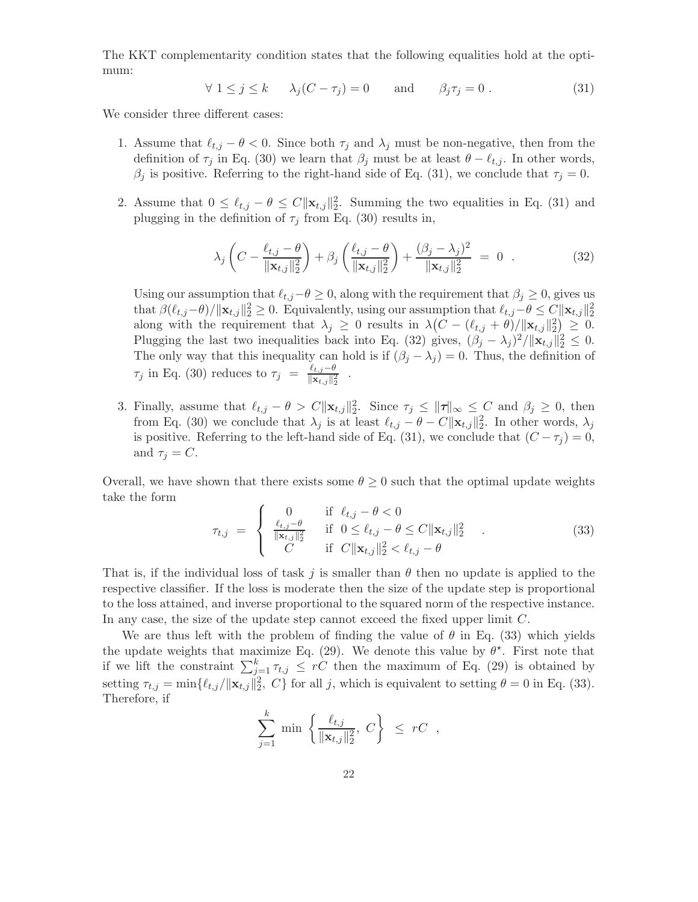The KKT complementarity condition states that the following equalities hold at the optimum:

$$\forall\ 1 \le j \le k \qquad \lambda_j (C - \tau_j) = 0 \qquad \text{and} \qquad \beta_j \tau_j = 0 \ . \tag{31}$$

We consider three different cases:

1. Assume that $\ell_{t,j} - \theta < 0$. Since both $\tau_j$ and $\lambda_j$ must be non-negative, then from the definition of $\tau_j$ in Eq. (30) we learn that $\beta_j$ must be at least $\theta - \ell_{t,j}$. In other words, $\beta_j$ is positive. Referring to the right-hand side of Eq. (31), we conclude that $\tau_j = 0$.

2. Assume that $0 \le \ell_{t,j} - \theta \le C\|\mathbf{x}_{t,j}\|_2^2$. Summing the two equalities in Eq. (31) and plugging in the definition of $\tau_j$ from Eq. (30) results in,

$$\lambda_j \left( C - \frac{\ell_{t,j} - \theta}{\|\mathbf{x}_{t,j}\|_2^2} \right) + \beta_j \left( \frac{\ell_{t,j} - \theta}{\|\mathbf{x}_{t,j}\|_2^2} \right) + \frac{(\beta_j - \lambda_j)^2}{\|\mathbf{x}_{t,j}\|_2^2} \ = \ 0 \ \ . \tag{32}$$

   Using our assumption that $\ell_{t,j} - \theta \ge 0$, along with the requirement that $\beta_j \ge 0$, gives us that $\beta(\ell_{t,j} - \theta)/\|\mathbf{x}_{t,j}\|_2^2 \ge 0$. Equivalently, using our assumption that $\ell_{t,j} - \theta \le C\|\mathbf{x}_{t,j}\|_2^2$ along with the requirement that $\lambda_j \ge 0$ results in $\lambda\big(C - (\ell_{t,j} + \theta)/\|\mathbf{x}_{t,j}\|_2^2\big) \ge 0$. Plugging the last two inequalities back into Eq. (32) gives, $(\beta_j - \lambda_j)^2/\|\mathbf{x}_{t,j}\|_2^2 \le 0$. The only way that this inequality can hold is if $(\beta_j - \lambda_j) = 0$. Thus, the definition of $\tau_j$ in Eq. (30) reduces to $\tau_j \ = \ \frac{\ell_{t,j} - \theta}{\|\mathbf{x}_{t,j}\|_2^2}$ .

3. Finally, assume that $\ell_{t,j} - \theta > C\|\mathbf{x}_{t,j}\|_2^2$. Since $\tau_j \le \|\boldsymbol{\tau}\|_\infty \le C$ and $\beta_j \ge 0$, then from Eq. (30) we conclude that $\lambda_j$ is at least $\ell_{t,j} - \theta - C\|\mathbf{x}_{t,j}\|_2^2$. In other words, $\lambda_j$ is positive. Referring to the left-hand side of Eq. (31), we conclude that $(C - \tau_j) = 0$, and $\tau_j = C$.

Overall, we have shown that there exists some $\theta \ge 0$ such that the optimal update weights take the form

$$\tau_{t,j} \ = \ \begin{cases} 0 & \text{if } \ \ell_{t,j} - \theta < 0 \\ \frac{\ell_{t,j} - \theta}{\|\mathbf{x}_{t,j}\|_2^2} & \text{if } \ 0 \le \ell_{t,j} - \theta \le C\|\mathbf{x}_{t,j}\|_2^2 \\ C & \text{if } \ C\|\mathbf{x}_{t,j}\|_2^2 < \ell_{t,j} - \theta \end{cases} \quad . \tag{33}$$

That is, if the individual loss of task $j$ is smaller than $\theta$ then no update is applied to the respective classifier. If the loss is moderate then the size of the update step is proportional to the loss attained, and inverse proportional to the squared norm of the respective instance. In any case, the size of the update step cannot exceed the fixed upper limit $C$.

We are thus left with the problem of finding the value of $\theta$ in Eq. (33) which yields the update weights that maximize Eq. (29). We denote this value by $\theta^\star$. First note that if we lift the constraint $\sum_{j=1}^{k} \tau_{t,j} \le rC$ then the maximum of Eq. (29) is obtained by setting $\tau_{t,j} = \min\{\ell_{t,j}/\|\mathbf{x}_{t,j}\|_2^2,\ C\}$ for all $j$, which is equivalent to setting $\theta = 0$ in Eq. (33). Therefore, if

$$\sum_{j=1}^{k} \ \min \ \left\{ \frac{\ell_{t,j}}{\|\mathbf{x}_{t,j}\|_2^2},\ C \right\} \ \le \ rC \ \ ,$$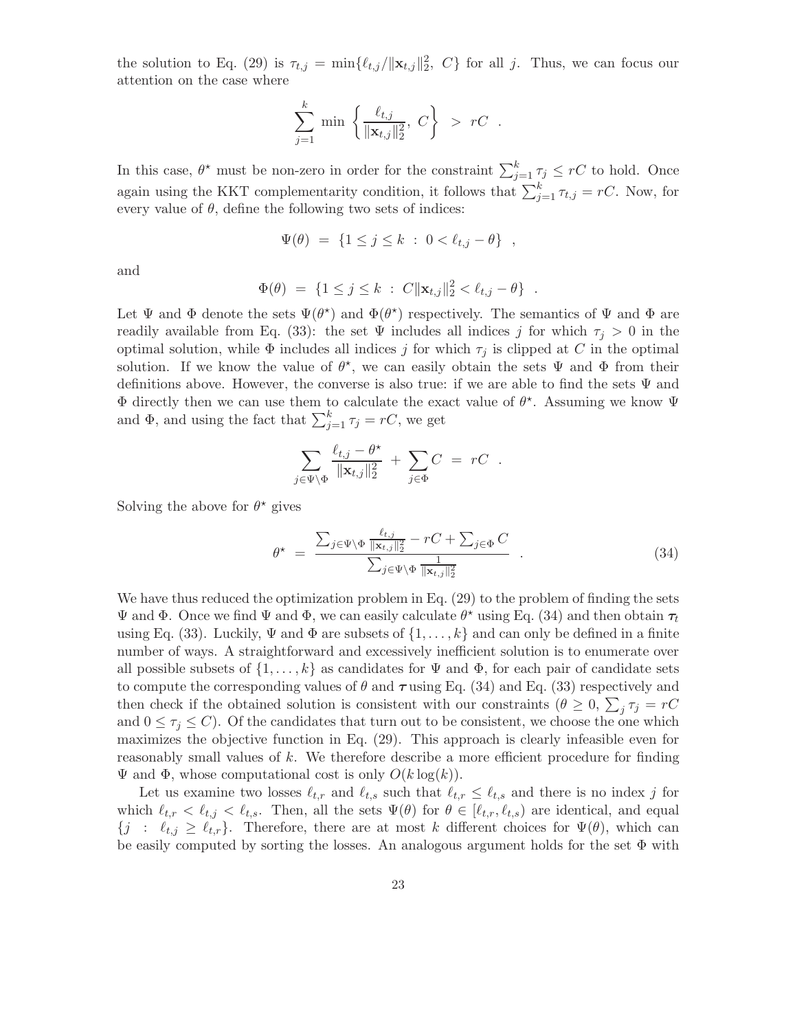the solution to Eq. (29) is $\tau_{t,j} = \min\{\ell_{t,j}/\|\mathbf{x}_{t,j}\|_2^2,\ C\}$ for all $j$. Thus, we can focus our attention on the case where

$$\sum_{j=1}^{k} \min\ \left\{ \frac{\ell_{t,j}}{\|\mathbf{x}_{t,j}\|_2^2},\ C \right\} \ > \ rC \ .$$

In this case, $\theta^\star$ must be non-zero in order for the constraint $\sum_{j=1}^{k} \tau_j \leq rC$ to hold. Once again using the KKT complementarity condition, it follows that $\sum_{j=1}^{k} \tau_{t,j} = rC$. Now, for every value of $\theta$, define the following two sets of indices:

$$\Psi(\theta) \ = \ \{1 \leq j \leq k \ : \ 0 < \ell_{t,j} - \theta\} \ ,$$

and

$$\Phi(\theta) \ = \ \{1 \leq j \leq k \ : \ C\|\mathbf{x}_{t,j}\|_2^2 < \ell_{t,j} - \theta\} \ .$$

Let $\Psi$ and $\Phi$ denote the sets $\Psi(\theta^\star)$ and $\Phi(\theta^\star)$ respectively. The semantics of $\Psi$ and $\Phi$ are readily available from Eq. (33): the set $\Psi$ includes all indices $j$ for which $\tau_j > 0$ in the optimal solution, while $\Phi$ includes all indices $j$ for which $\tau_j$ is clipped at $C$ in the optimal solution. If we know the value of $\theta^\star$, we can easily obtain the sets $\Psi$ and $\Phi$ from their definitions above. However, the converse is also true: if we are able to find the sets $\Psi$ and $\Phi$ directly then we can use them to calculate the exact value of $\theta^\star$. Assuming we know $\Psi$ and $\Phi$, and using the fact that $\sum_{j=1}^{k} \tau_j = rC$, we get

$$\sum_{j \in \Psi \setminus \Phi} \frac{\ell_{t,j} - \theta^\star}{\|\mathbf{x}_{t,j}\|_2^2} \ + \ \sum_{j \in \Phi} C \ = \ rC \ .$$

Solving the above for $\theta^\star$ gives

$$\theta^\star \ = \ \frac{\sum_{j \in \Psi \setminus \Phi} \frac{\ell_{t,j}}{\|\mathbf{x}_{t,j}\|_2^2} - rC + \sum_{j \in \Phi} C}{\sum_{j \in \Psi \setminus \Phi} \frac{1}{\|\mathbf{x}_{t,j}\|_2^2}} \ . \tag{34}$$

We have thus reduced the optimization problem in Eq. (29) to the problem of finding the sets $\Psi$ and $\Phi$. Once we find $\Psi$ and $\Phi$, we can easily calculate $\theta^\star$ using Eq. (34) and then obtain $\boldsymbol{\tau}_t$ using Eq. (33). Luckily, $\Psi$ and $\Phi$ are subsets of $\{1, \ldots, k\}$ and can only be defined in a finite number of ways. A straightforward and excessively inefficient solution is to enumerate over all possible subsets of $\{1, \ldots, k\}$ as candidates for $\Psi$ and $\Phi$, for each pair of candidate sets to compute the corresponding values of $\theta$ and $\boldsymbol{\tau}$ using Eq. (34) and Eq. (33) respectively and then check if the obtained solution is consistent with our constraints ($\theta \geq 0$, $\sum_j \tau_j = rC$ and $0 \leq \tau_j \leq C$). Of the candidates that turn out to be consistent, we choose the one which maximizes the objective function in Eq. (29). This approach is clearly infeasible even for reasonably small values of $k$. We therefore describe a more efficient procedure for finding $\Psi$ and $\Phi$, whose computational cost is only $O(k \log(k))$.

Let us examine two losses $\ell_{t,r}$ and $\ell_{t,s}$ such that $\ell_{t,r} \leq \ell_{t,s}$ and there is no index $j$ for which $\ell_{t,r} < \ell_{t,j} < \ell_{t,s}$. Then, all the sets $\Psi(\theta)$ for $\theta \in [\ell_{t,r}, \ell_{t,s})$ are identical, and equal $\{j \ : \ \ell_{t,j} \geq \ell_{t,r}\}$. Therefore, there are at most $k$ different choices for $\Psi(\theta)$, which can be easily computed by sorting the losses. An analogous argument holds for the set $\Phi$ with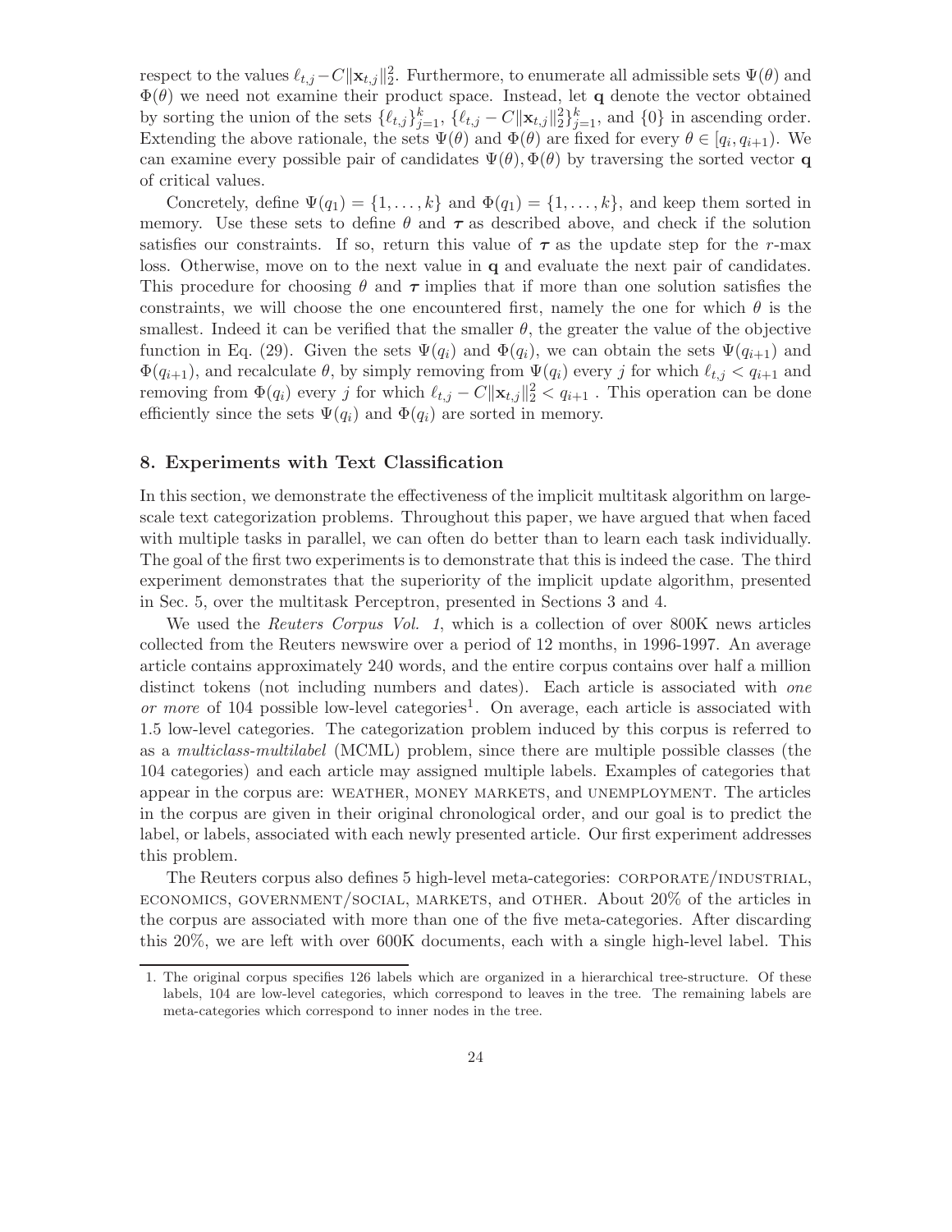respect to the values $\ell_{t,j} - C\|\mathbf{x}_{t,j}\|_2^2$. Furthermore, to enumerate all admissible sets $\Psi(\theta)$ and $\Phi(\theta)$ we need not examine their product space. Instead, let $\mathbf{q}$ denote the vector obtained by sorting the union of the sets $\{\ell_{t,j}\}_{j=1}^k$, $\{\ell_{t,j} - C\|\mathbf{x}_{t,j}\|_2^2\}_{j=1}^k$, and $\{0\}$ in ascending order. Extending the above rationale, the sets $\Psi(\theta)$ and $\Phi(\theta)$ are fixed for every $\theta \in [q_i, q_{i+1})$. We can examine every possible pair of candidates $\Psi(\theta), \Phi(\theta)$ by traversing the sorted vector $\mathbf{q}$ of critical values.

Concretely, define $\Psi(q_1) = \{1, \ldots, k\}$ and $\Phi(q_1) = \{1, \ldots, k\}$, and keep them sorted in memory. Use these sets to define $\theta$ and $\boldsymbol{\tau}$ as described above, and check if the solution satisfies our constraints. If so, return this value of $\boldsymbol{\tau}$ as the update step for the $r$-max loss. Otherwise, move on to the next value in $\mathbf{q}$ and evaluate the next pair of candidates. This procedure for choosing $\theta$ and $\boldsymbol{\tau}$ implies that if more than one solution satisfies the constraints, we will choose the one encountered first, namely the one for which $\theta$ is the smallest. Indeed it can be verified that the smaller $\theta$, the greater the value of the objective function in Eq. (29). Given the sets $\Psi(q_i)$ and $\Phi(q_i)$, we can obtain the sets $\Psi(q_{i+1})$ and $\Phi(q_{i+1})$, and recalculate $\theta$, by simply removing from $\Psi(q_i)$ every $j$ for which $\ell_{t,j} < q_{i+1}$ and removing from $\Phi(q_i)$ every $j$ for which $\ell_{t,j} - C\|\mathbf{x}_{t,j}\|_2^2 < q_{i+1}$. This operation can be done efficiently since the sets $\Psi(q_i)$ and $\Phi(q_i)$ are sorted in memory.

## 8. Experiments with Text Classification

In this section, we demonstrate the effectiveness of the implicit multitask algorithm on large-scale text categorization problems. Throughout this paper, we have argued that when faced with multiple tasks in parallel, we can often do better than to learn each task individually. The goal of the first two experiments is to demonstrate that this is indeed the case. The third experiment demonstrates that the superiority of the implicit update algorithm, presented in Sec. 5, over the multitask Perceptron, presented in Sections 3 and 4.

We used the *Reuters Corpus Vol. 1*, which is a collection of over 800K news articles collected from the Reuters newswire over a period of 12 months, in 1996-1997. An average article contains approximately 240 words, and the entire corpus contains over half a million distinct tokens (not including numbers and dates). Each article is associated with *one or more* of 104 possible low-level categories[1]. On average, each article is associated with 1.5 low-level categories. The categorization problem induced by this corpus is referred to as a *multiclass-multilabel* (MCML) problem, since there are multiple possible classes (the 104 categories) and each article may assigned multiple labels. Examples of categories that appear in the corpus are: WEATHER, MONEY MARKETS, and UNEMPLOYMENT. The articles in the corpus are given in their original chronological order, and our goal is to predict the label, or labels, associated with each newly presented article. Our first experiment addresses this problem.

The Reuters corpus also defines 5 high-level meta-categories: CORPORATE/INDUSTRIAL, ECONOMICS, GOVERNMENT/SOCIAL, MARKETS, and OTHER. About 20% of the articles in the corpus are associated with more than one of the five meta-categories. After discarding this 20%, we are left with over 600K documents, each with a single high-level label. This

1. The original corpus specifies 126 labels which are organized in a hierarchical tree-structure. Of these labels, 104 are low-level categories, which correspond to leaves in the tree. The remaining labels are meta-categories which correspond to inner nodes in the tree.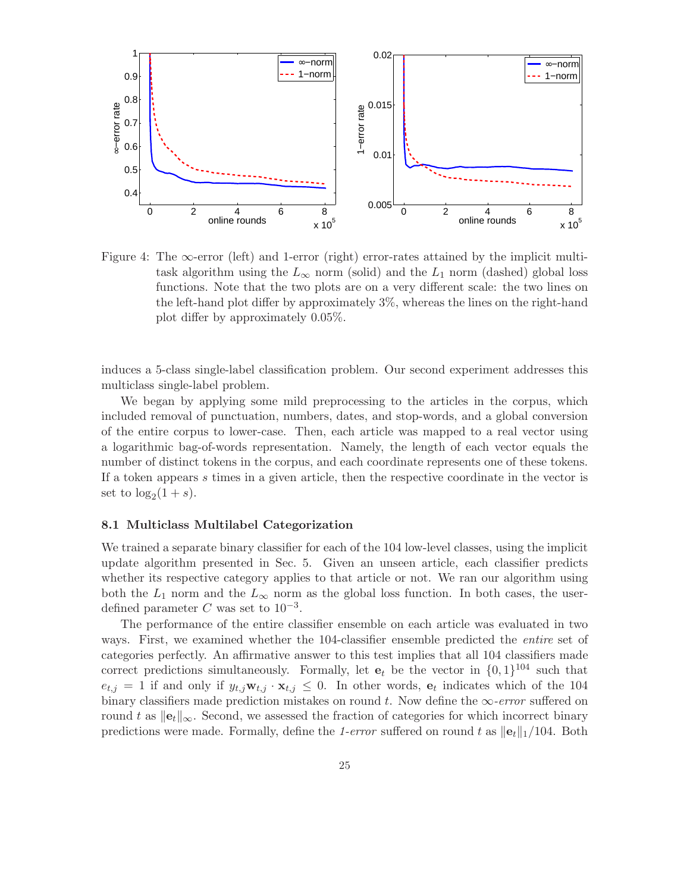Figure 4: The $\infty$-error (left) and 1-error (right) error-rates attained by the implicit multi-task algorithm using the $L_\infty$ norm (solid) and the $L_1$ norm (dashed) global loss functions. Note that the two plots are on a very different scale: the two lines on the left-hand plot differ by approximately 3%, whereas the lines on the right-hand plot differ by approximately 0.05%.

induces a 5-class single-label classification problem. Our second experiment addresses this multiclass single-label problem.

We began by applying some mild preprocessing to the articles in the corpus, which included removal of punctuation, numbers, dates, and stop-words, and a global conversion of the entire corpus to lower-case. Then, each article was mapped to a real vector using a logarithmic bag-of-words representation. Namely, the length of each vector equals the number of distinct tokens in the corpus, and each coordinate represents one of these tokens. If a token appears $s$ times in a given article, then the respective coordinate in the vector is set to $\log_2(1+s)$.

### 8.1 Multiclass Multilabel Categorization

We trained a separate binary classifier for each of the 104 low-level classes, using the implicit update algorithm presented in Sec. 5. Given an unseen article, each classifier predicts whether its respective category applies to that article or not. We ran our algorithm using both the $L_1$ norm and the $L_\infty$ norm as the global loss function. In both cases, the user-defined parameter $C$ was set to $10^{-3}$.

The performance of the entire classifier ensemble on each article was evaluated in two ways. First, we examined whether the 104-classifier ensemble predicted the *entire* set of categories perfectly. An affirmative answer to this test implies that all 104 classifiers made correct predictions simultaneously. Formally, let $\mathbf{e}_t$ be the vector in $\{0,1\}^{104}$ such that $e_{t,j} = 1$ if and only if $y_{t,j}\mathbf{w}_{t,j} \cdot \mathbf{x}_{t,j} \leq 0$. In other words, $\mathbf{e}_t$ indicates which of the 104 binary classifiers made prediction mistakes on round $t$. Now define the $\infty$*-error* suffered on round $t$ as $\|\mathbf{e}_t\|_\infty$. Second, we assessed the fraction of categories for which incorrect binary predictions were made. Formally, define the *1-error* suffered on round $t$ as $\|\mathbf{e}_t\|_1/104$. Both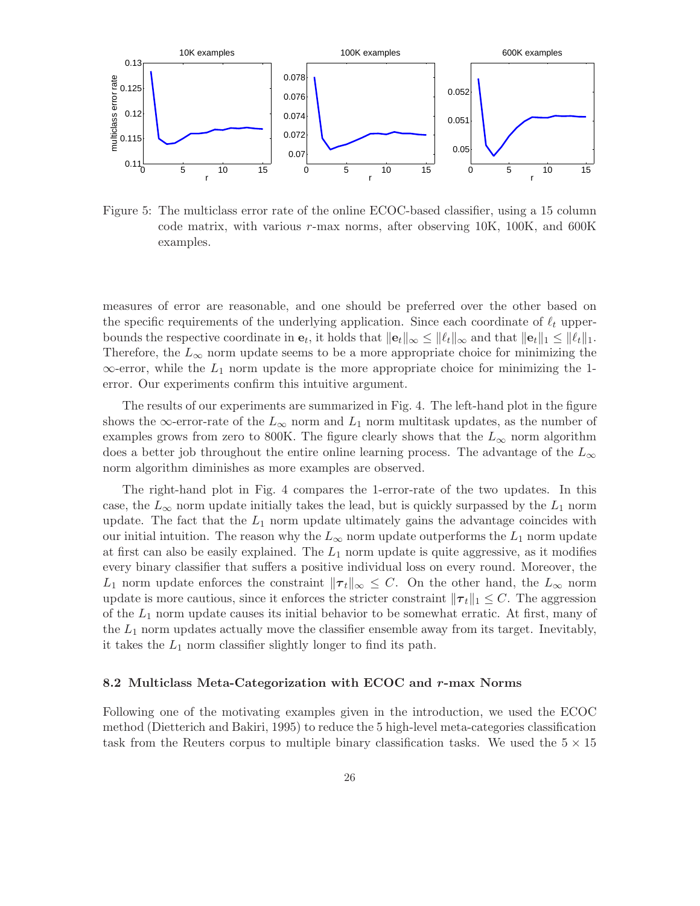Figure 5: The multiclass error rate of the online ECOC-based classifier, using a 15 column code matrix, with various $r$-max norms, after observing 10K, 100K, and 600K examples.

measures of error are reasonable, and one should be preferred over the other based on the specific requirements of the underlying application. Since each coordinate of $\ell_t$ upper-bounds the respective coordinate in $\mathbf{e}_t$, it holds that $\|\mathbf{e}_t\|_\infty \leq \|\ell_t\|_\infty$ and that $\|\mathbf{e}_t\|_1 \leq \|\ell_t\|_1$. Therefore, the $L_\infty$ norm update seems to be a more appropriate choice for minimizing the $\infty$-error, while the $L_1$ norm update is the more appropriate choice for minimizing the 1-error. Our experiments confirm this intuitive argument.

The results of our experiments are summarized in Fig. 4. The left-hand plot in the figure shows the $\infty$-error-rate of the $L_\infty$ norm and $L_1$ norm multitask updates, as the number of examples grows from zero to 800K. The figure clearly shows that the $L_\infty$ norm algorithm does a better job throughout the entire online learning process. The advantage of the $L_\infty$ norm algorithm diminishes as more examples are observed.

The right-hand plot in Fig. 4 compares the 1-error-rate of the two updates. In this case, the $L_\infty$ norm update initially takes the lead, but is quickly surpassed by the $L_1$ norm update. The fact that the $L_1$ norm update ultimately gains the advantage coincides with our initial intuition. The reason why the $L_\infty$ norm update outperforms the $L_1$ norm update at first can also be easily explained. The $L_1$ norm update is quite aggressive, as it modifies every binary classifier that suffers a positive individual loss on every round. Moreover, the $L_1$ norm update enforces the constraint $\|\boldsymbol{\tau}_t\|_\infty \leq C$. On the other hand, the $L_\infty$ norm update is more cautious, since it enforces the stricter constraint $\|\boldsymbol{\tau}_t\|_1 \leq C$. The aggression of the $L_1$ norm update causes its initial behavior to be somewhat erratic. At first, many of the $L_1$ norm updates actually move the classifier ensemble away from its target. Inevitably, it takes the $L_1$ norm classifier slightly longer to find its path.

### 8.2 Multiclass Meta-Categorization with ECOC and $r$-max Norms

Following one of the motivating examples given in the introduction, we used the ECOC method (Dietterich and Bakiri, 1995) to reduce the 5 high-level meta-categories classification task from the Reuters corpus to multiple binary classification tasks. We used the $5 \times 15$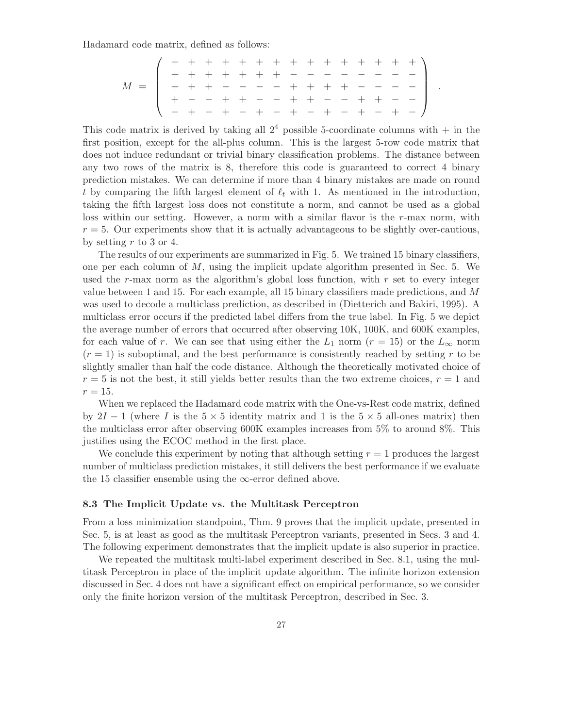Hadamard code matrix, defined as follows:

$$
M = \begin{pmatrix}
+ & + & + & + & + & + & + & + & + & + & + & + & + & + & + \\
+ & + & + & + & + & + & + & - & - & - & - & - & - & - & - \\
+ & + & + & - & - & - & - & + & + & + & + & - & - & - & - \\
+ & - & - & + & + & - & - & + & + & - & - & + & + & - & - \\
- & + & - & + & - & + & - & + & - & + & - & + & - & + & -
\end{pmatrix} .
$$

This code matrix is derived by taking all $2^4$ possible 5-coordinate columns with $+$ in the first position, except for the all-plus column. This is the largest 5-row code matrix that does not induce redundant or trivial binary classification problems. The distance between any two rows of the matrix is 8, therefore this code is guaranteed to correct 4 binary prediction mistakes. We can determine if more than 4 binary mistakes are made on round $t$ by comparing the fifth largest element of $\ell_t$ with 1. As mentioned in the introduction, taking the fifth largest loss does not constitute a norm, and cannot be used as a global loss within our setting. However, a norm with a similar flavor is the $r$-max norm, with $r = 5$. Our experiments show that it is actually advantageous to be slightly over-cautious, by setting $r$ to 3 or 4.

The results of our experiments are summarized in Fig. 5. We trained 15 binary classifiers, one per each column of $M$, using the implicit update algorithm presented in Sec. 5. We used the $r$-max norm as the algorithm's global loss function, with $r$ set to every integer value between 1 and 15. For each example, all 15 binary classifiers made predictions, and $M$ was used to decode a multiclass prediction, as described in (Dietterich and Bakiri, 1995). A multiclass error occurs if the predicted label differs from the true label. In Fig. 5 we depict the average number of errors that occurred after observing 10K, 100K, and 600K examples, for each value of $r$. We can see that using either the $L_1$ norm ($r = 15$) or the $L_\infty$ norm ($r = 1$) is suboptimal, and the best performance is consistently reached by setting $r$ to be slightly smaller than half the code distance. Although the theoretically motivated choice of $r = 5$ is not the best, it still yields better results than the two extreme choices, $r = 1$ and $r = 15$.

When we replaced the Hadamard code matrix with the One-vs-Rest code matrix, defined by $2I - 1$ (where $I$ is the $5 \times 5$ identity matrix and 1 is the $5 \times 5$ all-ones matrix) then the multiclass error after observing 600K examples increases from 5% to around 8%. This justifies using the ECOC method in the first place.

We conclude this experiment by noting that although setting $r = 1$ produces the largest number of multiclass prediction mistakes, it still delivers the best performance if we evaluate the 15 classifier ensemble using the $\infty$-error defined above.

### 8.3 The Implicit Update vs. the Multitask Perceptron

From a loss minimization standpoint, Thm. 9 proves that the implicit update, presented in Sec. 5, is at least as good as the multitask Perceptron variants, presented in Secs. 3 and 4. The following experiment demonstrates that the implicit update is also superior in practice.

We repeated the multitask multi-label experiment described in Sec. 8.1, using the multitask Perceptron in place of the implicit update algorithm. The infinite horizon extension discussed in Sec. 4 does not have a significant effect on empirical performance, so we consider only the finite horizon version of the multitask Perceptron, described in Sec. 3.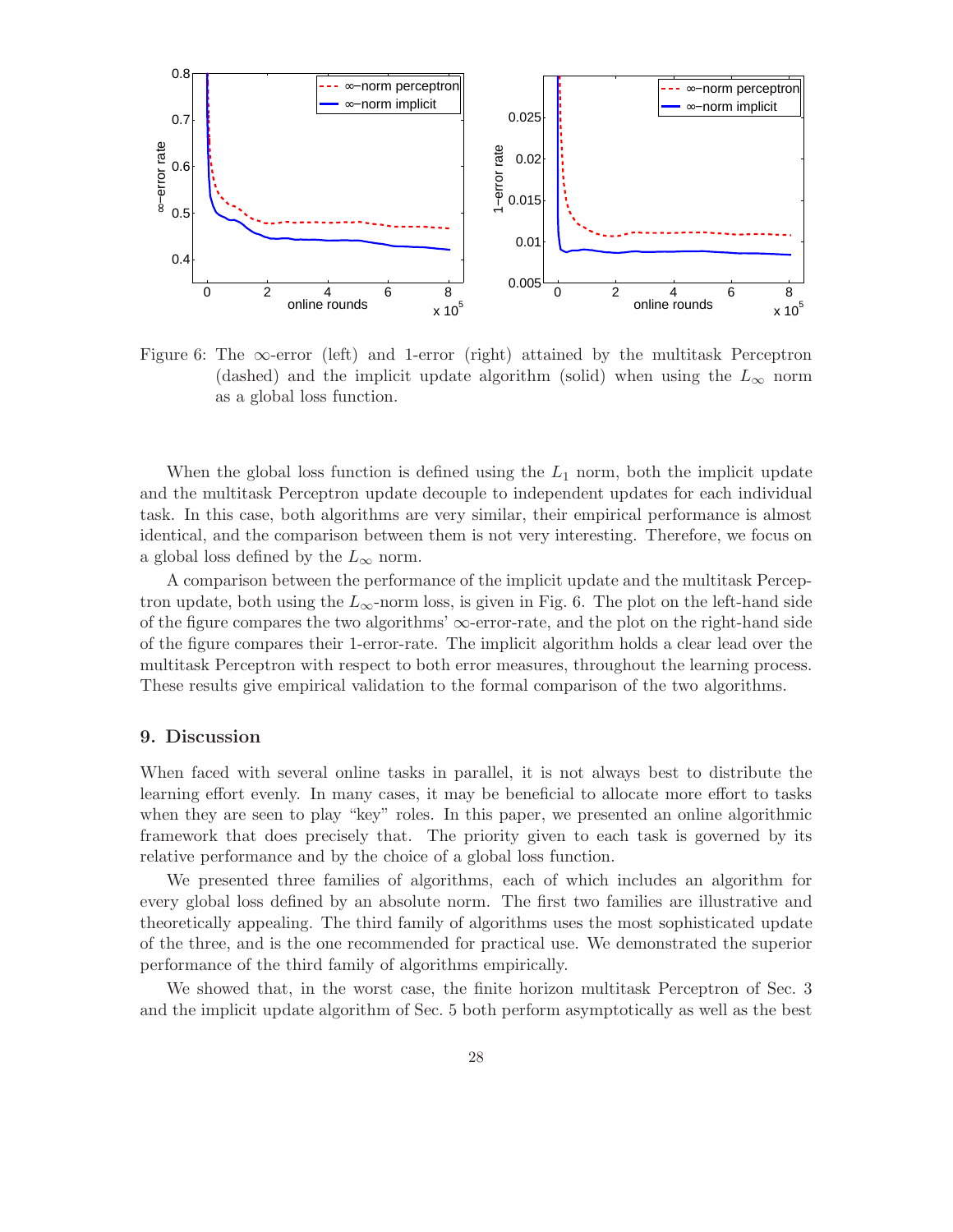Figure 6: The $\infty$-error (left) and 1-error (right) attained by the multitask Perceptron (dashed) and the implicit update algorithm (solid) when using the $L_\infty$ norm as a global loss function.

When the global loss function is defined using the $L_1$ norm, both the implicit update and the multitask Perceptron update decouple to independent updates for each individual task. In this case, both algorithms are very similar, their empirical performance is almost identical, and the comparison between them is not very interesting. Therefore, we focus on a global loss defined by the $L_\infty$ norm.

A comparison between the performance of the implicit update and the multitask Perceptron update, both using the $L_\infty$-norm loss, is given in Fig. 6. The plot on the left-hand side of the figure compares the two algorithms' $\infty$-error-rate, and the plot on the right-hand side of the figure compares their 1-error-rate. The implicit algorithm holds a clear lead over the multitask Perceptron with respect to both error measures, throughout the learning process. These results give empirical validation to the formal comparison of the two algorithms.

## 9. Discussion

When faced with several online tasks in parallel, it is not always best to distribute the learning effort evenly. In many cases, it may be beneficial to allocate more effort to tasks when they are seen to play "key" roles. In this paper, we presented an online algorithmic framework that does precisely that. The priority given to each task is governed by its relative performance and by the choice of a global loss function.

We presented three families of algorithms, each of which includes an algorithm for every global loss defined by an absolute norm. The first two families are illustrative and theoretically appealing. The third family of algorithms uses the most sophisticated update of the three, and is the one recommended for practical use. We demonstrated the superior performance of the third family of algorithms empirically.

We showed that, in the worst case, the finite horizon multitask Perceptron of Sec. 3 and the implicit update algorithm of Sec. 5 both perform asymptotically as well as the best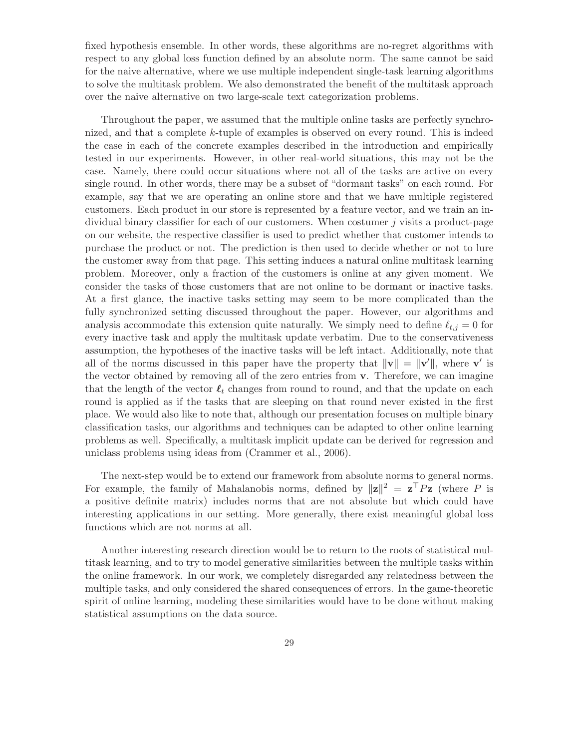fixed hypothesis ensemble. In other words, these algorithms are no-regret algorithms with respect to any global loss function defined by an absolute norm. The same cannot be said for the naive alternative, where we use multiple independent single-task learning algorithms to solve the multitask problem. We also demonstrated the benefit of the multitask approach over the naive alternative on two large-scale text categorization problems.

Throughout the paper, we assumed that the multiple online tasks are perfectly synchronized, and that a complete $k$-tuple of examples is observed on every round. This is indeed the case in each of the concrete examples described in the introduction and empirically tested in our experiments. However, in other real-world situations, this may not be the case. Namely, there could occur situations where not all of the tasks are active on every single round. In other words, there may be a subset of "dormant tasks" on each round. For example, say that we are operating an online store and that we have multiple registered customers. Each product in our store is represented by a feature vector, and we train an individual binary classifier for each of our customers. When costumer $j$ visits a product-page on our website, the respective classifier is used to predict whether that customer intends to purchase the product or not. The prediction is then used to decide whether or not to lure the customer away from that page. This setting induces a natural online multitask learning problem. Moreover, only a fraction of the customers is online at any given moment. We consider the tasks of those customers that are not online to be dormant or inactive tasks. At a first glance, the inactive tasks setting may seem to be more complicated than the fully synchronized setting discussed throughout the paper. However, our algorithms and analysis accommodate this extension quite naturally. We simply need to define $\ell_{t,j} = 0$ for every inactive task and apply the multitask update verbatim. Due to the conservativeness assumption, the hypotheses of the inactive tasks will be left intact. Additionally, note that all of the norms discussed in this paper have the property that $\|\mathbf{v}\| = \|\mathbf{v}'\|$, where $\mathbf{v}'$ is the vector obtained by removing all of the zero entries from $\mathbf{v}$. Therefore, we can imagine that the length of the vector $\boldsymbol{\ell}_t$ changes from round to round, and that the update on each round is applied as if the tasks that are sleeping on that round never existed in the first place. We would also like to note that, although our presentation focuses on multiple binary classification tasks, our algorithms and techniques can be adapted to other online learning problems as well. Specifically, a multitask implicit update can be derived for regression and uniclass problems using ideas from (Crammer et al., 2006).

The next-step would be to extend our framework from absolute norms to general norms. For example, the family of Mahalanobis norms, defined by $\|\mathbf{z}\|^2 = \mathbf{z}^\top P \mathbf{z}$ (where $P$ is a positive definite matrix) includes norms that are not absolute but which could have interesting applications in our setting. More generally, there exist meaningful global loss functions which are not norms at all.

Another interesting research direction would be to return to the roots of statistical multitask learning, and to try to model generative similarities between the multiple tasks within the online framework. In our work, we completely disregarded any relatedness between the multiple tasks, and only considered the shared consequences of errors. In the game-theoretic spirit of online learning, modeling these similarities would have to be done without making statistical assumptions on the data source.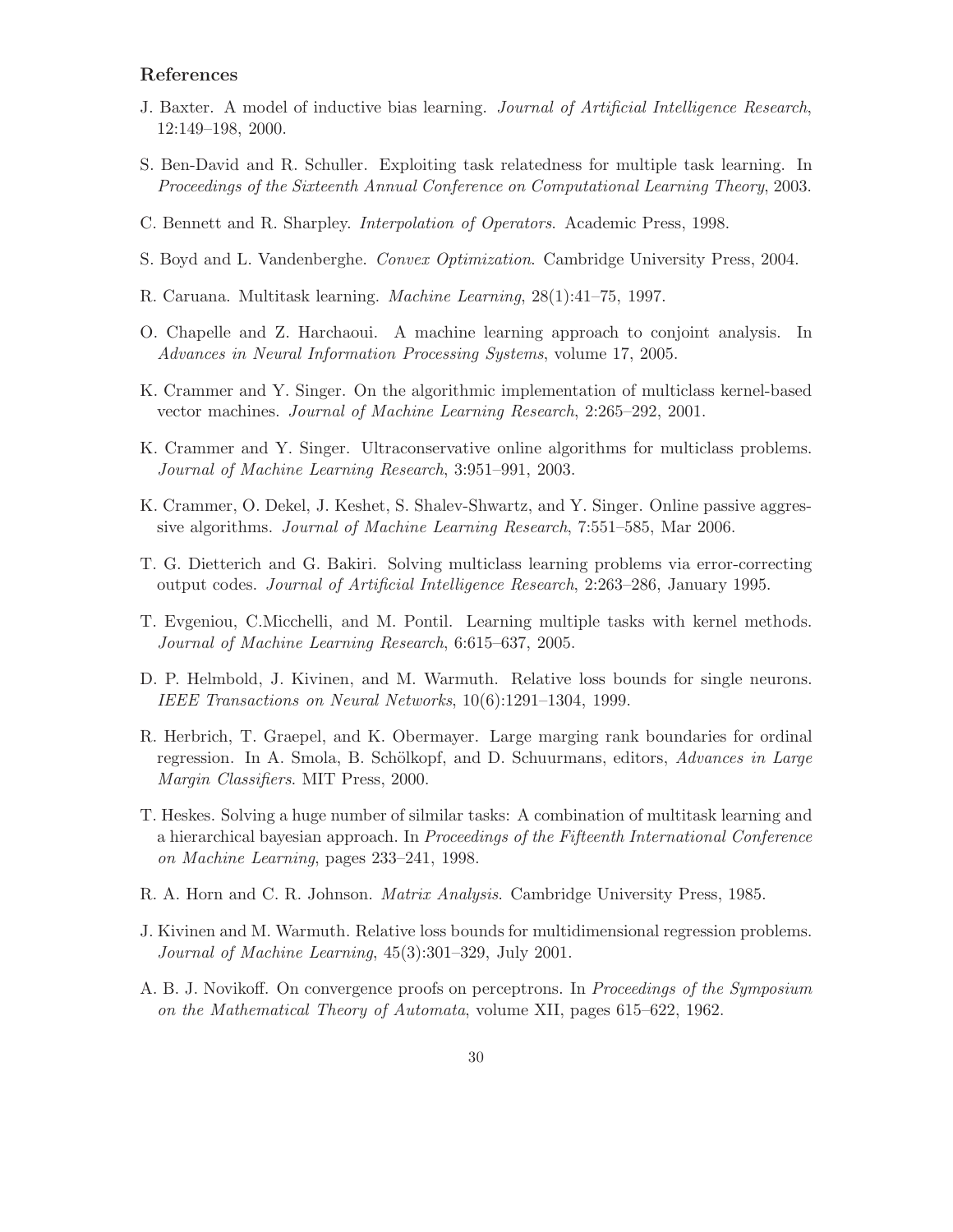## References

J. Baxter. A model of inductive bias learning. *Journal of Artificial Intelligence Research*, 12:149–198, 2000.

S. Ben-David and R. Schuller. Exploiting task relatedness for multiple task learning. In *Proceedings of the Sixteenth Annual Conference on Computational Learning Theory*, 2003.

C. Bennett and R. Sharpley. *Interpolation of Operators*. Academic Press, 1998.

S. Boyd and L. Vandenberghe. *Convex Optimization*. Cambridge University Press, 2004.

R. Caruana. Multitask learning. *Machine Learning*, 28(1):41–75, 1997.

O. Chapelle and Z. Harchaoui. A machine learning approach to conjoint analysis. In *Advances in Neural Information Processing Systems*, volume 17, 2005.

K. Crammer and Y. Singer. On the algorithmic implementation of multiclass kernel-based vector machines. *Journal of Machine Learning Research*, 2:265–292, 2001.

K. Crammer and Y. Singer. Ultraconservative online algorithms for multiclass problems. *Journal of Machine Learning Research*, 3:951–991, 2003.

K. Crammer, O. Dekel, J. Keshet, S. Shalev-Shwartz, and Y. Singer. Online passive aggressive algorithms. *Journal of Machine Learning Research*, 7:551–585, Mar 2006.

T. G. Dietterich and G. Bakiri. Solving multiclass learning problems via error-correcting output codes. *Journal of Artificial Intelligence Research*, 2:263–286, January 1995.

T. Evgeniou, C.Micchelli, and M. Pontil. Learning multiple tasks with kernel methods. *Journal of Machine Learning Research*, 6:615–637, 2005.

D. P. Helmbold, J. Kivinen, and M. Warmuth. Relative loss bounds for single neurons. *IEEE Transactions on Neural Networks*, 10(6):1291–1304, 1999.

R. Herbrich, T. Graepel, and K. Obermayer. Large marging rank boundaries for ordinal regression. In A. Smola, B. Schölkopf, and D. Schuurmans, editors, *Advances in Large Margin Classifiers*. MIT Press, 2000.

T. Heskes. Solving a huge number of silmilar tasks: A combination of multitask learning and a hierarchical bayesian approach. In *Proceedings of the Fifteenth International Conference on Machine Learning*, pages 233–241, 1998.

R. A. Horn and C. R. Johnson. *Matrix Analysis*. Cambridge University Press, 1985.

J. Kivinen and M. Warmuth. Relative loss bounds for multidimensional regression problems. *Journal of Machine Learning*, 45(3):301–329, July 2001.

A. B. J. Novikoff. On convergence proofs on perceptrons. In *Proceedings of the Symposium on the Mathematical Theory of Automata*, volume XII, pages 615–622, 1962.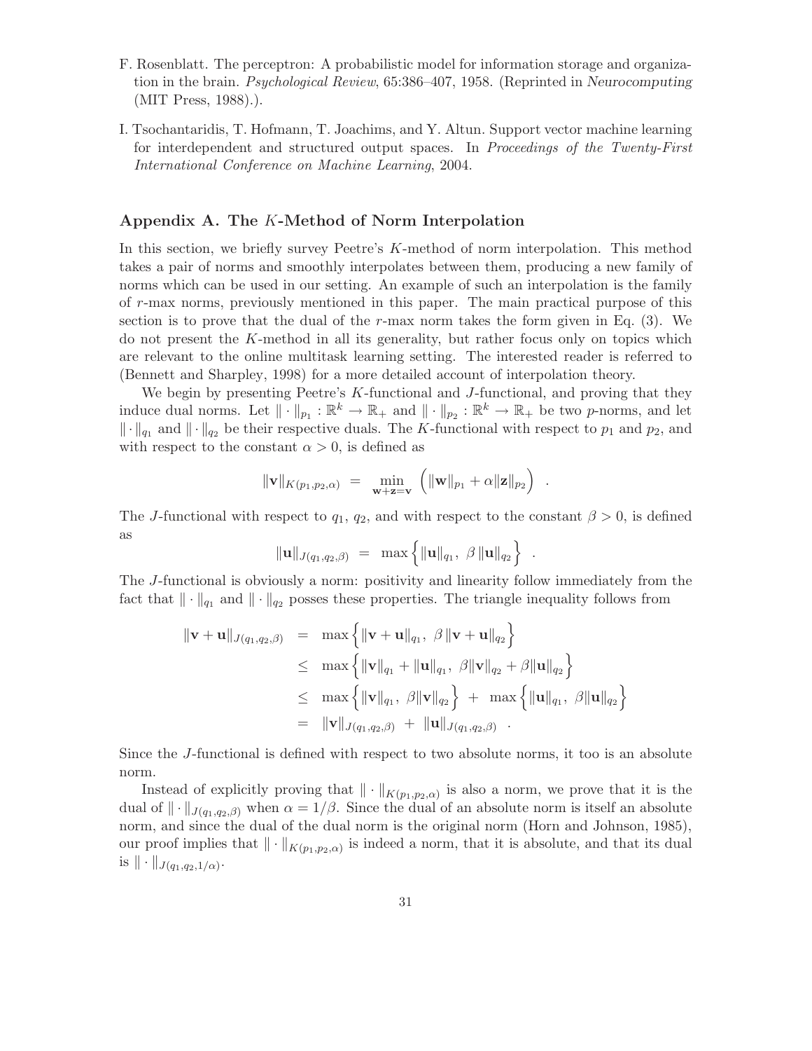F. Rosenblatt. The perceptron: A probabilistic model for information storage and organization in the brain. *Psychological Review*, 65:386–407, 1958. (Reprinted in *Neurocomputing* (MIT Press, 1988).).

I. Tsochantaridis, T. Hofmann, T. Joachims, and Y. Altun. Support vector machine learning for interdependent and structured output spaces. In *Proceedings of the Twenty-First International Conference on Machine Learning*, 2004.

## Appendix A. The $K$-Method of Norm Interpolation

In this section, we briefly survey Peetre's $K$-method of norm interpolation. This method takes a pair of norms and smoothly interpolates between them, producing a new family of norms which can be used in our setting. An example of such an interpolation is the family of $r$-max norms, previously mentioned in this paper. The main practical purpose of this section is to prove that the dual of the $r$-max norm takes the form given in Eq. (3). We do not present the $K$-method in all its generality, but rather focus only on topics which are relevant to the online multitask learning setting. The interested reader is referred to (Bennett and Sharpley, 1998) for a more detailed account of interpolation theory.

We begin by presenting Peetre's $K$-functional and $J$-functional, and proving that they induce dual norms. Let $\|\cdot\|_{p_1} : \mathbb{R}^k \to \mathbb{R}_+$ and $\|\cdot\|_{p_2} : \mathbb{R}^k \to \mathbb{R}_+$ be two $p$-norms, and let $\|\cdot\|_{q_1}$ and $\|\cdot\|_{q_2}$ be their respective duals. The $K$-functional with respect to $p_1$ and $p_2$, and with respect to the constant $\alpha > 0$, is defined as

$$\|\mathbf{v}\|_{K(p_1,p_2,\alpha)} \;=\; \min_{\mathbf{w}+\mathbf{z}=\mathbf{v}} \Big( \|\mathbf{w}\|_{p_1} + \alpha \|\mathbf{z}\|_{p_2} \Big) \ .$$

The $J$-functional with respect to $q_1$, $q_2$, and with respect to the constant $\beta > 0$, is defined as

$$\|\mathbf{u}\|_{J(q_1,q_2,\beta)} \;=\; \max\Big\{ \|\mathbf{u}\|_{q_1},\ \beta\,\|\mathbf{u}\|_{q_2} \Big\} \ .$$

The $J$-functional is obviously a norm: positivity and linearity follow immediately from the fact that $\|\cdot\|_{q_1}$ and $\|\cdot\|_{q_2}$ posses these properties. The triangle inequality follows from

$$\begin{aligned}
\|\mathbf{v}+\mathbf{u}\|_{J(q_1,q_2,\beta)} &= \max\Big\{ \|\mathbf{v}+\mathbf{u}\|_{q_1},\ \beta\,\|\mathbf{v}+\mathbf{u}\|_{q_2} \Big\} \\
&\le \max\Big\{ \|\mathbf{v}\|_{q_1} + \|\mathbf{u}\|_{q_1},\ \beta\|\mathbf{v}\|_{q_2} + \beta\|\mathbf{u}\|_{q_2} \Big\} \\
&\le \max\Big\{ \|\mathbf{v}\|_{q_1},\ \beta\|\mathbf{v}\|_{q_2} \Big\} \ +\ \max\Big\{ \|\mathbf{u}\|_{q_1},\ \beta\|\mathbf{u}\|_{q_2} \Big\} \\
&= \|\mathbf{v}\|_{J(q_1,q_2,\beta)} \ +\ \|\mathbf{u}\|_{J(q_1,q_2,\beta)} \ .
\end{aligned}$$

Since the $J$-functional is defined with respect to two absolute norms, it too is an absolute norm.

Instead of explicitly proving that $\|\cdot\|_{K(p_1,p_2,\alpha)}$ is also a norm, we prove that it is the dual of $\|\cdot\|_{J(q_1,q_2,\beta)}$ when $\alpha = 1/\beta$. Since the dual of an absolute norm is itself an absolute norm, and since the dual of the dual norm is the original norm (Horn and Johnson, 1985), our proof implies that $\|\cdot\|_{K(p_1,p_2,\alpha)}$ is indeed a norm, that it is absolute, and that its dual is $\|\cdot\|_{J(q_1,q_2,1/\alpha)}$.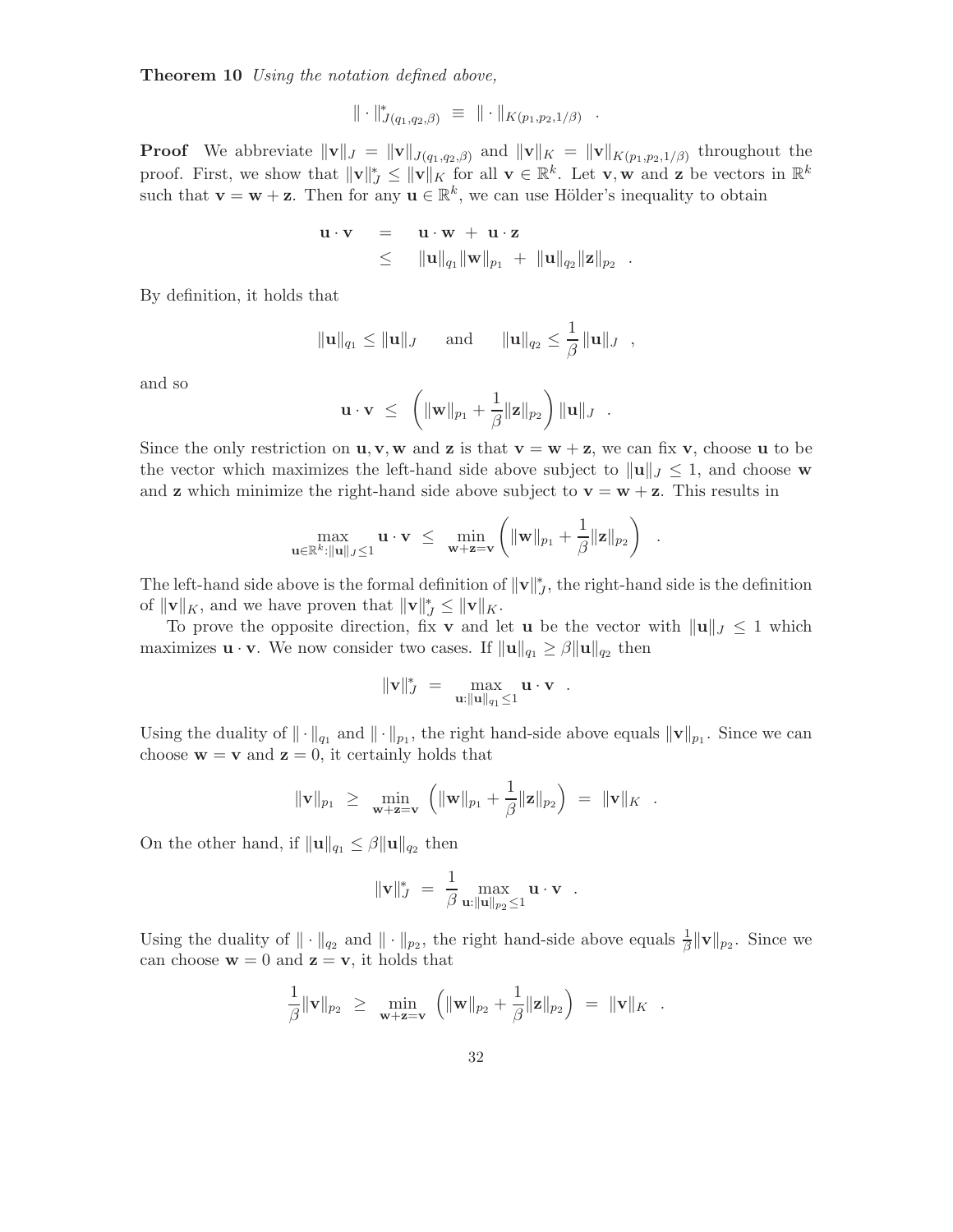**Theorem 10** *Using the notation defined above,*

$$\|\cdot\|^*_{J(q_1,q_2,\beta)} \;\equiv\; \|\cdot\|_{K(p_1,p_2,1/\beta)} \quad .$$

**Proof** We abbreviate $\|\mathbf{v}\|_J = \|\mathbf{v}\|_{J(q_1,q_2,\beta)}$ and $\|\mathbf{v}\|_K = \|\mathbf{v}\|_{K(p_1,p_2,1/\beta)}$ throughout the proof. First, we show that $\|\mathbf{v}\|^*_J \le \|\mathbf{v}\|_K$ for all $\mathbf{v} \in \mathbb{R}^k$. Let $\mathbf{v}, \mathbf{w}$ and $\mathbf{z}$ be vectors in $\mathbb{R}^k$ such that $\mathbf{v} = \mathbf{w} + \mathbf{z}$. Then for any $\mathbf{u} \in \mathbb{R}^k$, we can use Hölder's inequality to obtain

$$\begin{aligned}
\mathbf{u}\cdot\mathbf{v} \;&=\; \mathbf{u}\cdot\mathbf{w} \;+\; \mathbf{u}\cdot\mathbf{z} \\
&\le\; \|\mathbf{u}\|_{q_1}\|\mathbf{w}\|_{p_1} \;+\; \|\mathbf{u}\|_{q_2}\|\mathbf{z}\|_{p_2} \quad .
\end{aligned}$$

By definition, it holds that

$$\|\mathbf{u}\|_{q_1} \le \|\mathbf{u}\|_J \qquad \text{and} \qquad \|\mathbf{u}\|_{q_2} \le \frac{1}{\beta}\|\mathbf{u}\|_J \quad ,$$

and so

$$\mathbf{u}\cdot\mathbf{v} \;\le\; \left(\|\mathbf{w}\|_{p_1} + \frac{1}{\beta}\|\mathbf{z}\|_{p_2}\right)\|\mathbf{u}\|_J \quad .$$

Since the only restriction on $\mathbf{u}, \mathbf{v}, \mathbf{w}$ and $\mathbf{z}$ is that $\mathbf{v} = \mathbf{w} + \mathbf{z}$, we can fix $\mathbf{v}$, choose $\mathbf{u}$ to be the vector which maximizes the left-hand side above subject to $\|\mathbf{u}\|_J \le 1$, and choose $\mathbf{w}$ and $\mathbf{z}$ which minimize the right-hand side above subject to $\mathbf{v} = \mathbf{w} + \mathbf{z}$. This results in

$$\max_{\mathbf{u}\in\mathbb{R}^k : \|\mathbf{u}\|_J \le 1} \mathbf{u}\cdot\mathbf{v} \;\le\; \min_{\mathbf{w}+\mathbf{z}=\mathbf{v}} \left(\|\mathbf{w}\|_{p_1} + \frac{1}{\beta}\|\mathbf{z}\|_{p_2}\right) \quad .$$

The left-hand side above is the formal definition of $\|\mathbf{v}\|^*_J$, the right-hand side is the definition of $\|\mathbf{v}\|_K$, and we have proven that $\|\mathbf{v}\|^*_J \le \|\mathbf{v}\|_K$.

To prove the opposite direction, fix $\mathbf{v}$ and let $\mathbf{u}$ be the vector with $\|\mathbf{u}\|_J \le 1$ which maximizes $\mathbf{u}\cdot\mathbf{v}$. We now consider two cases. If $\|\mathbf{u}\|_{q_1} \ge \beta\|\mathbf{u}\|_{q_2}$ then

$$\|\mathbf{v}\|^*_J \;=\; \max_{\mathbf{u}:\|\mathbf{u}\|_{q_1}\le 1} \mathbf{u}\cdot\mathbf{v} \quad .$$

Using the duality of $\|\cdot\|_{q_1}$ and $\|\cdot\|_{p_1}$, the right hand-side above equals $\|\mathbf{v}\|_{p_1}$. Since we can choose $\mathbf{w} = \mathbf{v}$ and $\mathbf{z} = 0$, it certainly holds that

$$\|\mathbf{v}\|_{p_1} \;\ge\; \min_{\mathbf{w}+\mathbf{z}=\mathbf{v}} \left(\|\mathbf{w}\|_{p_1} + \frac{1}{\beta}\|\mathbf{z}\|_{p_2}\right) \;=\; \|\mathbf{v}\|_K \quad .$$

On the other hand, if $\|\mathbf{u}\|_{q_1} \le \beta\|\mathbf{u}\|_{q_2}$ then

$$\|\mathbf{v}\|^*_J \;=\; \frac{1}{\beta}\max_{\mathbf{u}:\|\mathbf{u}\|_{p_2}\le 1} \mathbf{u}\cdot\mathbf{v} \quad .$$

Using the duality of $\|\cdot\|_{q_2}$ and $\|\cdot\|_{p_2}$, the right hand-side above equals $\frac{1}{\beta}\|\mathbf{v}\|_{p_2}$. Since we can choose $\mathbf{w} = 0$ and $\mathbf{z} = \mathbf{v}$, it holds that

$$\frac{1}{\beta}\|\mathbf{v}\|_{p_2} \;\ge\; \min_{\mathbf{w}+\mathbf{z}=\mathbf{v}} \left(\|\mathbf{w}\|_{p_2} + \frac{1}{\beta}\|\mathbf{z}\|_{p_2}\right) \;=\; \|\mathbf{v}\|_K \quad .$$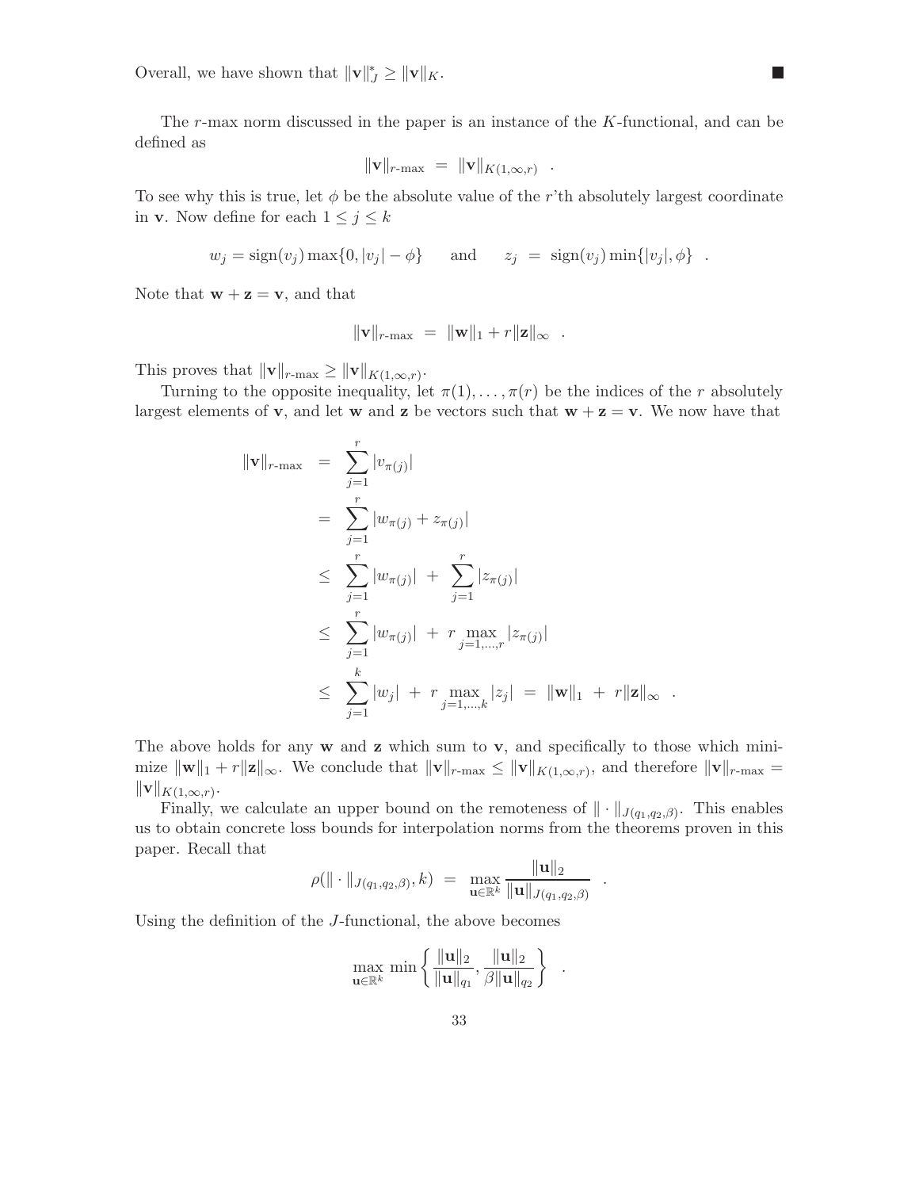Overall, we have shown that $\|\mathbf{v}\|_J^* \geq \|\mathbf{v}\|_K$. ■

The $r$-max norm discussed in the paper is an instance of the $K$-functional, and can be defined as

$$\|\mathbf{v}\|_{r\text{-max}} \;=\; \|\mathbf{v}\|_{K(1,\infty,r)} \quad .$$

To see why this is true, let $\phi$ be the absolute value of the $r$'th absolutely largest coordinate in $\mathbf{v}$. Now define for each $1 \leq j \leq k$

$$w_j = \text{sign}(v_j)\max\{0, |v_j| - \phi\} \qquad \text{and} \qquad z_j \;=\; \text{sign}(v_j)\min\{|v_j|, \phi\} \quad .$$

Note that $\mathbf{w} + \mathbf{z} = \mathbf{v}$, and that

$$\|\mathbf{v}\|_{r\text{-max}} \;=\; \|\mathbf{w}\|_1 + r\|\mathbf{z}\|_\infty \quad .$$

This proves that $\|\mathbf{v}\|_{r\text{-max}} \geq \|\mathbf{v}\|_{K(1,\infty,r)}$.

Turning to the opposite inequality, let $\pi(1), \ldots, \pi(r)$ be the indices of the $r$ absolutely largest elements of $\mathbf{v}$, and let $\mathbf{w}$ and $\mathbf{z}$ be vectors such that $\mathbf{w} + \mathbf{z} = \mathbf{v}$. We now have that

$$\begin{aligned}
\|\mathbf{v}\|_{r\text{-max}} &= \sum_{j=1}^{r} |v_{\pi(j)}| \\
&= \sum_{j=1}^{r} |w_{\pi(j)} + z_{\pi(j)}| \\
&\leq \sum_{j=1}^{r} |w_{\pi(j)}| \;+\; \sum_{j=1}^{r} |z_{\pi(j)}| \\
&\leq \sum_{j=1}^{r} |w_{\pi(j)}| \;+\; r \max_{j=1,\ldots,r} |z_{\pi(j)}| \\
&\leq \sum_{j=1}^{k} |w_j| \;+\; r \max_{j=1,\ldots,k} |z_j| \;=\; \|\mathbf{w}\|_1 \;+\; r\|\mathbf{z}\|_\infty \quad .
\end{aligned}$$

The above holds for any $\mathbf{w}$ and $\mathbf{z}$ which sum to $\mathbf{v}$, and specifically to those which minimize $\|\mathbf{w}\|_1 + r\|\mathbf{z}\|_\infty$. We conclude that $\|\mathbf{v}\|_{r\text{-max}} \leq \|\mathbf{v}\|_{K(1,\infty,r)}$, and therefore $\|\mathbf{v}\|_{r\text{-max}} = \|\mathbf{v}\|_{K(1,\infty,r)}$.

Finally, we calculate an upper bound on the remoteness of $\|\cdot\|_{J(q_1,q_2,\beta)}$. This enables us to obtain concrete loss bounds for interpolation norms from the theorems proven in this paper. Recall that

$$\rho(\|\cdot\|_{J(q_1,q_2,\beta)}, k) \;=\; \max_{\mathbf{u} \in \mathbb{R}^k} \frac{\|\mathbf{u}\|_2}{\|\mathbf{u}\|_{J(q_1,q_2,\beta)}} \quad .$$

Using the definition of the $J$-functional, the above becomes

$$\max_{\mathbf{u} \in \mathbb{R}^k} \min\left\{ \frac{\|\mathbf{u}\|_2}{\|\mathbf{u}\|_{q_1}}, \frac{\|\mathbf{u}\|_2}{\beta\|\mathbf{u}\|_{q_2}} \right\} \quad .$$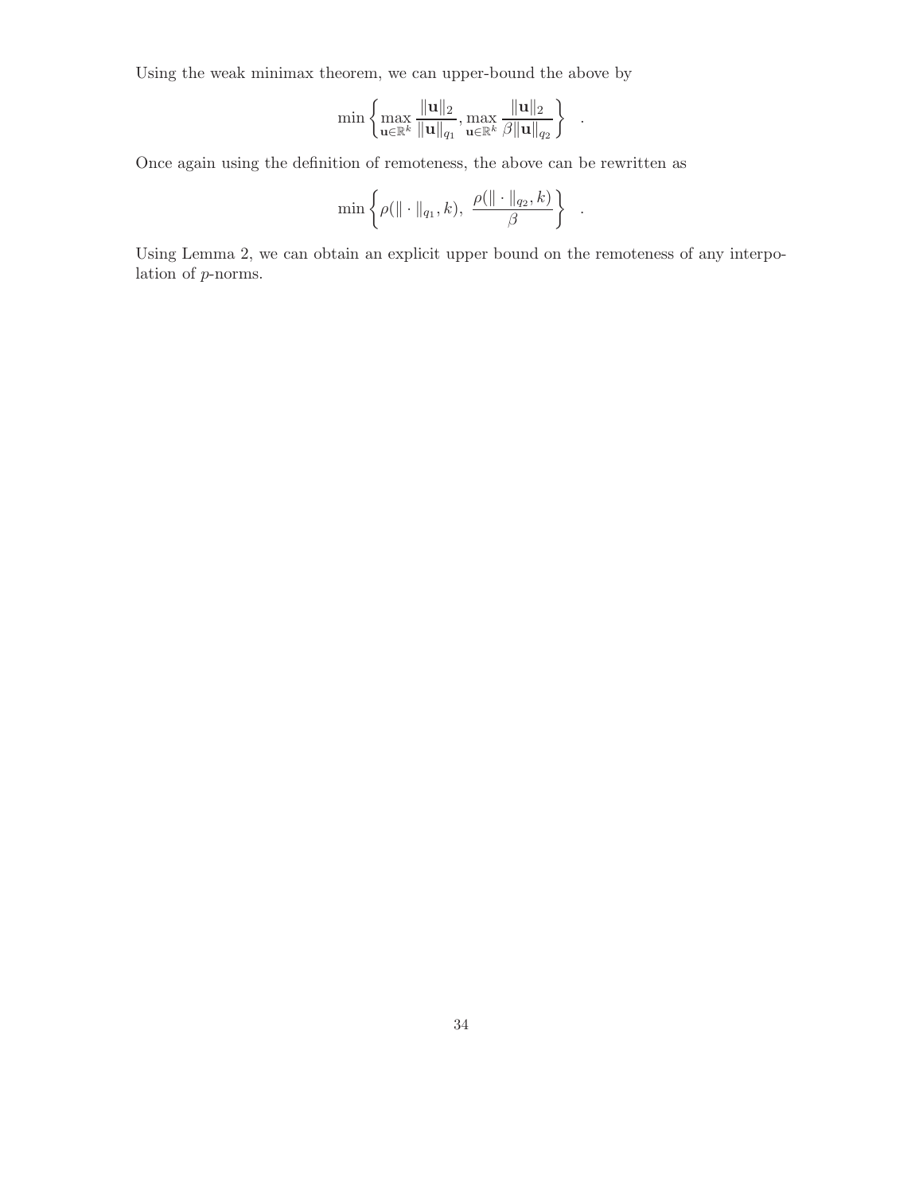Using the weak minimax theorem, we can upper-bound the above by

$$\min \left\{ \max_{\mathbf{u} \in \mathbb{R}^k} \frac{\|\mathbf{u}\|_2}{\|\mathbf{u}\|_{q_1}}, \max_{\mathbf{u} \in \mathbb{R}^k} \frac{\|\mathbf{u}\|_2}{\beta \|\mathbf{u}\|_{q_2}} \right\} \quad .$$

Once again using the definition of remoteness, the above can be rewritten as

$$\min \left\{ \rho(\| \cdot \|_{q_1}, k), \; \frac{\rho(\| \cdot \|_{q_2}, k)}{\beta} \right\} \quad .$$

Using Lemma 2, we can obtain an explicit upper bound on the remoteness of any interpolation of $p$-norms.